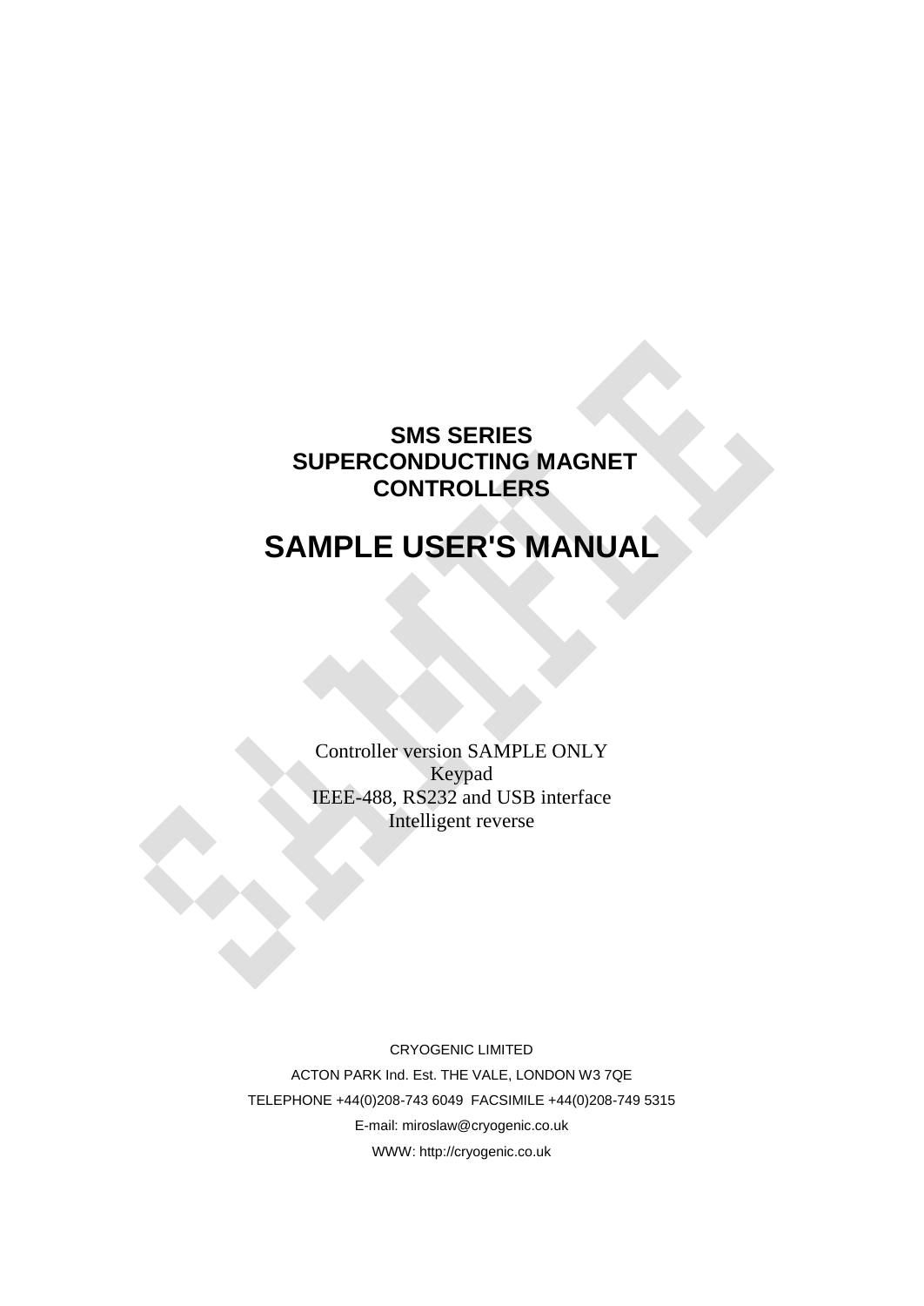# SMS SERIES
# SUPERCONDUCTING MAGNET
# CONTROLLERS

# SAMPLE USER'S MANUAL

Controller version SAMPLE ONLY
Keypad
IEEE-488, RS232 and USB interface
Intelligent reverse

CRYOGENIC LIMITED

ACTON PARK Ind. Est. THE VALE, LONDON W3 7QE

TELEPHONE +44(0)208-743 6049 FACSIMILE +44(0)208-749 5315

E-mail: miroslaw@cryogenic.co.uk

WWW: http://cryogenic.co.uk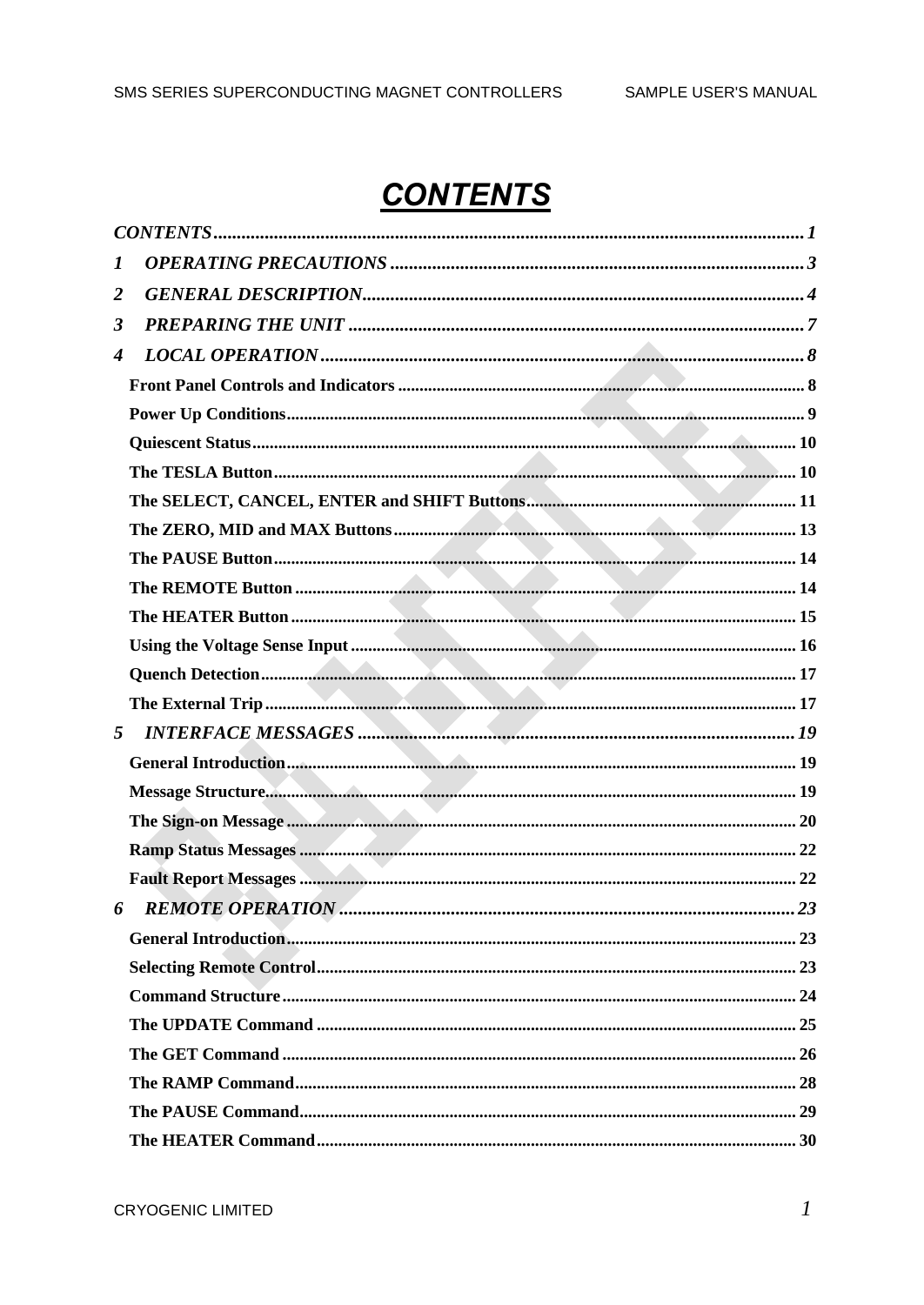# CONTENTS

CONTENTS .......... 1

1 OPERATING PRECAUTIONS .......... 3

2 GENERAL DESCRIPTION .......... 4

3 PREPARING THE UNIT .......... 7

4 LOCAL OPERATION .......... 8

- Front Panel Controls and Indicators .......... 8
- Power Up Conditions .......... 9
- Quiescent Status .......... 10
- The TESLA Button .......... 10
- The SELECT, CANCEL, ENTER and SHIFT Buttons .......... 11
- The ZERO, MID and MAX Buttons .......... 13
- The PAUSE Button .......... 14
- The REMOTE Button .......... 14
- The HEATER Button .......... 15
- Using the Voltage Sense Input .......... 16
- Quench Detection .......... 17
- The External Trip .......... 17

5 INTERFACE MESSAGES .......... 19

- General Introduction .......... 19
- Message Structure .......... 19
- The Sign-on Message .......... 20
- Ramp Status Messages .......... 22
- Fault Report Messages .......... 22

6 REMOTE OPERATION .......... 23

- General Introduction .......... 23
- Selecting Remote Control .......... 23
- Command Structure .......... 24
- The UPDATE Command .......... 25
- The GET Command .......... 26
- The RAMP Command .......... 28
- The PAUSE Command .......... 29
- The HEATER Command .......... 30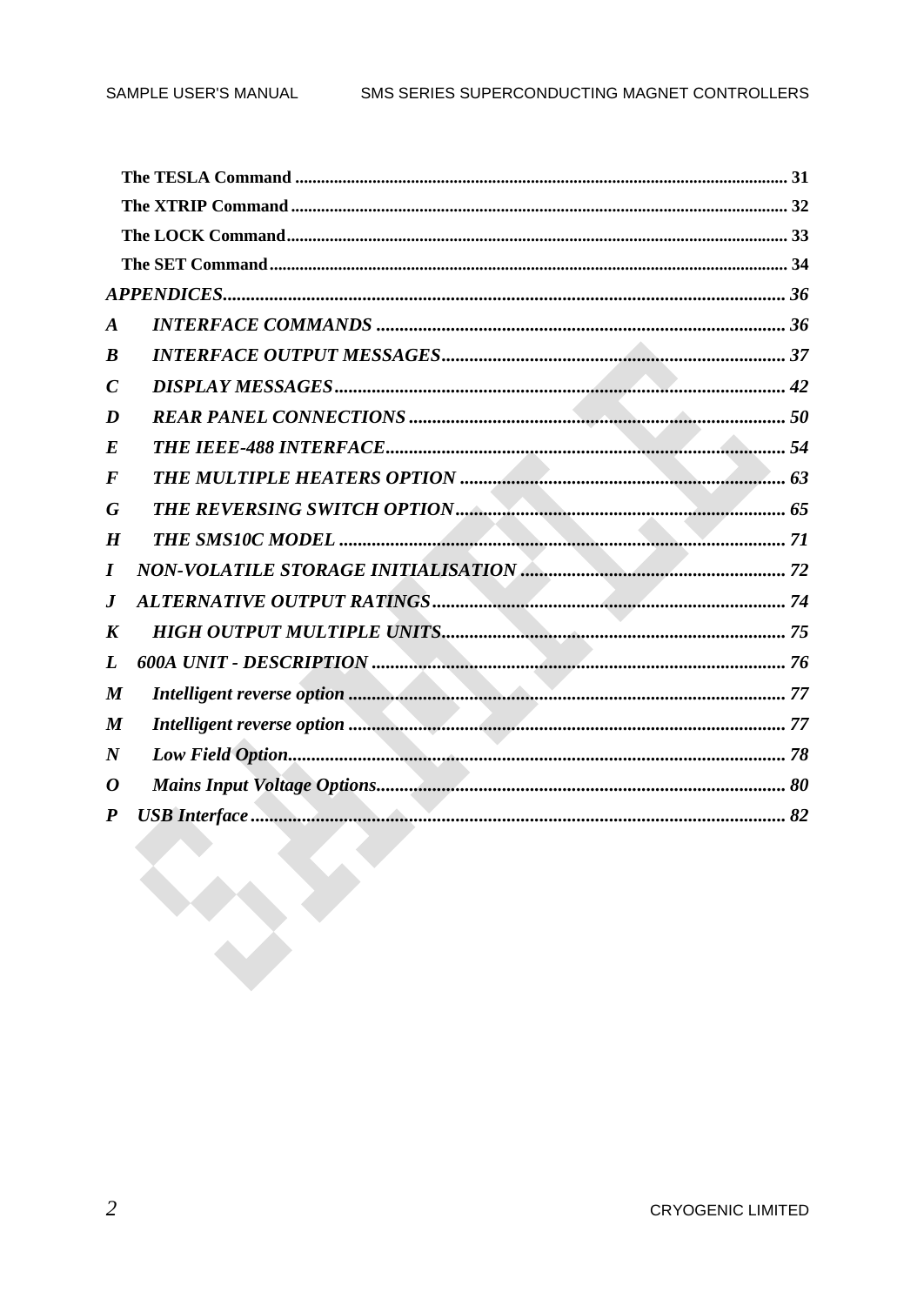**The TESLA Command** ........................................................................................................ 31

**The XTRIP Command** ........................................................................................................ 32

**The LOCK Command** ........................................................................................................ 33

**The SET Command** ........................................................................................................ 34

***APPENDICES*** ........................................................................................................ 36

***A INTERFACE COMMANDS*** ........................................................................................................ 36

***B INTERFACE OUTPUT MESSAGES*** ........................................................................................................ 37

***C DISPLAY MESSAGES*** ........................................................................................................ 42

***D REAR PANEL CONNECTIONS*** ........................................................................................................ 50

***E THE IEEE-488 INTERFACE*** ........................................................................................................ 54

***F THE MULTIPLE HEATERS OPTION*** ........................................................................................................ 63

***G THE REVERSING SWITCH OPTION*** ........................................................................................................ 65

***H THE SMS10C MODEL*** ........................................................................................................ 71

***I NON-VOLATILE STORAGE INITIALISATION*** ........................................................................................................ 72

***J ALTERNATIVE OUTPUT RATINGS*** ........................................................................................................ 74

***K HIGH OUTPUT MULTIPLE UNITS*** ........................................................................................................ 75

***L 600A UNIT - DESCRIPTION*** ........................................................................................................ 76

***M Intelligent reverse option*** ........................................................................................................ 77

***M Intelligent reverse option*** ........................................................................................................ 77

***N Low Field Option*** ........................................................................................................ 78

***O Mains Input Voltage Options*** ........................................................................................................ 80

***P USB Interface*** ........................................................................................................ 82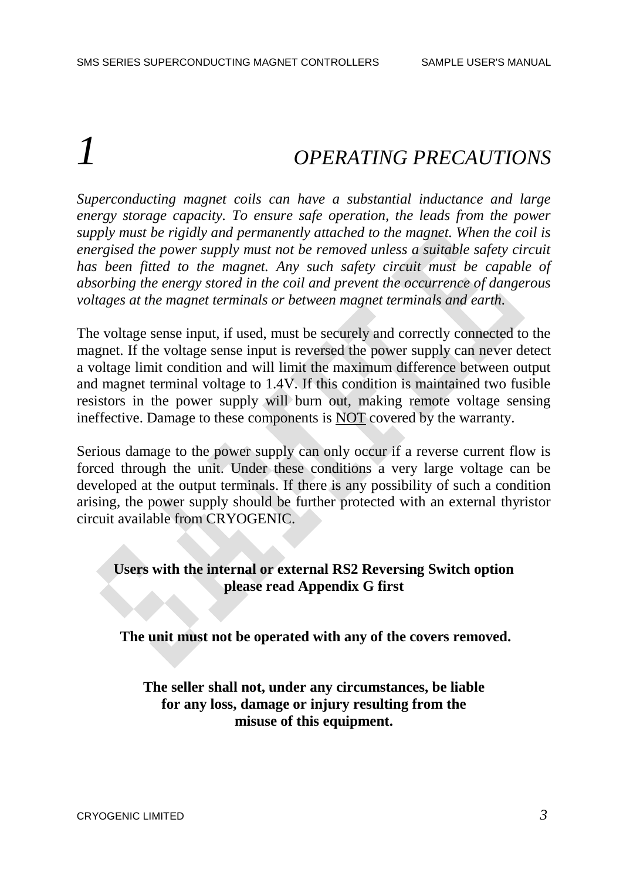# 1 OPERATING PRECAUTIONS

*Superconducting magnet coils can have a substantial inductance and large energy storage capacity. To ensure safe operation, the leads from the power supply must be rigidly and permanently attached to the magnet. When the coil is energised the power supply must not be removed unless a suitable safety circuit has been fitted to the magnet. Any such safety circuit must be capable of absorbing the energy stored in the coil and prevent the occurrence of dangerous voltages at the magnet terminals or between magnet terminals and earth.*

The voltage sense input, if used, must be securely and correctly connected to the magnet. If the voltage sense input is reversed the power supply can never detect a voltage limit condition and will limit the maximum difference between output and magnet terminal voltage to 1.4V. If this condition is maintained two fusible resistors in the power supply will burn out, making remote voltage sensing ineffective. Damage to these components is <u>NOT</u> covered by the warranty.

Serious damage to the power supply can only occur if a reverse current flow is forced through the unit. Under these conditions a very large voltage can be developed at the output terminals. If there is any possibility of such a condition arising, the power supply should be further protected with an external thyristor circuit available from CRYOGENIC.

**Users with the internal or external RS2 Reversing Switch option please read Appendix G first**

**The unit must not be operated with any of the covers removed.**

**The seller shall not, under any circumstances, be liable for any loss, damage or injury resulting from the misuse of this equipment.**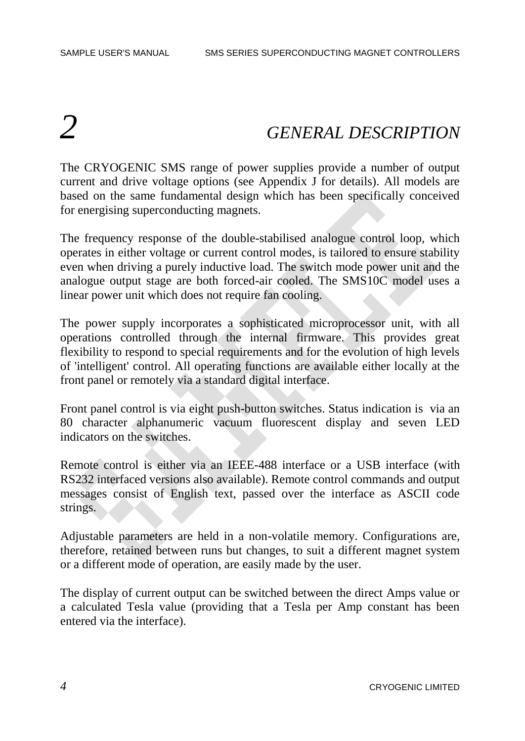// 2 GENERAL DESCRIPTION

# 2 GENERAL DESCRIPTION

The CRYOGENIC SMS range of power supplies provide a number of output current and drive voltage options (see Appendix J for details). All models are based on the same fundamental design which has been specifically conceived for energising superconducting magnets.

The frequency response of the double-stabilised analogue control loop, which operates in either voltage or current control modes, is tailored to ensure stability even when driving a purely inductive load. The switch mode power unit and the analogue output stage are both forced-air cooled. The SMS10C model uses a linear power unit which does not require fan cooling.

The power supply incorporates a sophisticated microprocessor unit, with all operations controlled through the internal firmware. This provides great flexibility to respond to special requirements and for the evolution of high levels of 'intelligent' control. All operating functions are available either locally at the front panel or remotely via a standard digital interface.

Front panel control is via eight push-button switches. Status indication is via an 80 character alphanumeric vacuum fluorescent display and seven LED indicators on the switches.

Remote control is either via an IEEE-488 interface or a USB interface (with RS232 interfaced versions also available). Remote control commands and output messages consist of English text, passed over the interface as ASCII code strings.

Adjustable parameters are held in a non-volatile memory. Configurations are, therefore, retained between runs but changes, to suit a different magnet system or a different mode of operation, are easily made by the user.

The display of current output can be switched between the direct Amps value or a calculated Tesla value (providing that a Tesla per Amp constant has been entered via the interface).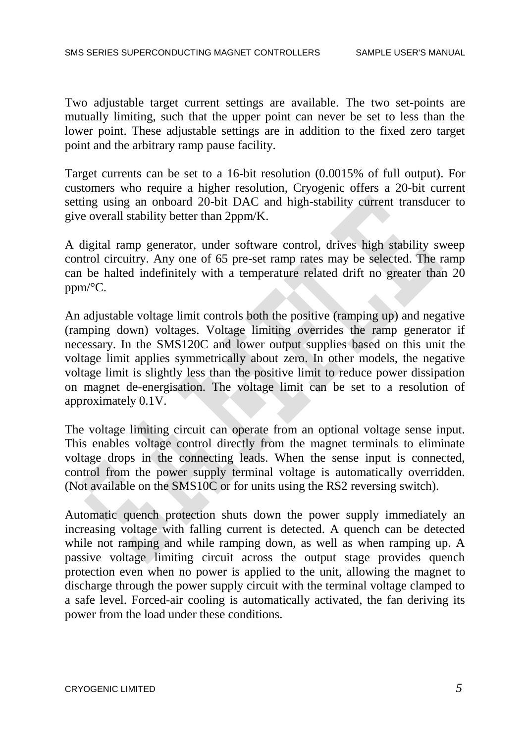Two adjustable target current settings are available. The two set-points are mutually limiting, such that the upper point can never be set to less than the lower point. These adjustable settings are in addition to the fixed zero target point and the arbitrary ramp pause facility.

Target currents can be set to a 16-bit resolution (0.0015% of full output). For customers who require a higher resolution, Cryogenic offers a 20-bit current setting using an onboard 20-bit DAC and high-stability current transducer to give overall stability better than 2ppm/K.

A digital ramp generator, under software control, drives high stability sweep control circuitry. Any one of 65 pre-set ramp rates may be selected. The ramp can be halted indefinitely with a temperature related drift no greater than 20 ppm/°C.

An adjustable voltage limit controls both the positive (ramping up) and negative (ramping down) voltages. Voltage limiting overrides the ramp generator if necessary. In the SMS120C and lower output supplies based on this unit the voltage limit applies symmetrically about zero. In other models, the negative voltage limit is slightly less than the positive limit to reduce power dissipation on magnet de-energisation. The voltage limit can be set to a resolution of approximately 0.1V.

The voltage limiting circuit can operate from an optional voltage sense input. This enables voltage control directly from the magnet terminals to eliminate voltage drops in the connecting leads. When the sense input is connected, control from the power supply terminal voltage is automatically overridden. (Not available on the SMS10C or for units using the RS2 reversing switch).

Automatic quench protection shuts down the power supply immediately an increasing voltage with falling current is detected. A quench can be detected while not ramping and while ramping down, as well as when ramping up. A passive voltage limiting circuit across the output stage provides quench protection even when no power is applied to the unit, allowing the magnet to discharge through the power supply circuit with the terminal voltage clamped to a safe level. Forced-air cooling is automatically activated, the fan deriving its power from the load under these conditions.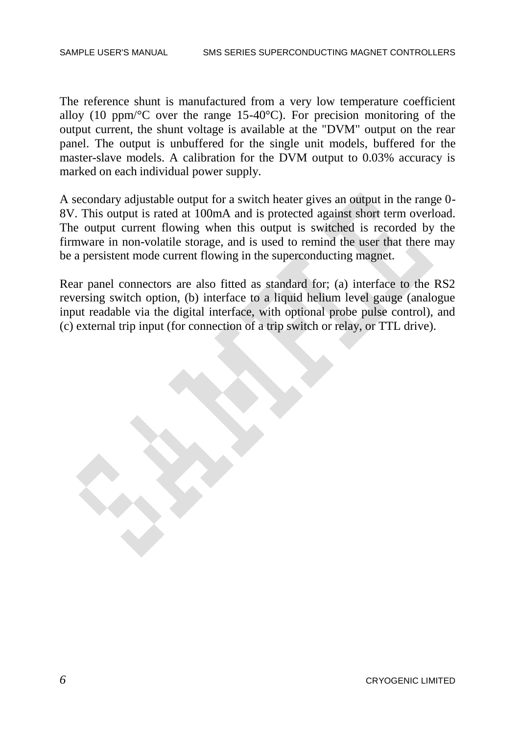The reference shunt is manufactured from a very low temperature coefficient alloy (10 ppm/°C over the range 15-40°C). For precision monitoring of the output current, the shunt voltage is available at the "DVM" output on the rear panel. The output is unbuffered for the single unit models, buffered for the master-slave models. A calibration for the DVM output to 0.03% accuracy is marked on each individual power supply.

A secondary adjustable output for a switch heater gives an output in the range 0-8V. This output is rated at 100mA and is protected against short term overload. The output current flowing when this output is switched is recorded by the firmware in non-volatile storage, and is used to remind the user that there may be a persistent mode current flowing in the superconducting magnet.

Rear panel connectors are also fitted as standard for; (a) interface to the RS2 reversing switch option, (b) interface to a liquid helium level gauge (analogue input readable via the digital interface, with optional probe pulse control), and (c) external trip input (for connection of a trip switch or relay, or TTL drive).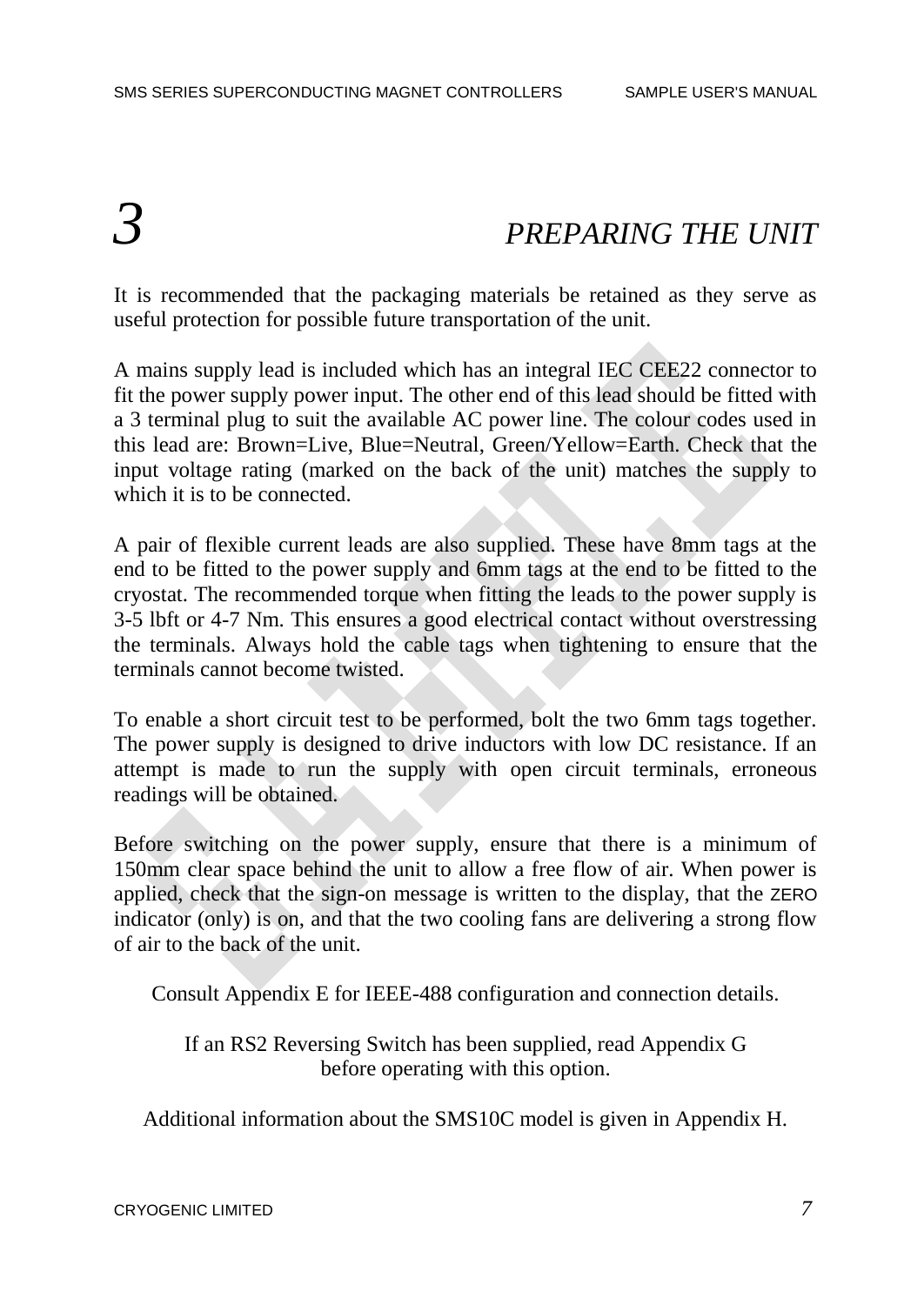# 3 PREPARING THE UNIT

It is recommended that the packaging materials be retained as they serve as useful protection for possible future transportation of the unit.

A mains supply lead is included which has an integral IEC CEE22 connector to fit the power supply power input. The other end of this lead should be fitted with a 3 terminal plug to suit the available AC power line. The colour codes used in this lead are: Brown=Live, Blue=Neutral, Green/Yellow=Earth. Check that the input voltage rating (marked on the back of the unit) matches the supply to which it is to be connected.

A pair of flexible current leads are also supplied. These have 8mm tags at the end to be fitted to the power supply and 6mm tags at the end to be fitted to the cryostat. The recommended torque when fitting the leads to the power supply is 3-5 lbft or 4-7 Nm. This ensures a good electrical contact without overstressing the terminals. Always hold the cable tags when tightening to ensure that the terminals cannot become twisted.

To enable a short circuit test to be performed, bolt the two 6mm tags together. The power supply is designed to drive inductors with low DC resistance. If an attempt is made to run the supply with open circuit terminals, erroneous readings will be obtained.

Before switching on the power supply, ensure that there is a minimum of 150mm clear space behind the unit to allow a free flow of air. When power is applied, check that the sign-on message is written to the display, that the ZERO indicator (only) is on, and that the two cooling fans are delivering a strong flow of air to the back of the unit.

Consult Appendix E for IEEE-488 configuration and connection details.

If an RS2 Reversing Switch has been supplied, read Appendix G before operating with this option.

Additional information about the SMS10C model is given in Appendix H.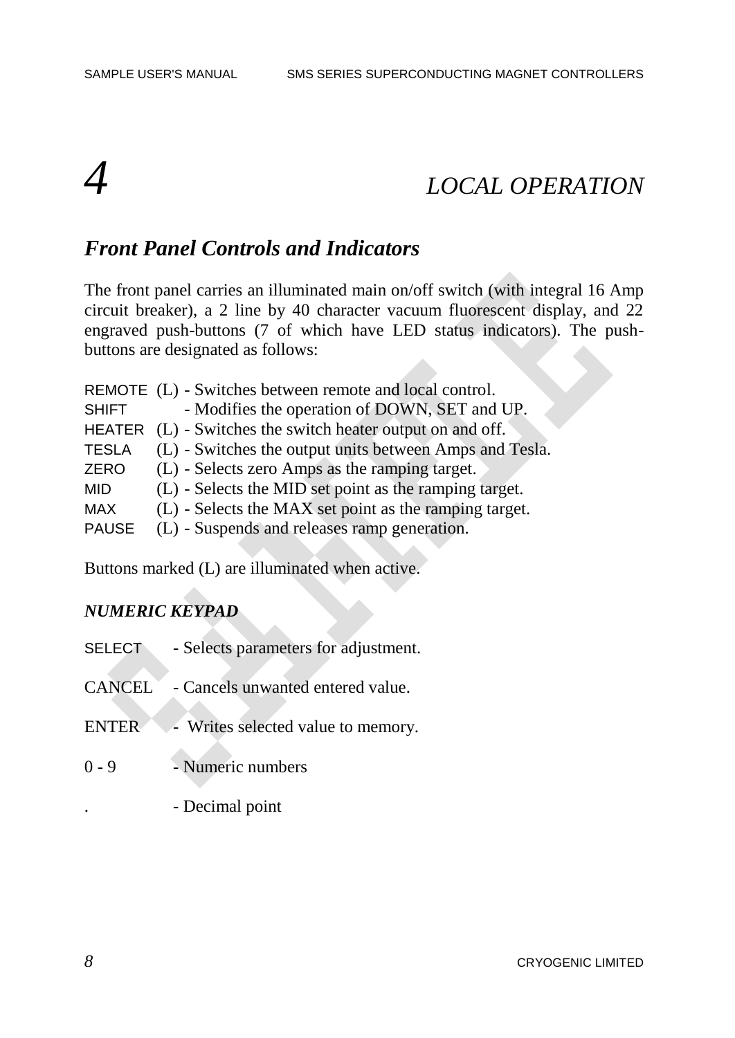# 4 LOCAL OPERATION

## Front Panel Controls and Indicators

The front panel carries an illuminated main on/off switch (with integral 16 Amp circuit breaker), a 2 line by 40 character vacuum fluorescent display, and 22 engraved push-buttons (7 of which have LED status indicators). The push-buttons are designated as follows:

REMOTE (L) - Switches between remote and local control.
SHIFT - Modifies the operation of DOWN, SET and UP.
HEATER (L) - Switches the switch heater output on and off.
TESLA (L) - Switches the output units between Amps and Tesla.
ZERO (L) - Selects zero Amps as the ramping target.
MID (L) - Selects the MID set point as the ramping target.
MAX (L) - Selects the MAX set point as the ramping target.
PAUSE (L) - Suspends and releases ramp generation.

Buttons marked (L) are illuminated when active.

### *NUMERIC KEYPAD*

SELECT - Selects parameters for adjustment.

CANCEL - Cancels unwanted entered value.

ENTER - Writes selected value to memory.

0 - 9 - Numeric numbers

. - Decimal point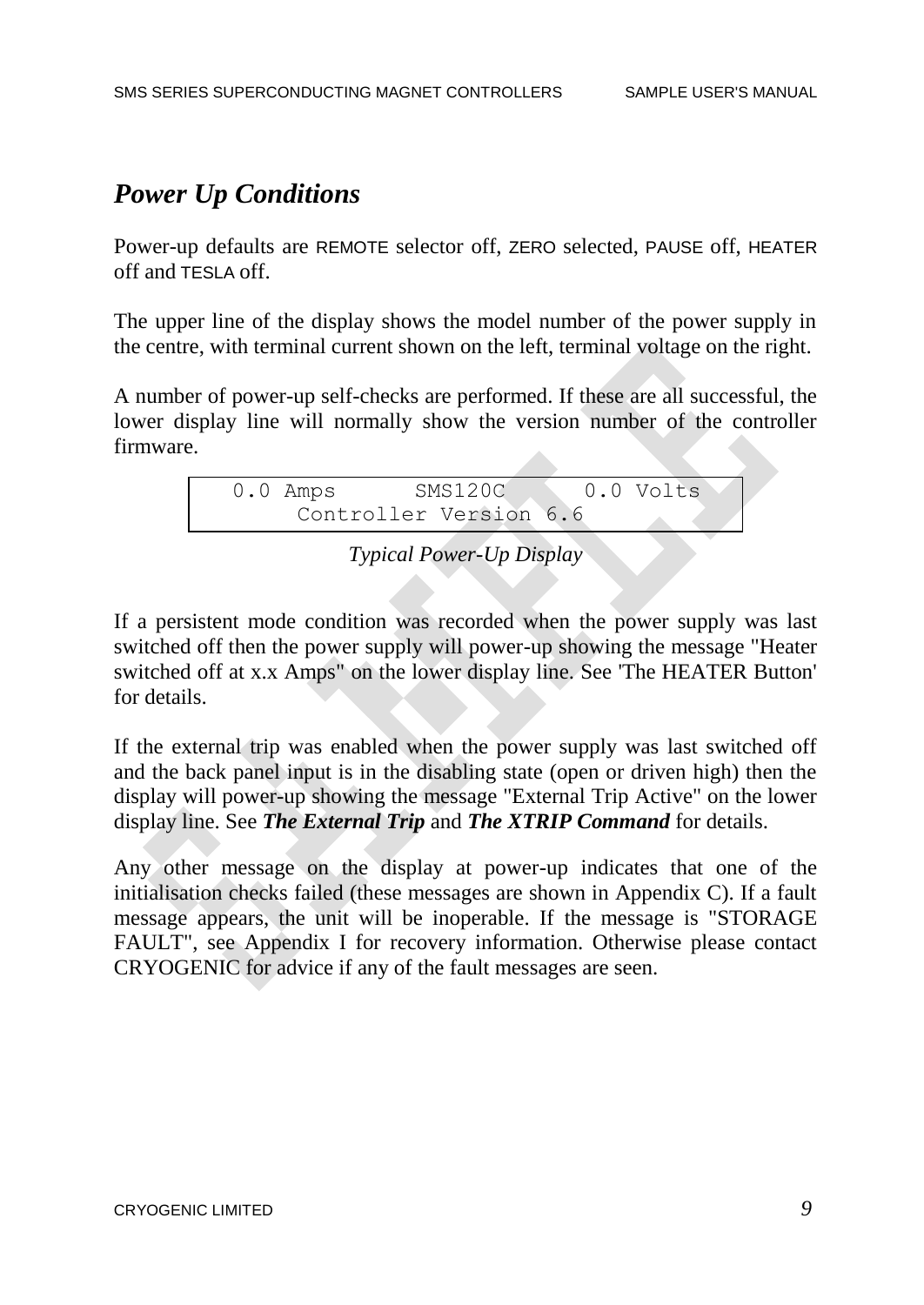## *Power Up Conditions*

Power-up defaults are REMOTE selector off, ZERO selected, PAUSE off, HEATER off and TESLA off.

The upper line of the display shows the model number of the power supply in the centre, with terminal current shown on the left, terminal voltage on the right.

A number of power-up self-checks are performed. If these are all successful, the lower display line will normally show the version number of the controller firmware.

```
 0.0 Amps      SMS120C      0.0 Volts
      Controller Version 6.6
```

*Typical Power-Up Display*

If a persistent mode condition was recorded when the power supply was last switched off then the power supply will power-up showing the message "Heater switched off at x.x Amps" on the lower display line. See 'The HEATER Button' for details.

If the external trip was enabled when the power supply was last switched off and the back panel input is in the disabling state (open or driven high) then the display will power-up showing the message "External Trip Active" on the lower display line. See ***The External Trip*** and ***The XTRIP Command*** for details.

Any other message on the display at power-up indicates that one of the initialisation checks failed (these messages are shown in Appendix C). If a fault message appears, the unit will be inoperable. If the message is "STORAGE FAULT", see Appendix I for recovery information. Otherwise please contact CRYOGENIC for advice if any of the fault messages are seen.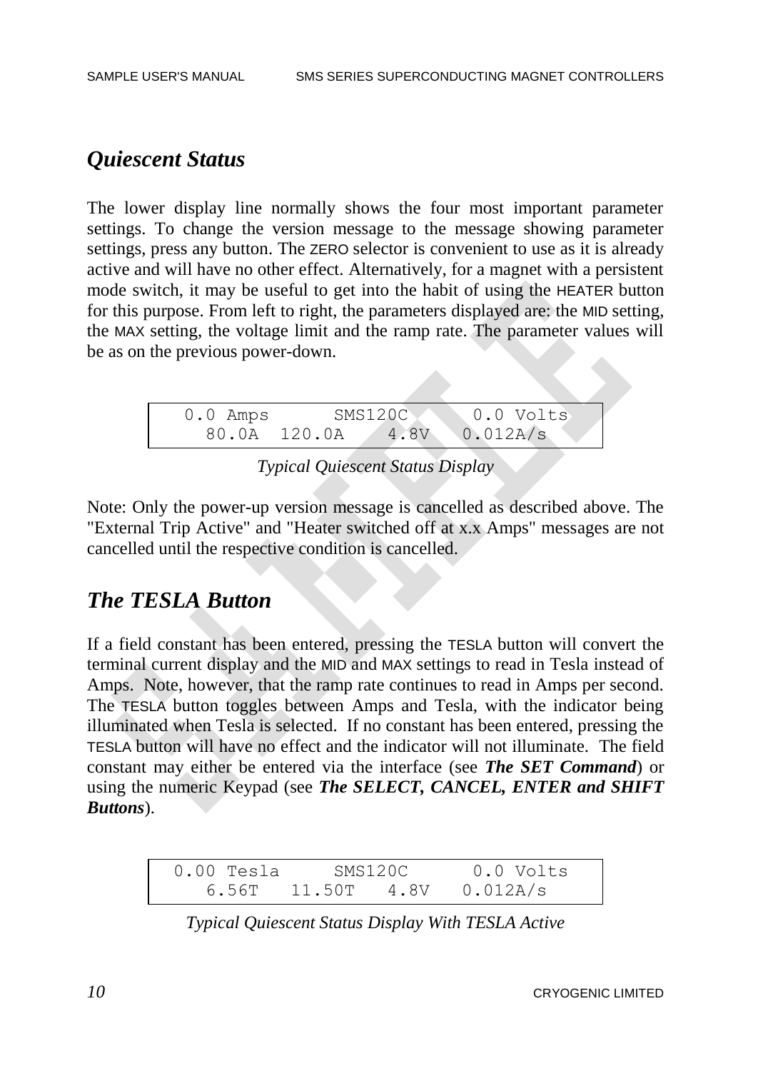## *Quiescent Status*

The lower display line normally shows the four most important parameter settings. To change the version message to the message showing parameter settings, press any button. The ZERO selector is convenient to use as it is already active and will have no other effect. Alternatively, for a magnet with a persistent mode switch, it may be useful to get into the habit of using the HEATER button for this purpose. From left to right, the parameters displayed are: the MID setting, the MAX setting, the voltage limit and the ramp rate. The parameter values will be as on the previous power-down.

```
 0.0 Amps      SMS120C      0.0 Volts
   80.0A  120.0A    4.8V   0.012A/s
```

*Typical Quiescent Status Display*

Note: Only the power-up version message is cancelled as described above. The "External Trip Active" and "Heater switched off at x.x Amps" messages are not cancelled until the respective condition is cancelled.

## *The TESLA Button*

If a field constant has been entered, pressing the TESLA button will convert the terminal current display and the MID and MAX settings to read in Tesla instead of Amps. Note, however, that the ramp rate continues to read in Amps per second. The TESLA button toggles between Amps and Tesla, with the indicator being illuminated when Tesla is selected. If no constant has been entered, pressing the TESLA button will have no effect and the indicator will not illuminate. The field constant may either be entered via the interface (see ***The SET Command***) or using the numeric Keypad (see ***The SELECT, CANCEL, ENTER and SHIFT Buttons***).

```
0.00 Tesla     SMS120C      0.0 Volts
   6.56T   11.50T   4.8V   0.012A/s
```

*Typical Quiescent Status Display With TESLA Active*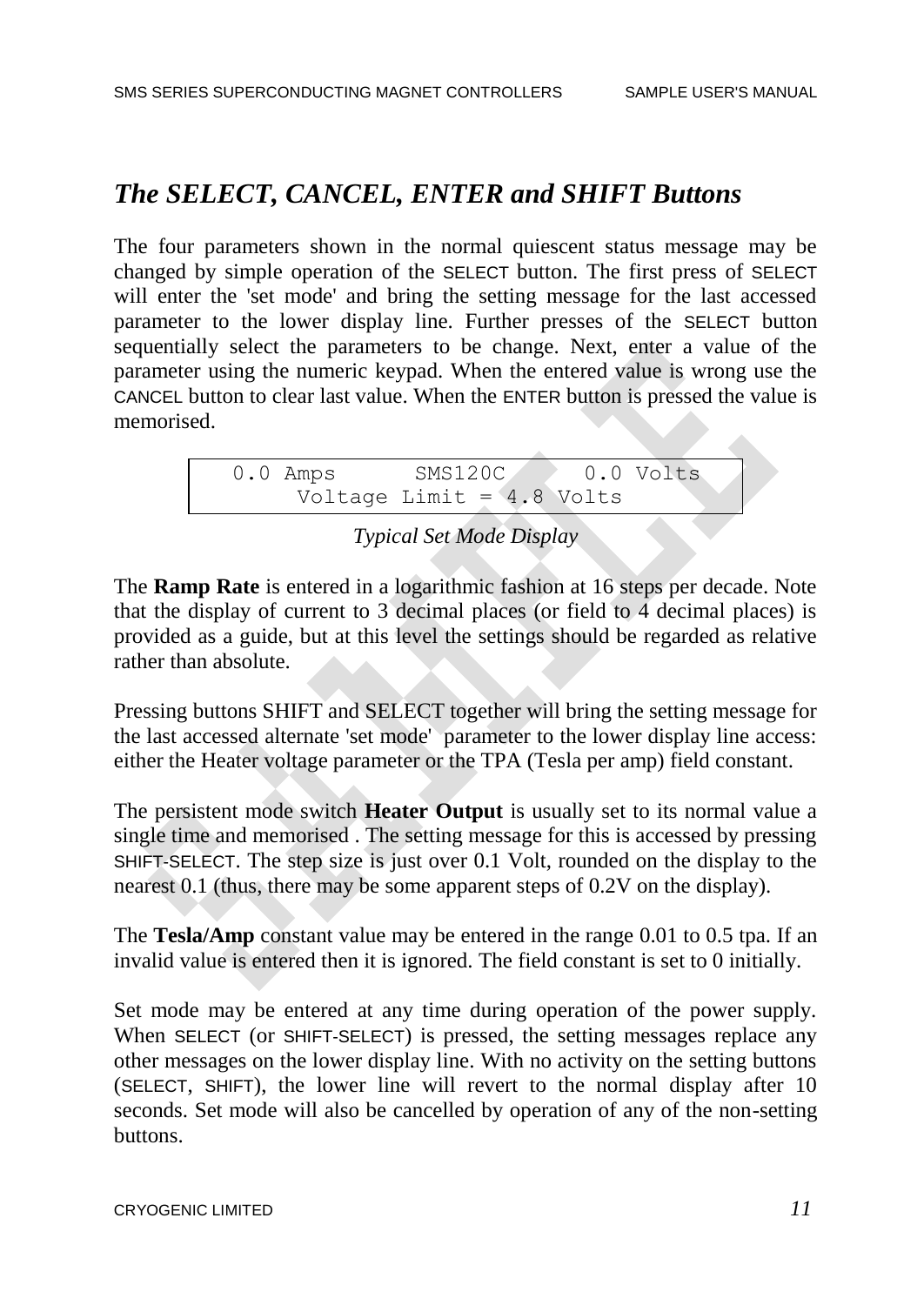## *The SELECT, CANCEL, ENTER and SHIFT Buttons*

The four parameters shown in the normal quiescent status message may be changed by simple operation of the SELECT button. The first press of SELECT will enter the 'set mode' and bring the setting message for the last accessed parameter to the lower display line. Further presses of the SELECT button sequentially select the parameters to be change. Next, enter a value of the parameter using the numeric keypad. When the entered value is wrong use the CANCEL button to clear last value. When the ENTER button is pressed the value is memorised.

```
0.0 Amps      SMS120C      0.0 Volts
      Voltage Limit = 4.8 Volts
```

*Typical Set Mode Display*

The **Ramp Rate** is entered in a logarithmic fashion at 16 steps per decade. Note that the display of current to 3 decimal places (or field to 4 decimal places) is provided as a guide, but at this level the settings should be regarded as relative rather than absolute.

Pressing buttons SHIFT and SELECT together will bring the setting message for the last accessed alternate 'set mode' parameter to the lower display line access: either the Heater voltage parameter or the TPA (Tesla per amp) field constant.

The persistent mode switch **Heater Output** is usually set to its normal value a single time and memorised . The setting message for this is accessed by pressing SHIFT-SELECT. The step size is just over 0.1 Volt, rounded on the display to the nearest 0.1 (thus, there may be some apparent steps of 0.2V on the display).

The **Tesla/Amp** constant value may be entered in the range 0.01 to 0.5 tpa. If an invalid value is entered then it is ignored. The field constant is set to 0 initially.

Set mode may be entered at any time during operation of the power supply. When SELECT (or SHIFT-SELECT) is pressed, the setting messages replace any other messages on the lower display line. With no activity on the setting buttons (SELECT, SHIFT), the lower line will revert to the normal display after 10 seconds. Set mode will also be cancelled by operation of any of the non-setting buttons.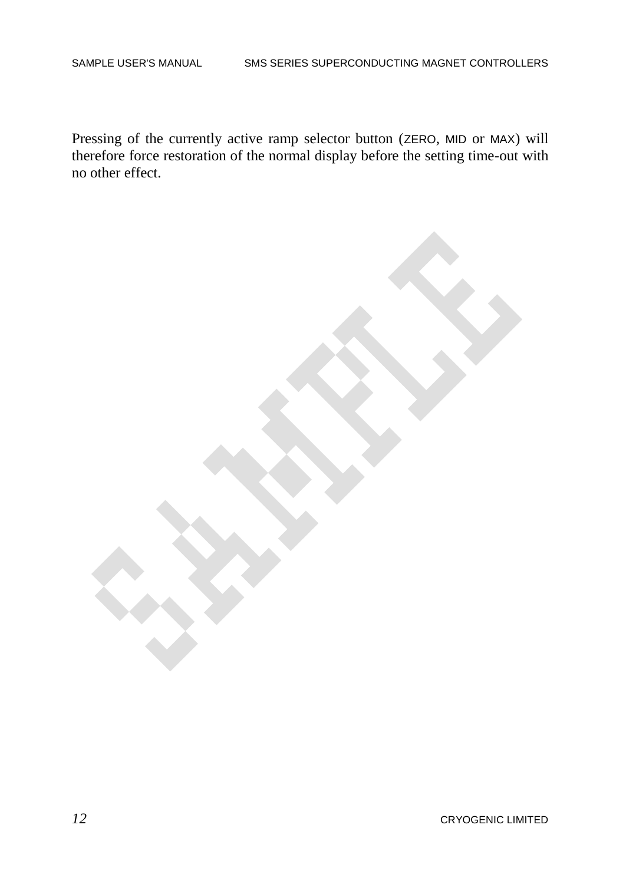Pressing of the currently active ramp selector button (ZERO, MID or MAX) will therefore force restoration of the normal display before the setting time-out with no other effect.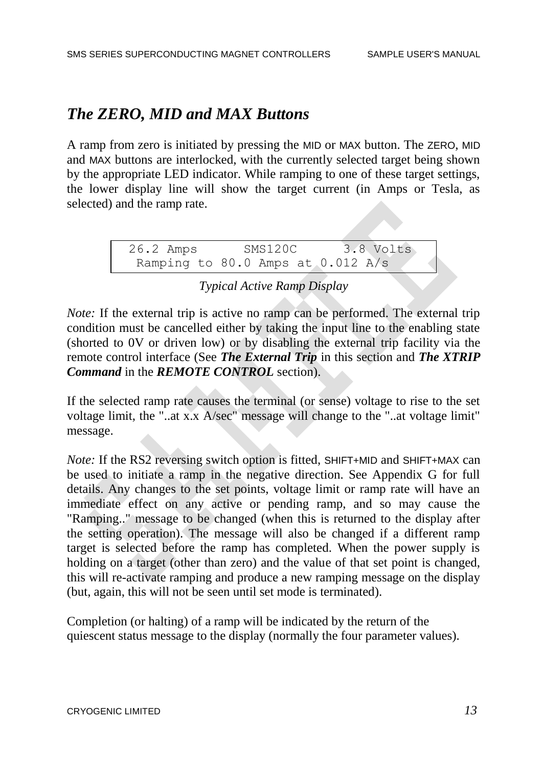## *The ZERO, MID and MAX Buttons*

A ramp from zero is initiated by pressing the MID or MAX button. The ZERO, MID and MAX buttons are interlocked, with the currently selected target being shown by the appropriate LED indicator. While ramping to one of these target settings, the lower display line will show the target current (in Amps or Tesla, as selected) and the ramp rate.

```
 26.2 Amps      SMS120C      3.8 Volts
  Ramping to 80.0 Amps at 0.012 A/s
```

*Typical Active Ramp Display*

*Note:* If the external trip is active no ramp can be performed. The external trip condition must be cancelled either by taking the input line to the enabling state (shorted to 0V or driven low) or by disabling the external trip facility via the remote control interface (See ***The External Trip*** in this section and ***The XTRIP Command*** in the ***REMOTE CONTROL*** section).

If the selected ramp rate causes the terminal (or sense) voltage to rise to the set voltage limit, the "..at x.x A/sec" message will change to the "..at voltage limit" message.

*Note:* If the RS2 reversing switch option is fitted, SHIFT+MID and SHIFT+MAX can be used to initiate a ramp in the negative direction. See Appendix G for full details. Any changes to the set points, voltage limit or ramp rate will have an immediate effect on any active or pending ramp, and so may cause the "Ramping.." message to be changed (when this is returned to the display after the setting operation). The message will also be changed if a different ramp target is selected before the ramp has completed. When the power supply is holding on a target (other than zero) and the value of that set point is changed, this will re-activate ramping and produce a new ramping message on the display (but, again, this will not be seen until set mode is terminated).

Completion (or halting) of a ramp will be indicated by the return of the quiescent status message to the display (normally the four parameter values).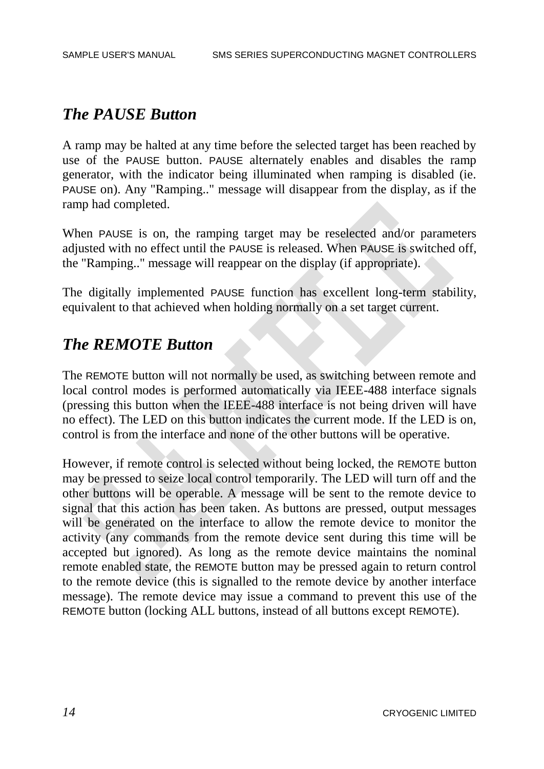## *The PAUSE Button*

A ramp may be halted at any time before the selected target has been reached by use of the PAUSE button. PAUSE alternately enables and disables the ramp generator, with the indicator being illuminated when ramping is disabled (ie. PAUSE on). Any "Ramping.." message will disappear from the display, as if the ramp had completed.

When PAUSE is on, the ramping target may be reselected and/or parameters adjusted with no effect until the PAUSE is released. When PAUSE is switched off, the "Ramping.." message will reappear on the display (if appropriate).

The digitally implemented PAUSE function has excellent long-term stability, equivalent to that achieved when holding normally on a set target current.

## *The REMOTE Button*

The REMOTE button will not normally be used, as switching between remote and local control modes is performed automatically via IEEE-488 interface signals (pressing this button when the IEEE-488 interface is not being driven will have no effect). The LED on this button indicates the current mode. If the LED is on, control is from the interface and none of the other buttons will be operative.

However, if remote control is selected without being locked, the REMOTE button may be pressed to seize local control temporarily. The LED will turn off and the other buttons will be operable. A message will be sent to the remote device to signal that this action has been taken. As buttons are pressed, output messages will be generated on the interface to allow the remote device to monitor the activity (any commands from the remote device sent during this time will be accepted but ignored). As long as the remote device maintains the nominal remote enabled state, the REMOTE button may be pressed again to return control to the remote device (this is signalled to the remote device by another interface message). The remote device may issue a command to prevent this use of the REMOTE button (locking ALL buttons, instead of all buttons except REMOTE).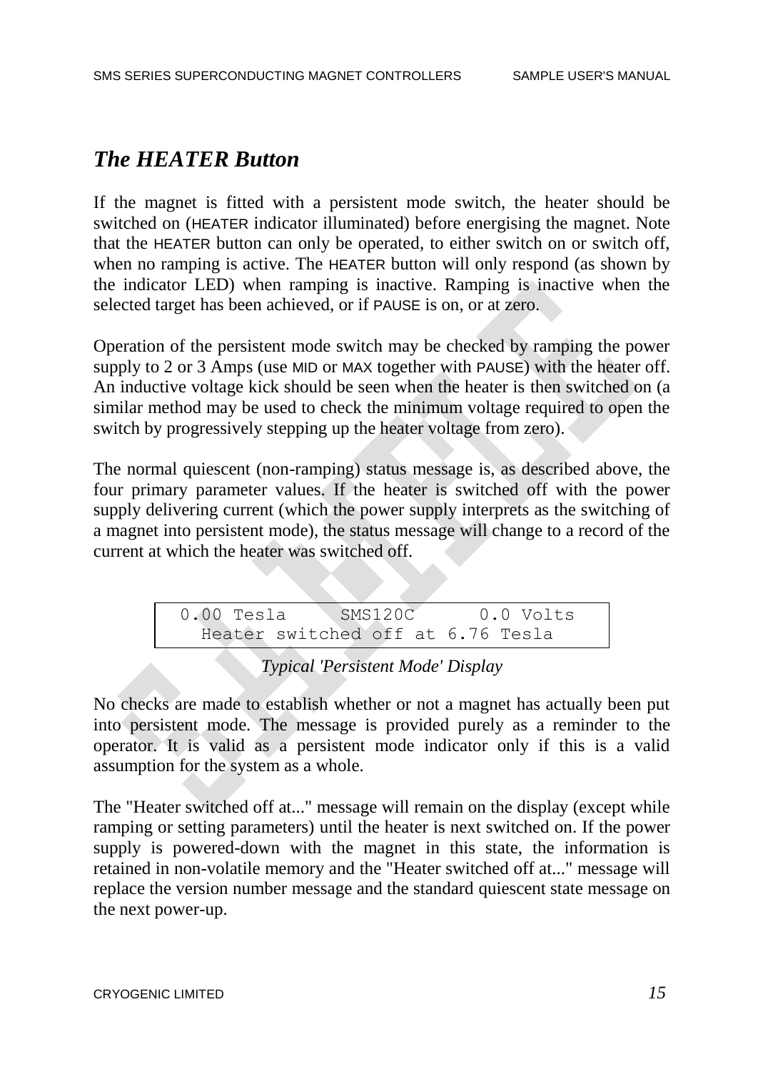## *The HEATER Button*

If the magnet is fitted with a persistent mode switch, the heater should be switched on (HEATER indicator illuminated) before energising the magnet. Note that the HEATER button can only be operated, to either switch on or switch off, when no ramping is active. The HEATER button will only respond (as shown by the indicator LED) when ramping is inactive. Ramping is inactive when the selected target has been achieved, or if PAUSE is on, or at zero.

Operation of the persistent mode switch may be checked by ramping the power supply to 2 or 3 Amps (use MID or MAX together with PAUSE) with the heater off. An inductive voltage kick should be seen when the heater is then switched on (a similar method may be used to check the minimum voltage required to open the switch by progressively stepping up the heater voltage from zero).

The normal quiescent (non-ramping) status message is, as described above, the four primary parameter values. If the heater is switched off with the power supply delivering current (which the power supply interprets as the switching of a magnet into persistent mode), the status message will change to a record of the current at which the heater was switched off.

```
 0.00 Tesla     SMS120C      0.0 Volts
   Heater switched off at 6.76 Tesla
```

*Typical 'Persistent Mode' Display*

No checks are made to establish whether or not a magnet has actually been put into persistent mode. The message is provided purely as a reminder to the operator. It is valid as a persistent mode indicator only if this is a valid assumption for the system as a whole.

The "Heater switched off at..." message will remain on the display (except while ramping or setting parameters) until the heater is next switched on. If the power supply is powered-down with the magnet in this state, the information is retained in non-volatile memory and the "Heater switched off at..." message will replace the version number message and the standard quiescent state message on the next power-up.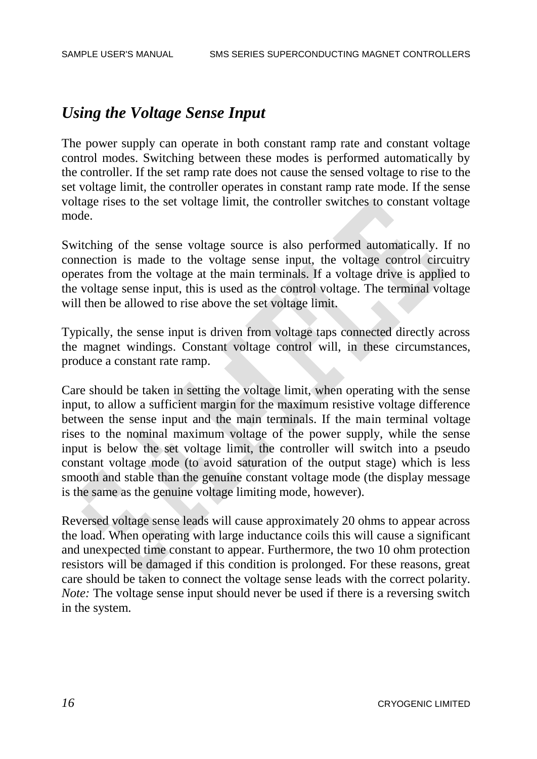## *Using the Voltage Sense Input*

The power supply can operate in both constant ramp rate and constant voltage control modes. Switching between these modes is performed automatically by the controller. If the set ramp rate does not cause the sensed voltage to rise to the set voltage limit, the controller operates in constant ramp rate mode. If the sense voltage rises to the set voltage limit, the controller switches to constant voltage mode.

Switching of the sense voltage source is also performed automatically. If no connection is made to the voltage sense input, the voltage control circuitry operates from the voltage at the main terminals. If a voltage drive is applied to the voltage sense input, this is used as the control voltage. The terminal voltage will then be allowed to rise above the set voltage limit.

Typically, the sense input is driven from voltage taps connected directly across the magnet windings. Constant voltage control will, in these circumstances, produce a constant rate ramp.

Care should be taken in setting the voltage limit, when operating with the sense input, to allow a sufficient margin for the maximum resistive voltage difference between the sense input and the main terminals. If the main terminal voltage rises to the nominal maximum voltage of the power supply, while the sense input is below the set voltage limit, the controller will switch into a pseudo constant voltage mode (to avoid saturation of the output stage) which is less smooth and stable than the genuine constant voltage mode (the display message is the same as the genuine voltage limiting mode, however).

Reversed voltage sense leads will cause approximately 20 ohms to appear across the load. When operating with large inductance coils this will cause a significant and unexpected time constant to appear. Furthermore, the two 10 ohm protection resistors will be damaged if this condition is prolonged. For these reasons, great care should be taken to connect the voltage sense leads with the correct polarity. *Note:* The voltage sense input should never be used if there is a reversing switch in the system.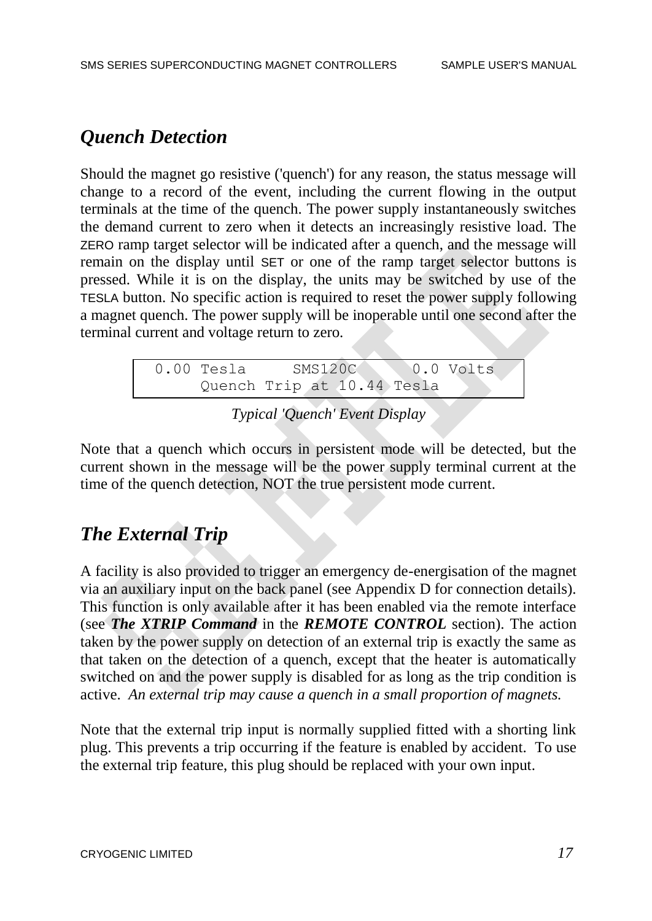## *Quench Detection*

Should the magnet go resistive ('quench') for any reason, the status message will change to a record of the event, including the current flowing in the output terminals at the time of the quench. The power supply instantaneously switches the demand current to zero when it detects an increasingly resistive load. The ZERO ramp target selector will be indicated after a quench, and the message will remain on the display until SET or one of the ramp target selector buttons is pressed. While it is on the display, the units may be switched by use of the TESLA button. No specific action is required to reset the power supply following a magnet quench. The power supply will be inoperable until one second after the terminal current and voltage return to zero.

```
 0.00 Tesla      SMS120C       0.0 Volts
      Quench Trip at 10.44 Tesla
```

*Typical 'Quench' Event Display*

Note that a quench which occurs in persistent mode will be detected, but the current shown in the message will be the power supply terminal current at the time of the quench detection, NOT the true persistent mode current.

## *The External Trip*

A facility is also provided to trigger an emergency de-energisation of the magnet via an auxiliary input on the back panel (see Appendix D for connection details). This function is only available after it has been enabled via the remote interface (see ***The XTRIP Command*** in the ***REMOTE CONTROL*** section). The action taken by the power supply on detection of an external trip is exactly the same as that taken on the detection of a quench, except that the heater is automatically switched on and the power supply is disabled for as long as the trip condition is active. *An external trip may cause a quench in a small proportion of magnets.*

Note that the external trip input is normally supplied fitted with a shorting link plug. This prevents a trip occurring if the feature is enabled by accident. To use the external trip feature, this plug should be replaced with your own input.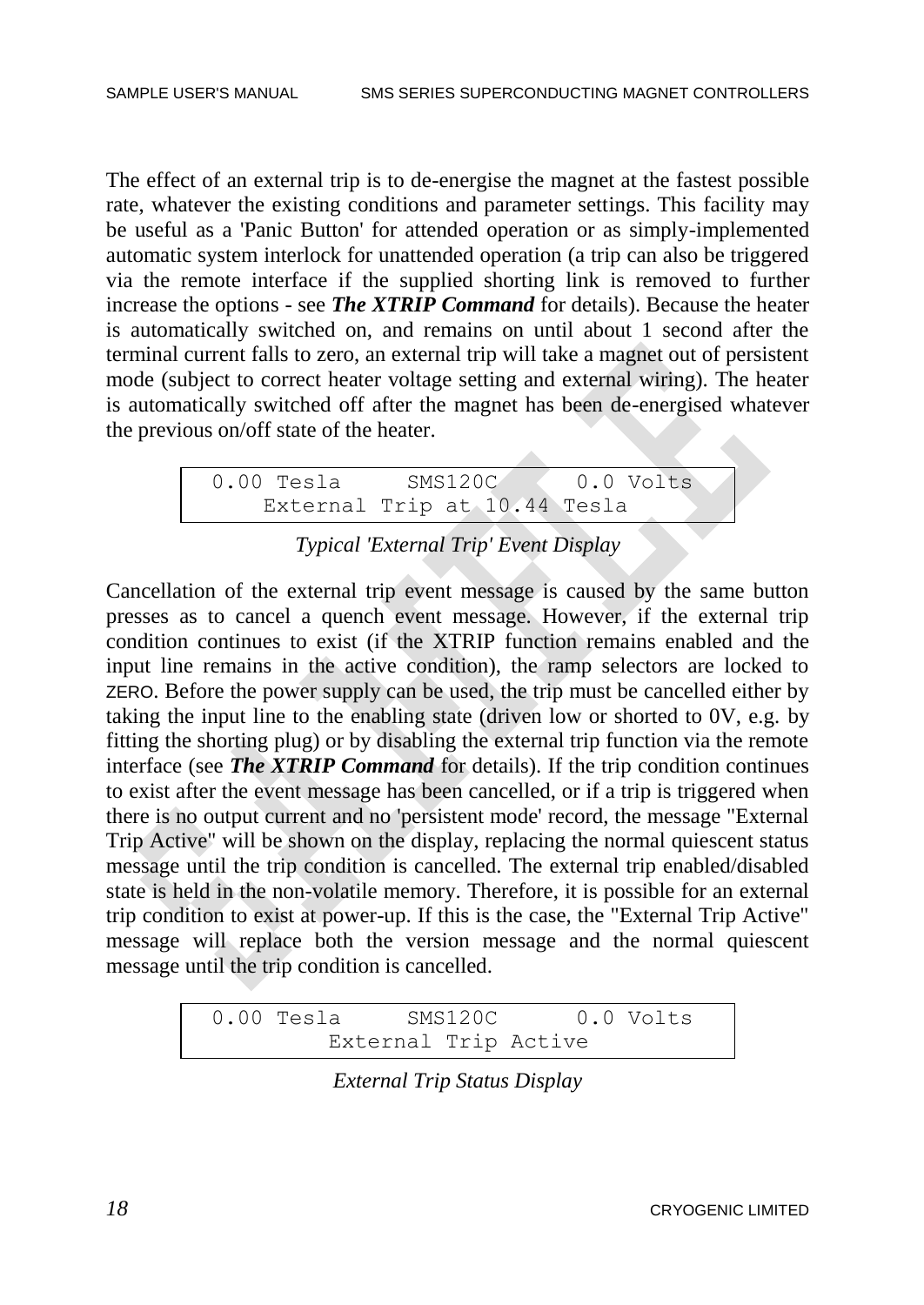The effect of an external trip is to de-energise the magnet at the fastest possible rate, whatever the existing conditions and parameter settings. This facility may be useful as a 'Panic Button' for attended operation or as simply-implemented automatic system interlock for unattended operation (a trip can also be triggered via the remote interface if the supplied shorting link is removed to further increase the options - see ***The XTRIP Command*** for details). Because the heater is automatically switched on, and remains on until about 1 second after the terminal current falls to zero, an external trip will take a magnet out of persistent mode (subject to correct heater voltage setting and external wiring). The heater is automatically switched off after the magnet has been de-energised whatever the previous on/off state of the heater.

```
 0.00 Tesla      SMS120C      0.0 Volts
     External Trip at 10.44 Tesla
```

*Typical 'External Trip' Event Display*

Cancellation of the external trip event message is caused by the same button presses as to cancel a quench event message. However, if the external trip condition continues to exist (if the XTRIP function remains enabled and the input line remains in the active condition), the ramp selectors are locked to ZERO. Before the power supply can be used, the trip must be cancelled either by taking the input line to the enabling state (driven low or shorted to 0V, e.g. by fitting the shorting plug) or by disabling the external trip function via the remote interface (see ***The XTRIP Command*** for details). If the trip condition continues to exist after the event message has been cancelled, or if a trip is triggered when there is no output current and no 'persistent mode' record, the message "External Trip Active" will be shown on the display, replacing the normal quiescent status message until the trip condition is cancelled. The external trip enabled/disabled state is held in the non-volatile memory. Therefore, it is possible for an external trip condition to exist at power-up. If this is the case, the "External Trip Active" message will replace both the version message and the normal quiescent message until the trip condition is cancelled.

```
 0.00 Tesla      SMS120C      0.0 Volts
          External Trip Active
```

*External Trip Status Display*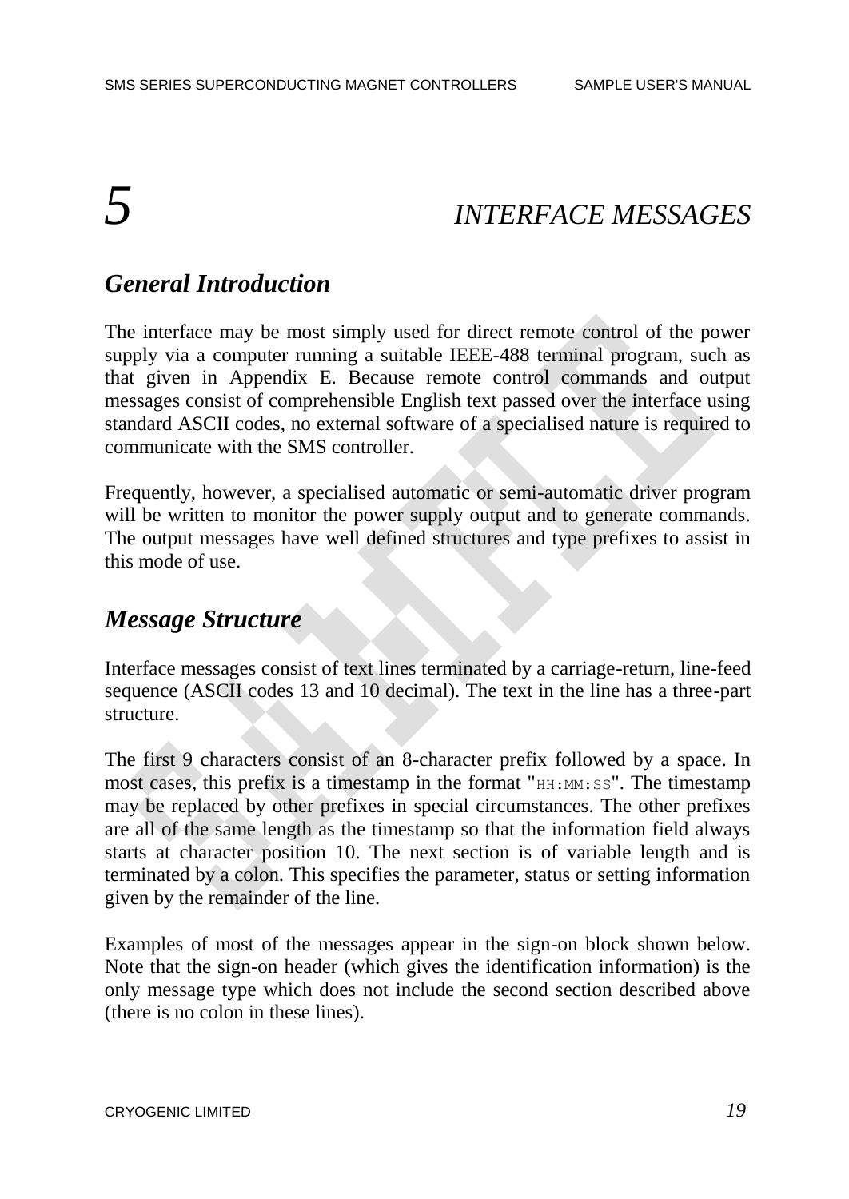# 5 INTERFACE MESSAGES

## *General Introduction*

The interface may be most simply used for direct remote control of the power supply via a computer running a suitable IEEE-488 terminal program, such as that given in Appendix E. Because remote control commands and output messages consist of comprehensible English text passed over the interface using standard ASCII codes, no external software of a specialised nature is required to communicate with the SMS controller.

Frequently, however, a specialised automatic or semi-automatic driver program will be written to monitor the power supply output and to generate commands. The output messages have well defined structures and type prefixes to assist in this mode of use.

## *Message Structure*

Interface messages consist of text lines terminated by a carriage-return, line-feed sequence (ASCII codes 13 and 10 decimal). The text in the line has a three-part structure.

The first 9 characters consist of an 8-character prefix followed by a space. In most cases, this prefix is a timestamp in the format "`HH:MM:SS`". The timestamp may be replaced by other prefixes in special circumstances. The other prefixes are all of the same length as the timestamp so that the information field always starts at character position 10. The next section is of variable length and is terminated by a colon. This specifies the parameter, status or setting information given by the remainder of the line.

Examples of most of the messages appear in the sign-on block shown below. Note that the sign-on header (which gives the identification information) is the only message type which does not include the second section described above (there is no colon in these lines).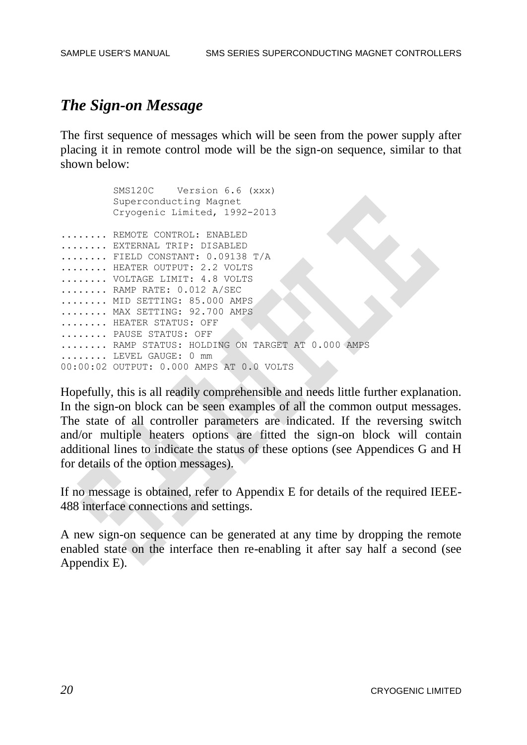## *The Sign-on Message*

The first sequence of messages which will be seen from the power supply after placing it in remote control mode will be the sign-on sequence, similar to that shown below:

```
          SMS120C    Version 6.6 (xxx)
          Superconducting Magnet
          Cryogenic Limited, 1992-2013

........ REMOTE CONTROL: ENABLED
........ EXTERNAL TRIP: DISABLED
........ FIELD CONSTANT: 0.09138 T/A
........ HEATER OUTPUT: 2.2 VOLTS
........ VOLTAGE LIMIT: 4.8 VOLTS
........ RAMP RATE: 0.012 A/SEC
........ MID SETTING: 85.000 AMPS
........ MAX SETTING: 92.700 AMPS
........ HEATER STATUS: OFF
........ PAUSE STATUS: OFF
........ RAMP STATUS: HOLDING ON TARGET AT 0.000 AMPS
........ LEVEL GAUGE: 0 mm
00:00:02 OUTPUT: 0.000 AMPS AT 0.0 VOLTS
```

Hopefully, this is all readily comprehensible and needs little further explanation. In the sign-on block can be seen examples of all the common output messages. The state of all controller parameters are indicated. If the reversing switch and/or multiple heaters options are fitted the sign-on block will contain additional lines to indicate the status of these options (see Appendices G and H for details of the option messages).

If no message is obtained, refer to Appendix E for details of the required IEEE-488 interface connections and settings.

A new sign-on sequence can be generated at any time by dropping the remote enabled state on the interface then re-enabling it after say half a second (see Appendix E).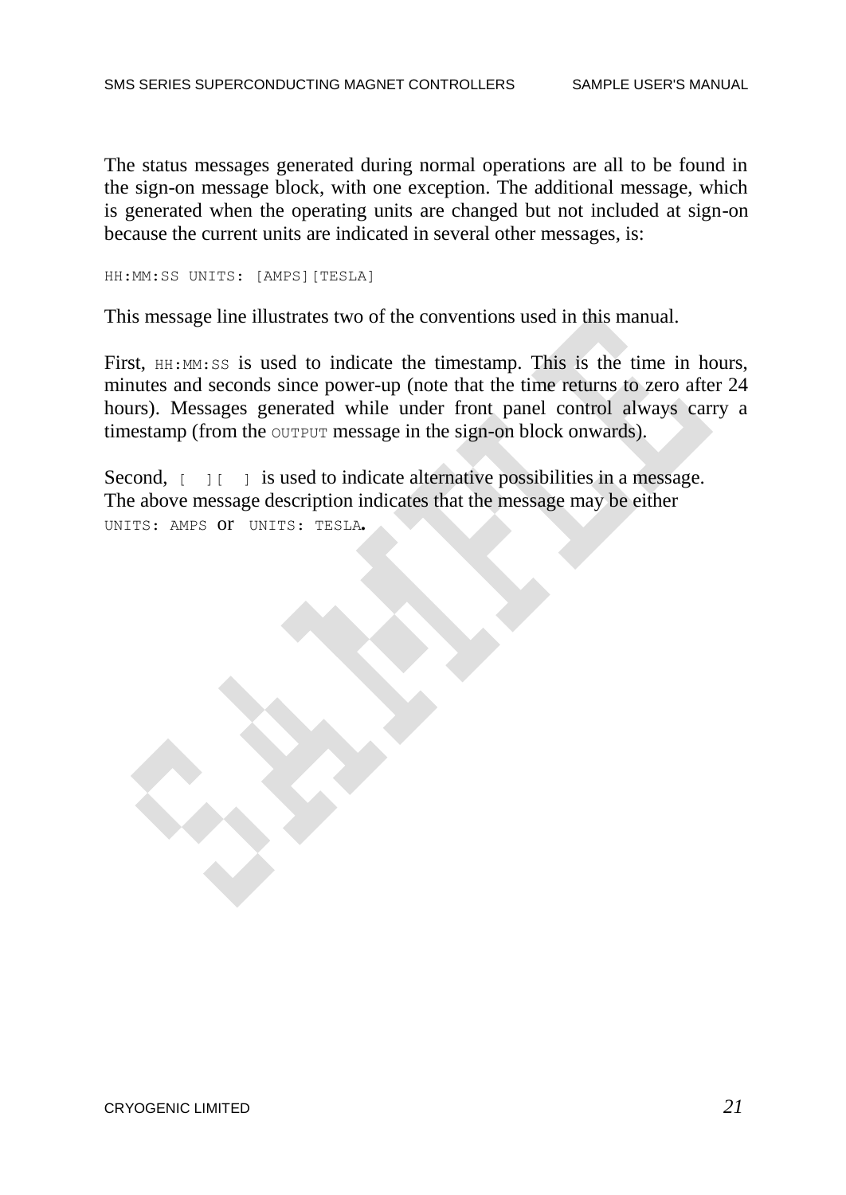The status messages generated during normal operations are all to be found in the sign-on message block, with one exception. The additional message, which is generated when the operating units are changed but not included at sign-on because the current units are indicated in several other messages, is:

```
HH:MM:SS UNITS: [AMPS][TESLA]
```

This message line illustrates two of the conventions used in this manual.

First, `HH:MM:SS` is used to indicate the timestamp. This is the time in hours, minutes and seconds since power-up (note that the time returns to zero after 24 hours). Messages generated while under front panel control always carry a timestamp (from the `OUTPUT` message in the sign-on block onwards).

Second, `[ ][ ]` is used to indicate alternative possibilities in a message. The above message description indicates that the message may be either `UNITS: AMPS` or `UNITS: TESLA`.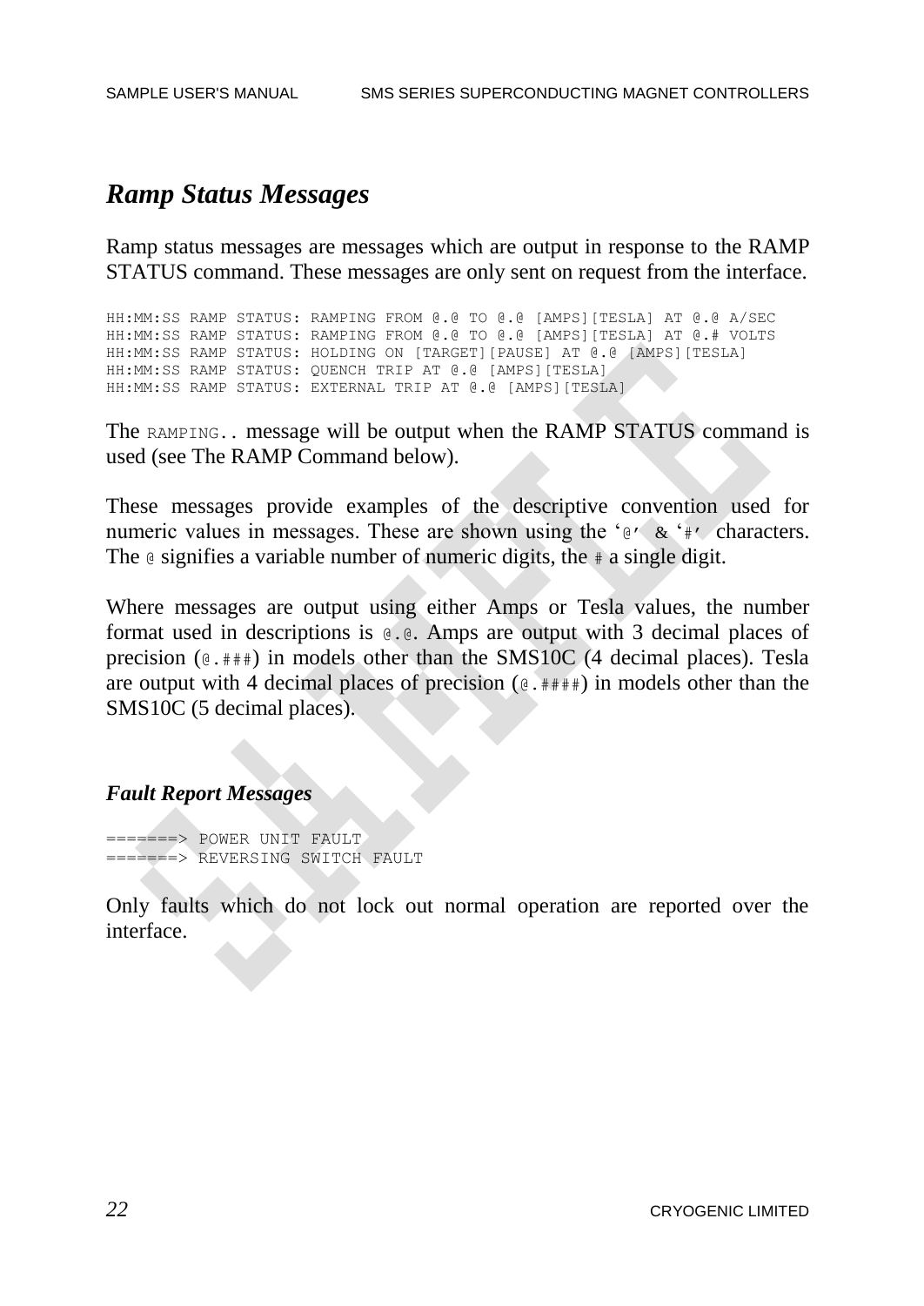## *Ramp Status Messages*

Ramp status messages are messages which are output in response to the RAMP STATUS command. These messages are only sent on request from the interface.

```
HH:MM:SS RAMP STATUS: RAMPING FROM @.@ TO @.@ [AMPS][TESLA] AT @.@ A/SEC
HH:MM:SS RAMP STATUS: RAMPING FROM @.@ TO @.@ [AMPS][TESLA] AT @.# VOLTS
HH:MM:SS RAMP STATUS: HOLDING ON [TARGET][PAUSE] AT @.@ [AMPS][TESLA]
HH:MM:SS RAMP STATUS: QUENCH TRIP AT @.@ [AMPS][TESLA]
HH:MM:SS RAMP STATUS: EXTERNAL TRIP AT @.@ [AMPS][TESLA]
```

The `RAMPING..` message will be output when the RAMP STATUS command is used (see The RAMP Command below).

These messages provide examples of the descriptive convention used for numeric values in messages. These are shown using the '`@`' & '`#`' characters. The `@` signifies a variable number of numeric digits, the `#` a single digit.

Where messages are output using either Amps or Tesla values, the number format used in descriptions is `@.@`. Amps are output with 3 decimal places of precision (`@.###`) in models other than the SMS10C (4 decimal places). Tesla are output with 4 decimal places of precision (`@.####`) in models other than the SMS10C (5 decimal places).

### *Fault Report Messages*

```
=======> POWER UNIT FAULT
=======> REVERSING SWITCH FAULT
```

Only faults which do not lock out normal operation are reported over the interface.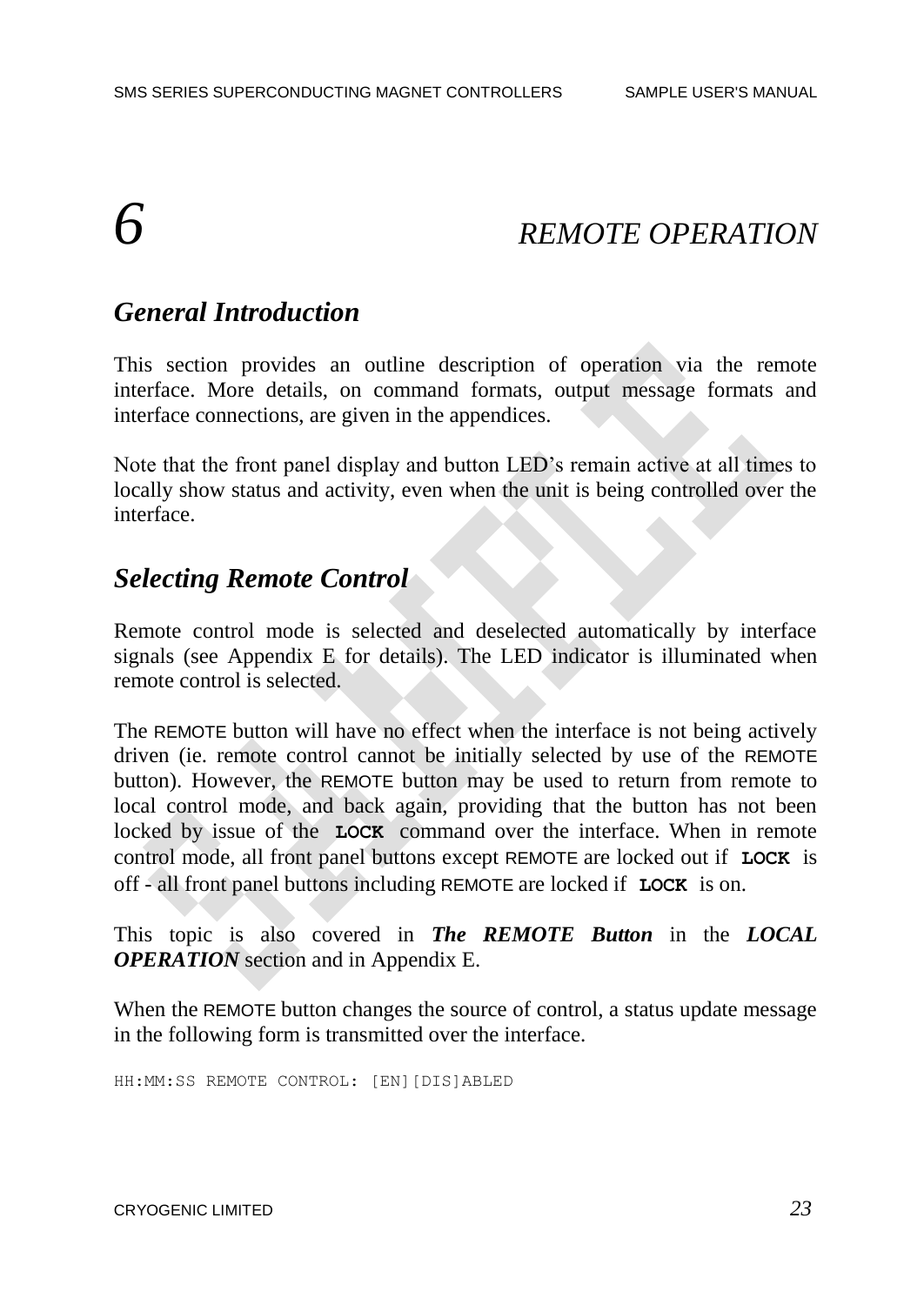# 6 REMOTE OPERATION

## General Introduction

This section provides an outline description of operation via the remote interface. More details, on command formats, output message formats and interface connections, are given in the appendices.

Note that the front panel display and button LED's remain active at all times to locally show status and activity, even when the unit is being controlled over the interface.

## Selecting Remote Control

Remote control mode is selected and deselected automatically by interface signals (see Appendix E for details). The LED indicator is illuminated when remote control is selected.

The REMOTE button will have no effect when the interface is not being actively driven (ie. remote control cannot be initially selected by use of the REMOTE button). However, the REMOTE button may be used to return from remote to local control mode, and back again, providing that the button has not been locked by issue of the **`LOCK`** command over the interface. When in remote control mode, all front panel buttons except REMOTE are locked out if **`LOCK`** is off - all front panel buttons including REMOTE are locked if **`LOCK`** is on.

This topic is also covered in ***The REMOTE Button*** in the ***LOCAL OPERATION*** section and in Appendix E.

When the REMOTE button changes the source of control, a status update message in the following form is transmitted over the interface.

```
HH:MM:SS REMOTE CONTROL: [EN][DIS]ABLED
```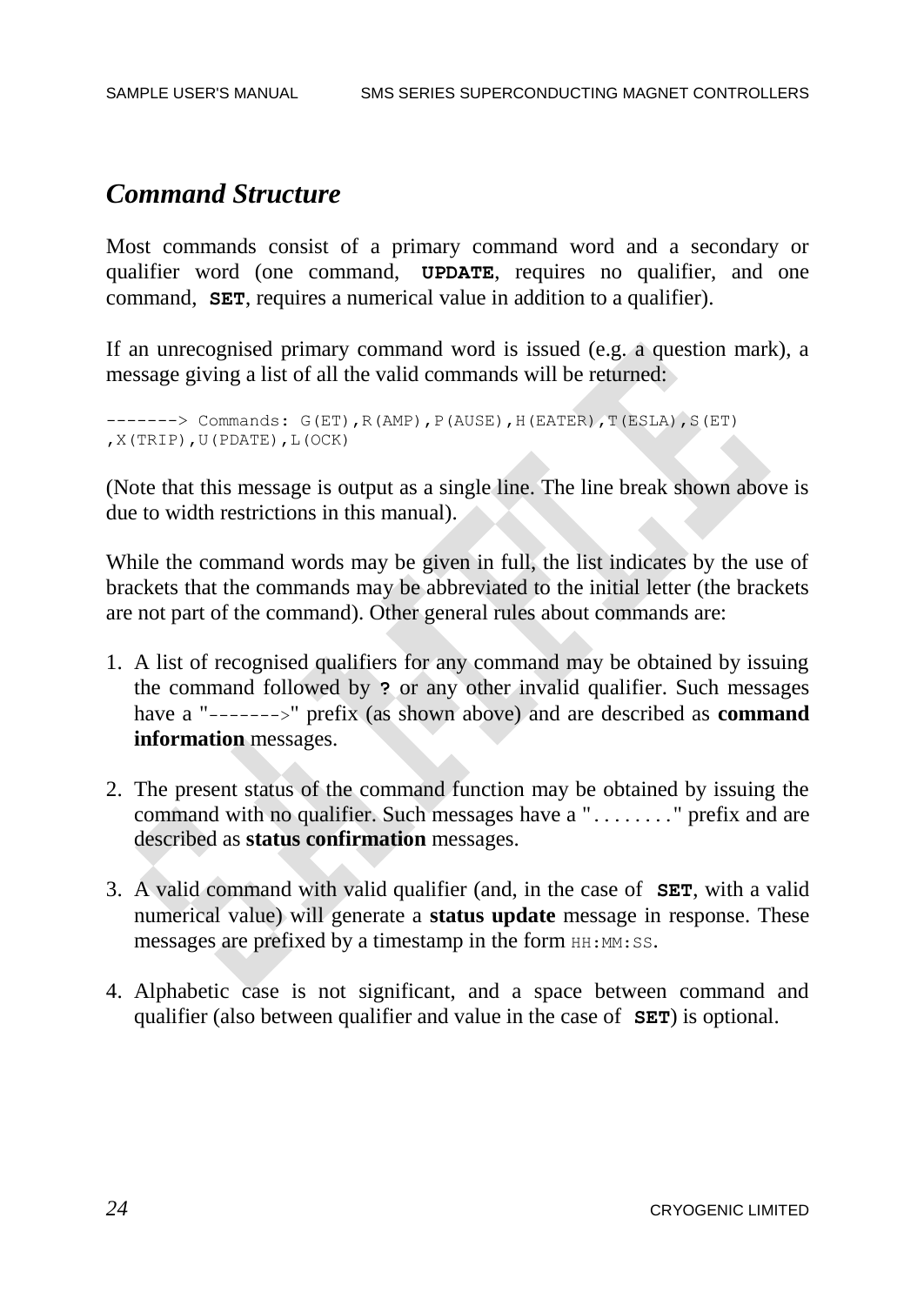## *Command Structure*

Most commands consist of a primary command word and a secondary or qualifier word (one command, **`UPDATE`**, requires no qualifier, and one command, **`SET`**, requires a numerical value in addition to a qualifier).

If an unrecognised primary command word is issued (e.g. a question mark), a message giving a list of all the valid commands will be returned:

```
-------> Commands: G(ET),R(AMP),P(AUSE),H(EATER),T(ESLA),S(ET)
,X(TRIP),U(PDATE),L(OCK)
```

(Note that this message is output as a single line. The line break shown above is due to width restrictions in this manual).

While the command words may be given in full, the list indicates by the use of brackets that the commands may be abbreviated to the initial letter (the brackets are not part of the command). Other general rules about commands are:

1. A list of recognised qualifiers for any command may be obtained by issuing the command followed by **`?`** or any other invalid qualifier. Such messages have a "`------->`" prefix (as shown above) and are described as **command information** messages.

2. The present status of the command function may be obtained by issuing the command with no qualifier. Such messages have a "`........`" prefix and are described as **status confirmation** messages.

3. A valid command with valid qualifier (and, in the case of **`SET`**, with a valid numerical value) will generate a **status update** message in response. These messages are prefixed by a timestamp in the form `HH:MM:SS`.

4. Alphabetic case is not significant, and a space between command and qualifier (also between qualifier and value in the case of **`SET`**) is optional.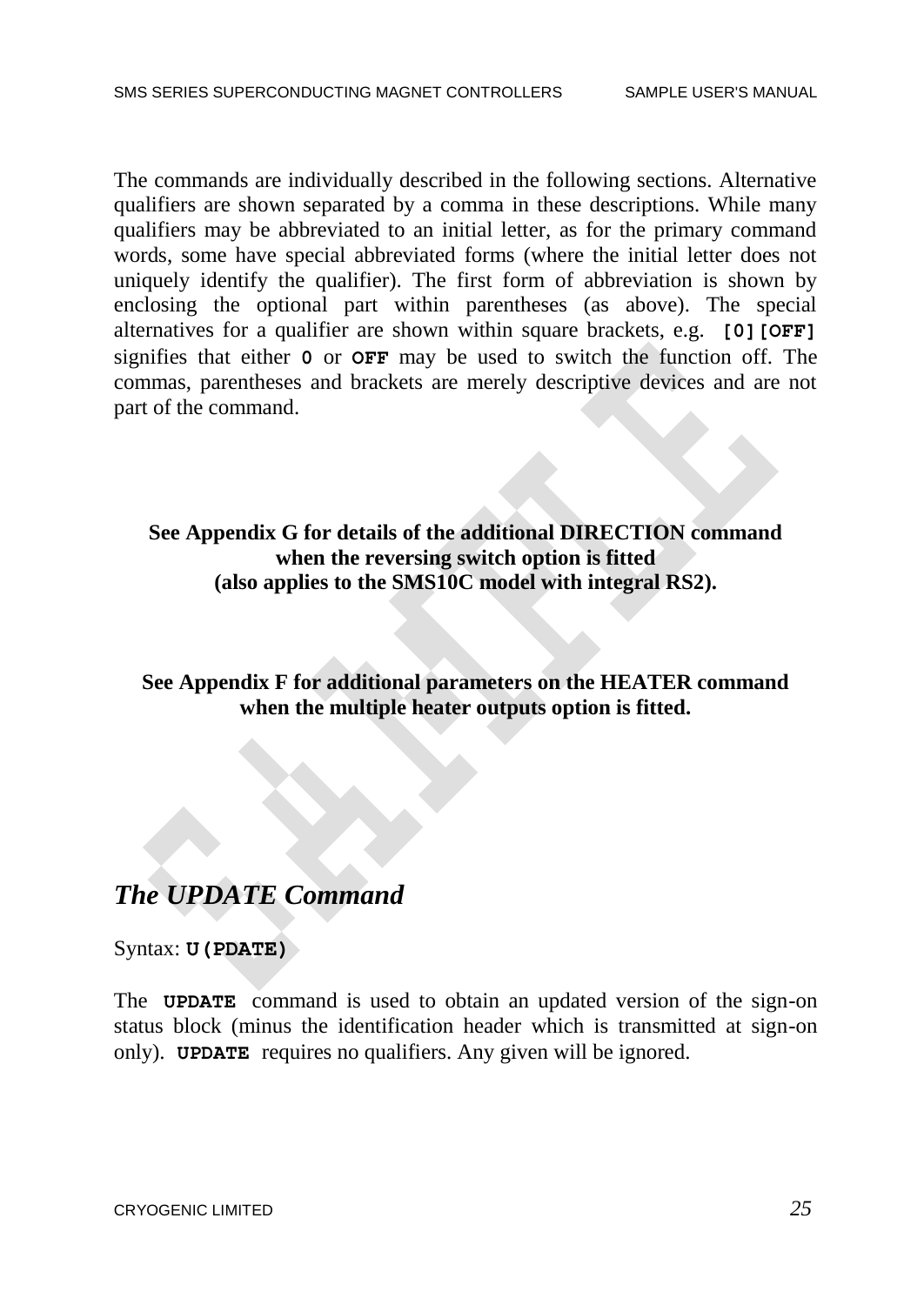The commands are individually described in the following sections. Alternative qualifiers are shown separated by a comma in these descriptions. While many qualifiers may be abbreviated to an initial letter, as for the primary command words, some have special abbreviated forms (where the initial letter does not uniquely identify the qualifier). The first form of abbreviation is shown by enclosing the optional part within parentheses (as above). The special alternatives for a qualifier are shown within square brackets, e.g. **`[0][OFF]`** signifies that either **`0`** or **`OFF`** may be used to switch the function off. The commas, parentheses and brackets are merely descriptive devices and are not part of the command.

**See Appendix G for details of the additional DIRECTION command when the reversing switch option is fitted (also applies to the SMS10C model with integral RS2).**

**See Appendix F for additional parameters on the HEATER command when the multiple heater outputs option is fitted.**

## *The UPDATE Command*

Syntax: **`U(PDATE)`**

The **`UPDATE`** command is used to obtain an updated version of the sign-on status block (minus the identification header which is transmitted at sign-on only). **`UPDATE`** requires no qualifiers. Any given will be ignored.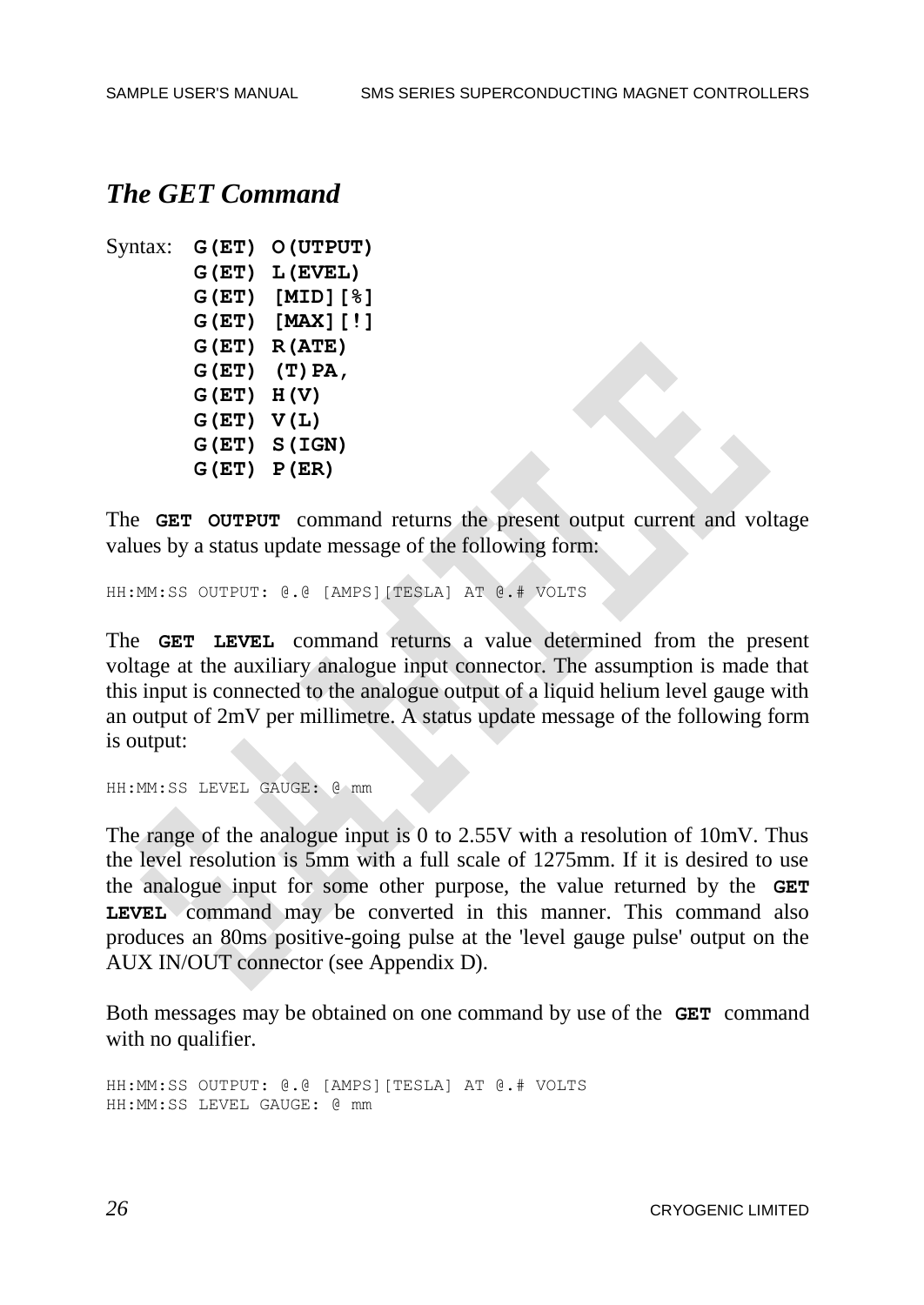## *The GET Command*

Syntax: **G(ET) O(UTPUT)**
**G(ET) L(EVEL)**
**G(ET) [MID][%]**
**G(ET) [MAX][!]**
**G(ET) R(ATE)**
**G(ET) (T)PA,**
**G(ET) H(V)**
**G(ET) V(L)**
**G(ET) S(IGN)**
**G(ET) P(ER)**

The **GET OUTPUT** command returns the present output current and voltage values by a status update message of the following form:

```
HH:MM:SS OUTPUT: @.@ [AMPS][TESLA] AT @.# VOLTS
```

The **GET LEVEL** command returns a value determined from the present voltage at the auxiliary analogue input connector. The assumption is made that this input is connected to the analogue output of a liquid helium level gauge with an output of 2mV per millimetre. A status update message of the following form is output:

```
HH:MM:SS LEVEL GAUGE: @ mm
```

The range of the analogue input is 0 to 2.55V with a resolution of 10mV. Thus the level resolution is 5mm with a full scale of 1275mm. If it is desired to use the analogue input for some other purpose, the value returned by the **GET LEVEL** command may be converted in this manner. This command also produces an 80ms positive-going pulse at the 'level gauge pulse' output on the AUX IN/OUT connector (see Appendix D).

Both messages may be obtained on one command by use of the **GET** command with no qualifier.

```
HH:MM:SS OUTPUT: @.@ [AMPS][TESLA] AT @.# VOLTS
HH:MM:SS LEVEL GAUGE: @ mm
```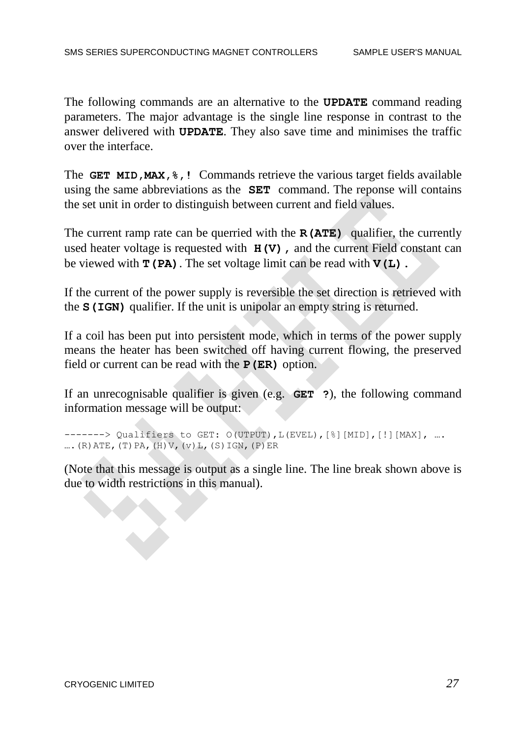The following commands are an alternative to the **UPDATE** command reading parameters. The major advantage is the single line response in contrast to the answer delivered with **UPDATE**. They also save time and minimises the traffic over the interface.

The **GET MID,MAX,%,!** Commands retrieve the various target fields available using the same abbreviations as the **SET** command. The reponse will contains the set unit in order to distinguish between current and field values.

The current ramp rate can be querried with the **R(ATE)** qualifier, the currently used heater voltage is requested with **H(V),** and the current Field constant can be viewed with **T(PA)**. The set voltage limit can be read with **V(L).**

If the current of the power supply is reversible the set direction is retrieved with the **S(IGN)** qualifier. If the unit is unipolar an empty string is returned.

If a coil has been put into persistent mode, which in terms of the power supply means the heater has been switched off having current flowing, the preserved field or current can be read with the **P(ER)** option.

If an unrecognisable qualifier is given (e.g. **GET ?**), the following command information message will be output:

```
-------> Qualifiers to GET: O(UTPUT),L(EVEL),[%][MID],[!][MAX], ….
….(R)ATE,(T)PA,(H)V,(v)L,(S)IGN,(P)ER
```

(Note that this message is output as a single line. The line break shown above is due to width restrictions in this manual).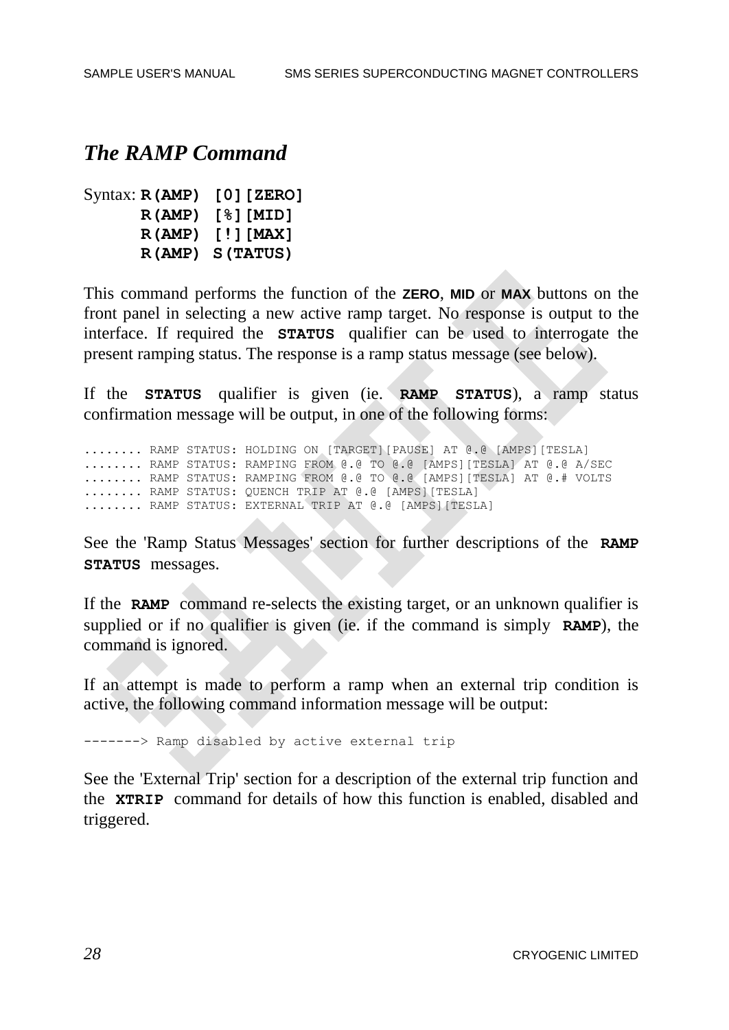## *The RAMP Command*

Syntax: **R(AMP) [0][ZERO]**
**R(AMP) [%][MID]**
**R(AMP) [!][MAX]**
**R(AMP) S(TATUS)**

This command performs the function of the **ZERO**, **MID** or **MAX** buttons on the front panel in selecting a new active ramp target. No response is output to the interface. If required the **STATUS** qualifier can be used to interrogate the present ramping status. The response is a ramp status message (see below).

If the **STATUS** qualifier is given (ie. **RAMP STATUS**), a ramp status confirmation message will be output, in one of the following forms:

```
........ RAMP STATUS: HOLDING ON [TARGET][PAUSE] AT @.@ [AMPS][TESLA]
........ RAMP STATUS: RAMPING FROM @.@ TO @.@ [AMPS][TESLA] AT @.@ A/SEC
........ RAMP STATUS: RAMPING FROM @.@ TO @.@ [AMPS][TESLA] AT @.# VOLTS
........ RAMP STATUS: QUENCH TRIP AT @.@ [AMPS][TESLA]
........ RAMP STATUS: EXTERNAL TRIP AT @.@ [AMPS][TESLA]
```

See the 'Ramp Status Messages' section for further descriptions of the **RAMP STATUS** messages.

If the **RAMP** command re-selects the existing target, or an unknown qualifier is supplied or if no qualifier is given (ie. if the command is simply **RAMP**), the command is ignored.

If an attempt is made to perform a ramp when an external trip condition is active, the following command information message will be output:

```
-------> Ramp disabled by active external trip
```

See the 'External Trip' section for a description of the external trip function and the **XTRIP** command for details of how this function is enabled, disabled and triggered.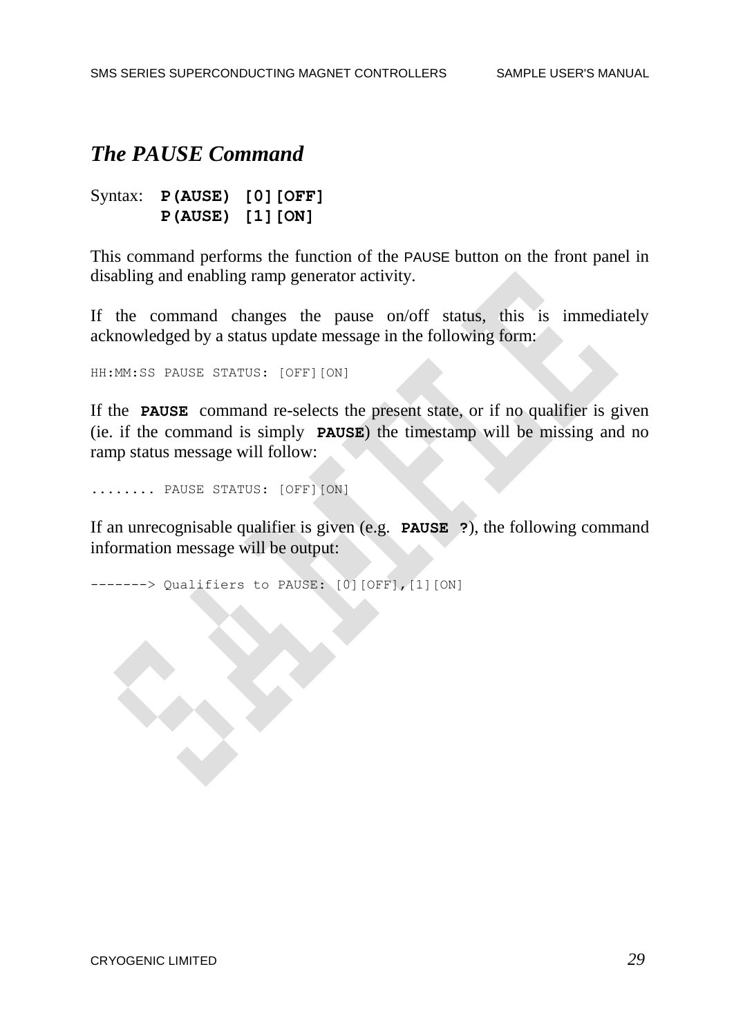## *The PAUSE Command*

Syntax: **P(AUSE) [0][OFF]**
        **P(AUSE) [1][ON]**

This command performs the function of the PAUSE button on the front panel in disabling and enabling ramp generator activity.

If the command changes the pause on/off status, this is immediately acknowledged by a status update message in the following form:

```
HH:MM:SS PAUSE STATUS: [OFF][ON]
```

If the **PAUSE** command re-selects the present state, or if no qualifier is given (ie. if the command is simply **PAUSE**) the timestamp will be missing and no ramp status message will follow:

```
........ PAUSE STATUS: [OFF][ON]
```

If an unrecognisable qualifier is given (e.g. **PAUSE ?**), the following command information message will be output:

```
-------> Qualifiers to PAUSE: [0][OFF],[1][ON]
```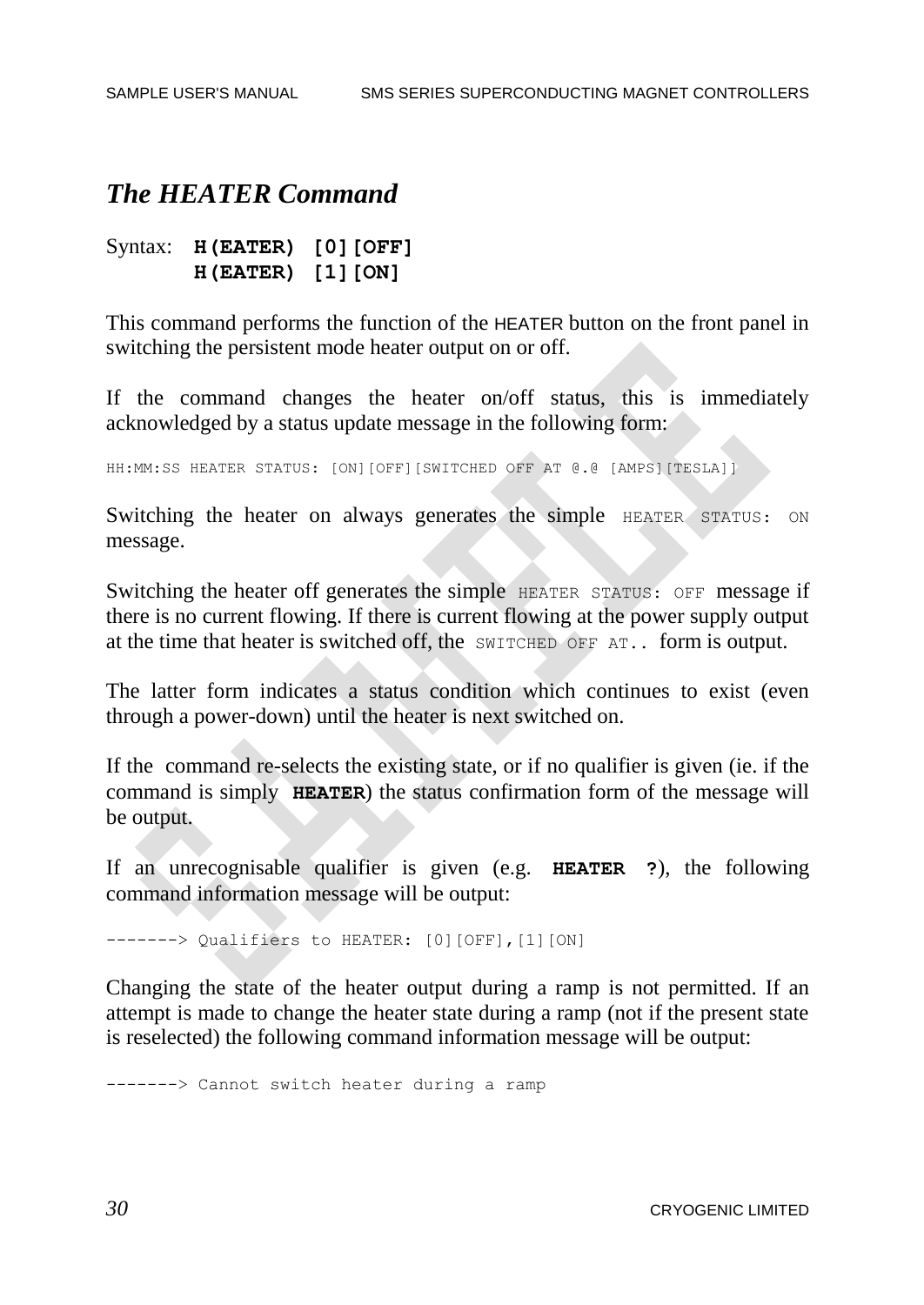## *The HEATER Command*

Syntax: **H(EATER) [0][OFF]**
**H(EATER) [1][ON]**

This command performs the function of the HEATER button on the front panel in switching the persistent mode heater output on or off.

If the command changes the heater on/off status, this is immediately acknowledged by a status update message in the following form:

```
HH:MM:SS HEATER STATUS: [ON][OFF][SWITCHED OFF AT @.@ [AMPS][TESLA]]
```

Switching the heater on always generates the simple `HEATER STATUS: ON` message.

Switching the heater off generates the simple `HEATER STATUS: OFF` message if there is no current flowing. If there is current flowing at the power supply output at the time that heater is switched off, the `SWITCHED OFF AT..` form is output.

The latter form indicates a status condition which continues to exist (even through a power-down) until the heater is next switched on.

If the command re-selects the existing state, or if no qualifier is given (ie. if the command is simply **HEATER**) the status confirmation form of the message will be output.

If an unrecognisable qualifier is given (e.g. **HEATER ?**), the following command information message will be output:

```
-------> Qualifiers to HEATER: [0][OFF],[1][ON]
```

Changing the state of the heater output during a ramp is not permitted. If an attempt is made to change the heater state during a ramp (not if the present state is reselected) the following command information message will be output:

```
-------> Cannot switch heater during a ramp
```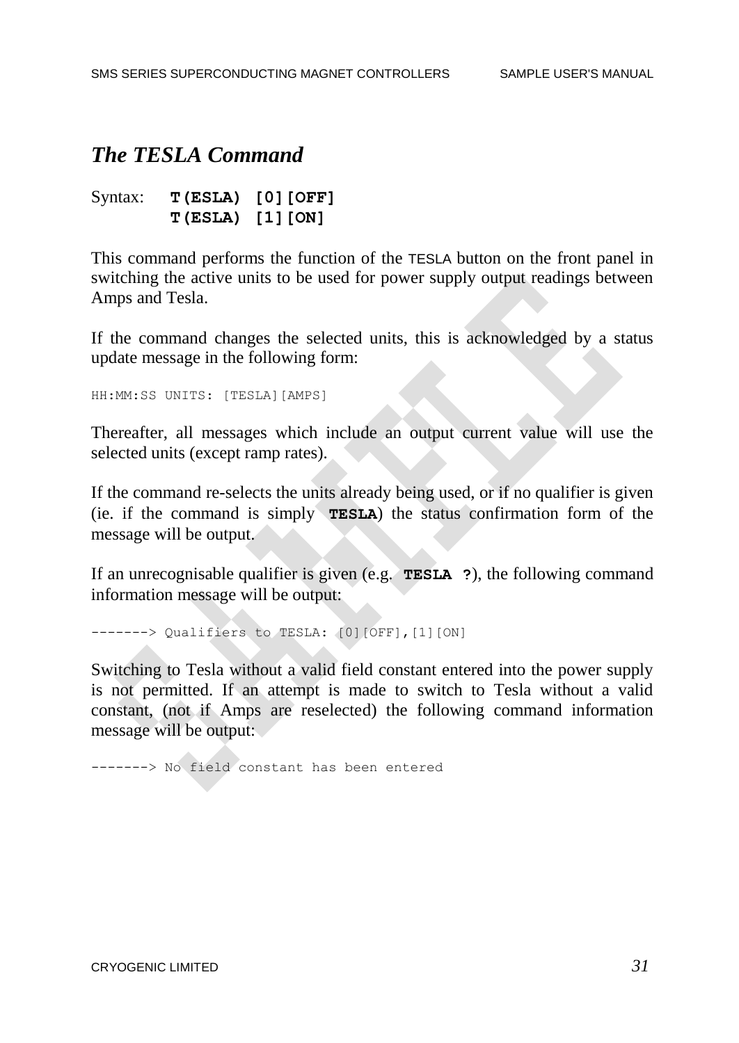## *The TESLA Command*

Syntax: **T(ESLA) [0][OFF]**
**T(ESLA) [1][ON]**

This command performs the function of the TESLA button on the front panel in switching the active units to be used for power supply output readings between Amps and Tesla.

If the command changes the selected units, this is acknowledged by a status update message in the following form:

```
HH:MM:SS UNITS: [TESLA][AMPS]
```

Thereafter, all messages which include an output current value will use the selected units (except ramp rates).

If the command re-selects the units already being used, or if no qualifier is given (ie. if the command is simply **TESLA**) the status confirmation form of the message will be output.

If an unrecognisable qualifier is given (e.g. **TESLA ?**), the following command information message will be output:

```
-------> Qualifiers to TESLA: [0][OFF],[1][ON]
```

Switching to Tesla without a valid field constant entered into the power supply is not permitted. If an attempt is made to switch to Tesla without a valid constant, (not if Amps are reselected) the following command information message will be output:

```
-------> No field constant has been entered
```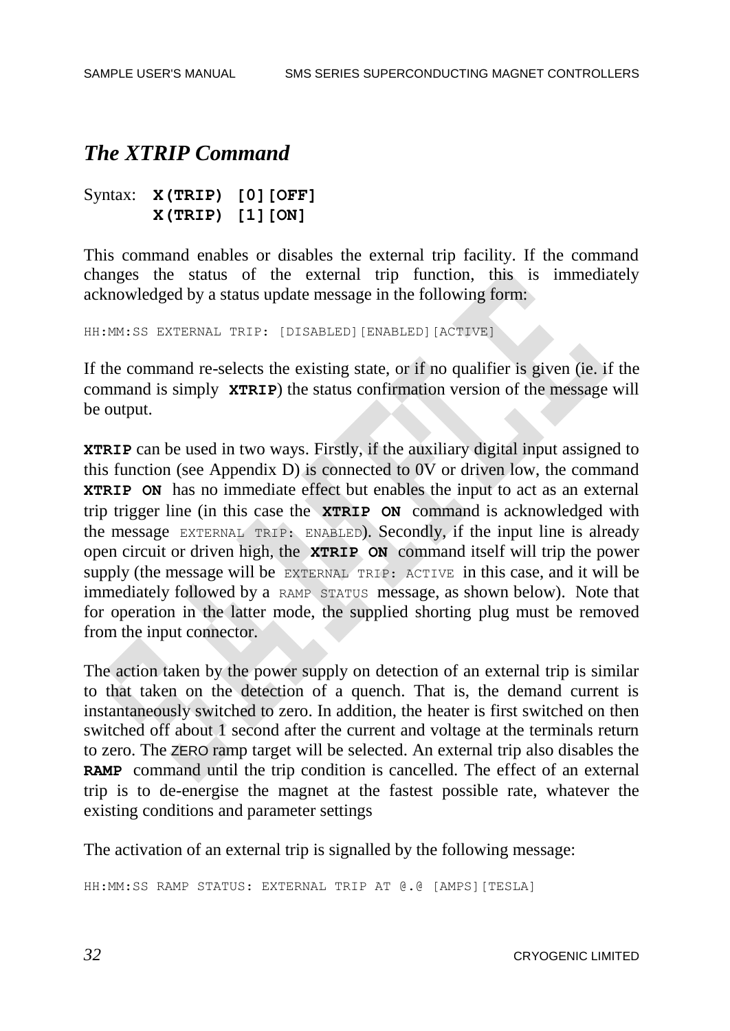## *The XTRIP Command*

Syntax: **X(TRIP) [0][OFF]**
**X(TRIP) [1][ON]**

This command enables or disables the external trip facility. If the command changes the status of the external trip function, this is immediately acknowledged by a status update message in the following form:

```
HH:MM:SS EXTERNAL TRIP: [DISABLED][ENABLED][ACTIVE]
```

If the command re-selects the existing state, or if no qualifier is given (ie. if the command is simply **XTRIP**) the status confirmation version of the message will be output.

**XTRIP** can be used in two ways. Firstly, if the auxiliary digital input assigned to this function (see Appendix D) is connected to 0V or driven low, the command **XTRIP ON** has no immediate effect but enables the input to act as an external trip trigger line (in this case the **XTRIP ON** command is acknowledged with the message `EXTERNAL TRIP: ENABLED`). Secondly, if the input line is already open circuit or driven high, the **XTRIP ON** command itself will trip the power supply (the message will be `EXTERNAL TRIP: ACTIVE` in this case, and it will be immediately followed by a `RAMP STATUS` message, as shown below). Note that for operation in the latter mode, the supplied shorting plug must be removed from the input connector.

The action taken by the power supply on detection of an external trip is similar to that taken on the detection of a quench. That is, the demand current is instantaneously switched to zero. In addition, the heater is first switched on then switched off about 1 second after the current and voltage at the terminals return to zero. The ZERO ramp target will be selected. An external trip also disables the **RAMP** command until the trip condition is cancelled. The effect of an external trip is to de-energise the magnet at the fastest possible rate, whatever the existing conditions and parameter settings

The activation of an external trip is signalled by the following message:

```
HH:MM:SS RAMP STATUS: EXTERNAL TRIP AT @.@ [AMPS][TESLA]
```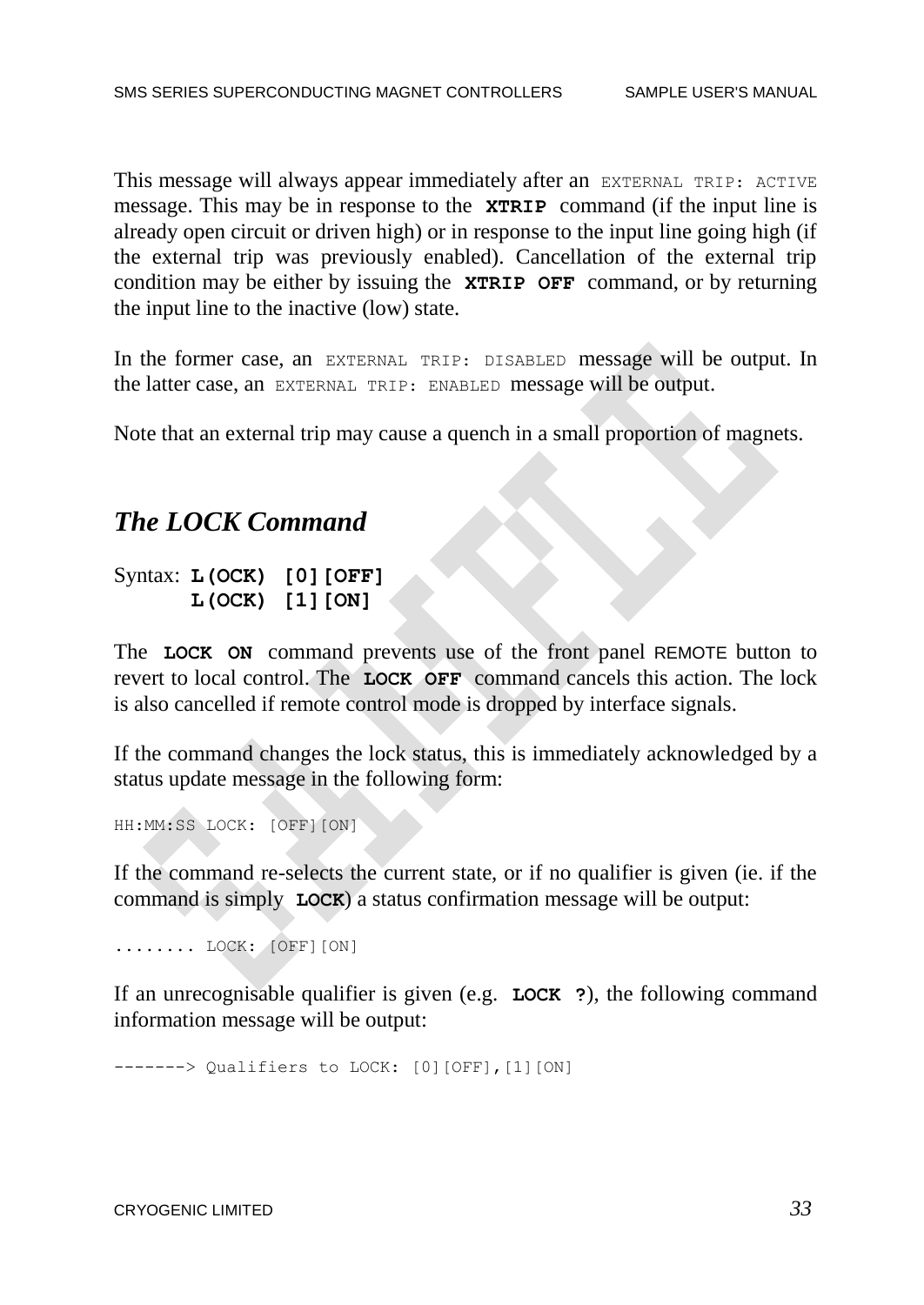This message will always appear immediately after an `EXTERNAL TRIP: ACTIVE` message. This may be in response to the **`XTRIP`** command (if the input line is already open circuit or driven high) or in response to the input line going high (if the external trip was previously enabled). Cancellation of the external trip condition may be either by issuing the **`XTRIP OFF`** command, or by returning the input line to the inactive (low) state.

In the former case, an `EXTERNAL TRIP: DISABLED` message will be output. In the latter case, an `EXTERNAL TRIP: ENABLED` message will be output.

Note that an external trip may cause a quench in a small proportion of magnets.

## *The LOCK Command*

Syntax: **`L(OCK) [0][OFF]`**
**`L(OCK) [1][ON]`**

The **`LOCK ON`** command prevents use of the front panel REMOTE button to revert to local control. The **`LOCK OFF`** command cancels this action. The lock is also cancelled if remote control mode is dropped by interface signals.

If the command changes the lock status, this is immediately acknowledged by a status update message in the following form:

```
HH:MM:SS LOCK: [OFF][ON]
```

If the command re-selects the current state, or if no qualifier is given (ie. if the command is simply **`LOCK`**) a status confirmation message will be output:

```
........ LOCK: [OFF][ON]
```

If an unrecognisable qualifier is given (e.g. **`LOCK ?`**), the following command information message will be output:

```
-------> Qualifiers to LOCK: [0][OFF],[1][ON]
```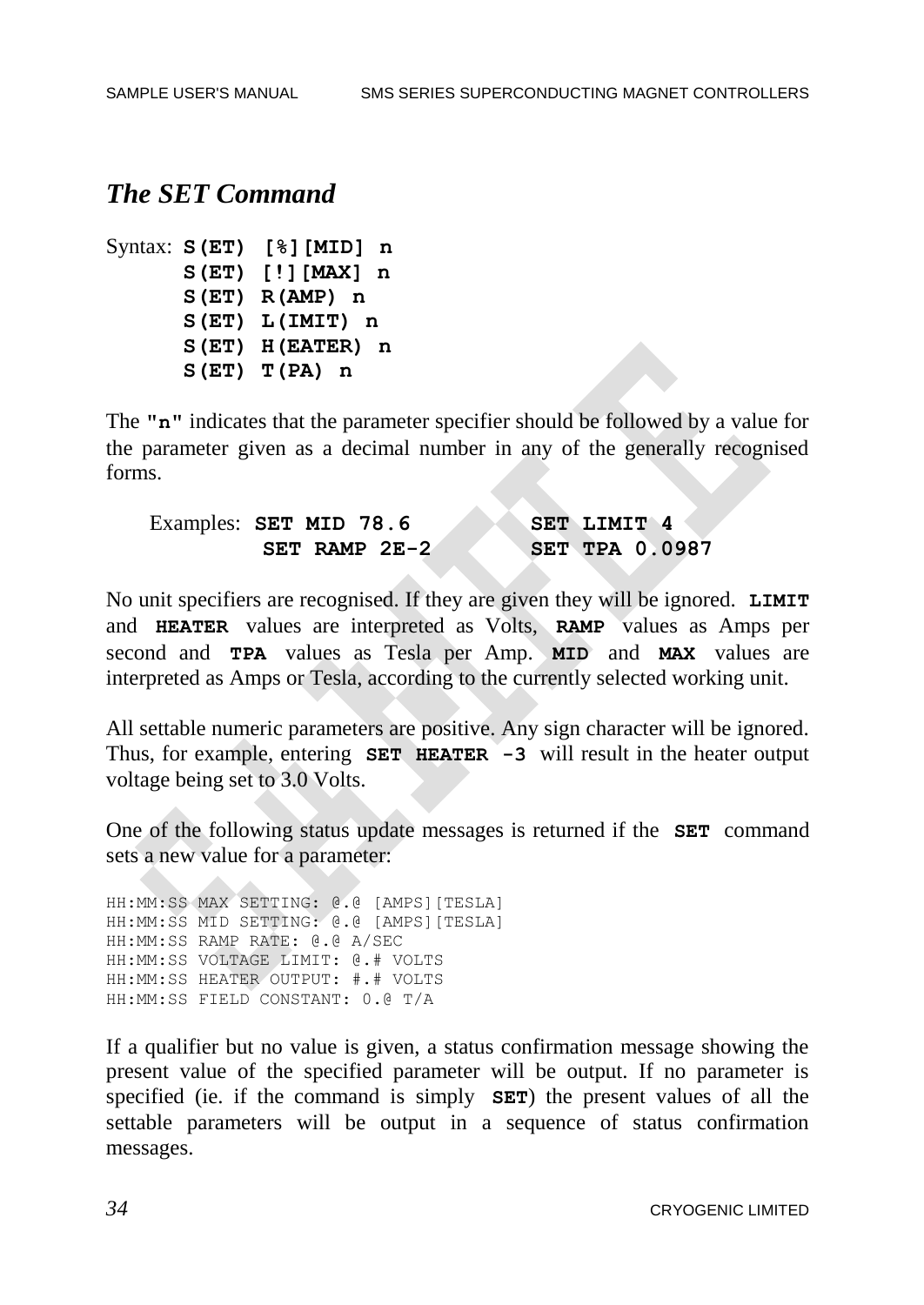## *The SET Command*

Syntax:
```
S(ET) [%][MID] n
S(ET) [!][MAX] n
S(ET) R(AMP) n
S(ET) L(IMIT) n
S(ET) H(EATER) n
S(ET) T(PA) n
```

The **"n"** indicates that the parameter specifier should be followed by a value for the parameter given as a decimal number in any of the generally recognised forms.

Examples: **SET MID 78.6** **SET LIMIT 4**
**SET RAMP 2E-2** **SET TPA 0.0987**

No unit specifiers are recognised. If they are given they will be ignored. **LIMIT** and **HEATER** values are interpreted as Volts, **RAMP** values as Amps per second and **TPA** values as Tesla per Amp. **MID** and **MAX** values are interpreted as Amps or Tesla, according to the currently selected working unit.

All settable numeric parameters are positive. Any sign character will be ignored. Thus, for example, entering **SET HEATER -3** will result in the heater output voltage being set to 3.0 Volts.

One of the following status update messages is returned if the **SET** command sets a new value for a parameter:

```
HH:MM:SS MAX SETTING: @.@ [AMPS][TESLA]
HH:MM:SS MID SETTING: @.@ [AMPS][TESLA]
HH:MM:SS RAMP RATE: @.@ A/SEC
HH:MM:SS VOLTAGE LIMIT: @.# VOLTS
HH:MM:SS HEATER OUTPUT: #.# VOLTS
HH:MM:SS FIELD CONSTANT: 0.@ T/A
```

If a qualifier but no value is given, a status confirmation message showing the present value of the specified parameter will be output. If no parameter is specified (ie. if the command is simply **SET**) the present values of all the settable parameters will be output in a sequence of status confirmation messages.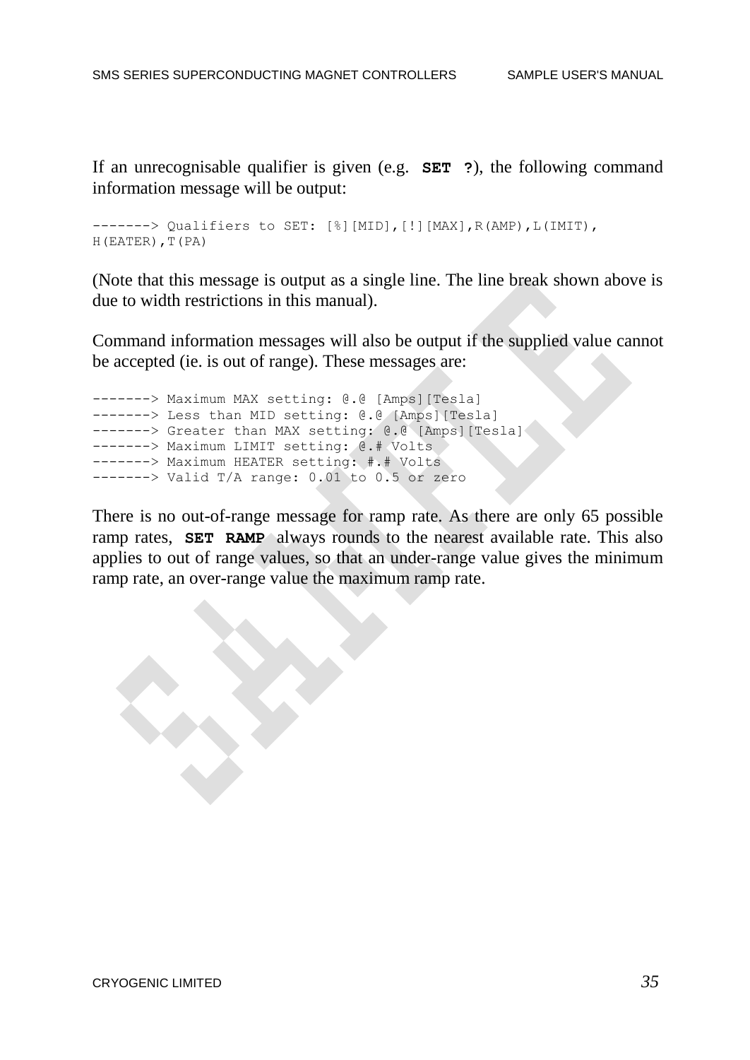If an unrecognisable qualifier is given (e.g. **SET ?**), the following command information message will be output:

```
-------> Qualifiers to SET: [%][MID],[!][MAX],R(AMP),L(IMIT),
H(EATER),T(PA)
```

(Note that this message is output as a single line. The line break shown above is due to width restrictions in this manual).

Command information messages will also be output if the supplied value cannot be accepted (ie. is out of range). These messages are:

```
-------> Maximum MAX setting: @.@ [Amps][Tesla]
-------> Less than MID setting: @.@ [Amps][Tesla]
-------> Greater than MAX setting: @.@ [Amps][Tesla]
-------> Maximum LIMIT setting: @.# Volts
-------> Maximum HEATER setting: #.# Volts
-------> Valid T/A range: 0.01 to 0.5 or zero
```

There is no out-of-range message for ramp rate. As there are only 65 possible ramp rates, **SET RAMP** always rounds to the nearest available rate. This also applies to out of range values, so that an under-range value gives the minimum ramp rate, an over-range value the maximum ramp rate.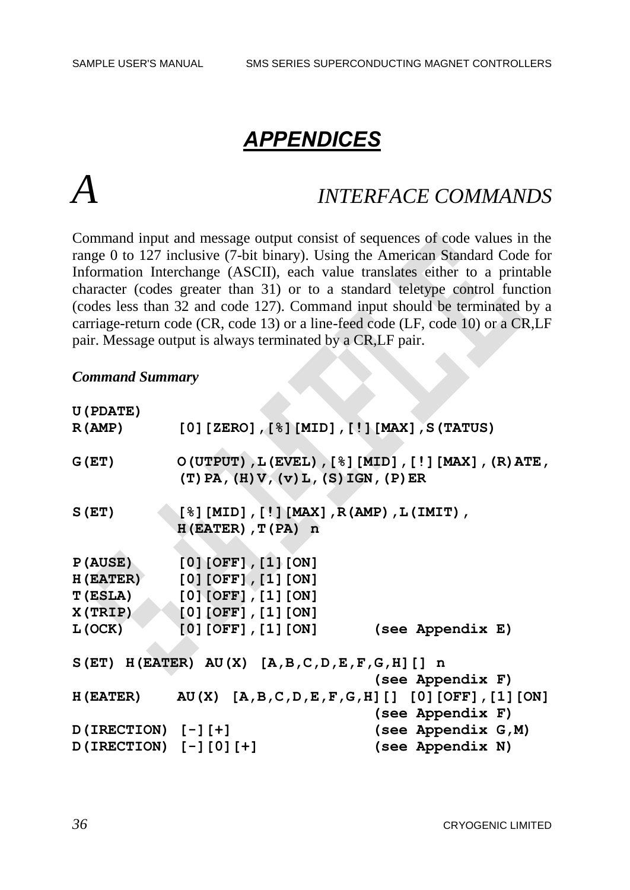# APPENDICES

## A INTERFACE COMMANDS

Command input and message output consist of sequences of code values in the range 0 to 127 inclusive (7-bit binary). Using the American Standard Code for Information Interchange (ASCII), each value translates either to a printable character (codes greater than 31) or to a standard teletype control function (codes less than 32 and code 127). Command input should be terminated by a carriage-return code (CR, code 13) or a line-feed code (LF, code 10) or a CR,LF pair. Message output is always terminated by a CR,LF pair.

***Command Summary***

```
U(PDATE)
R(AMP)        [0][ZERO],[%][MID],[!][MAX],S(TATUS)

G(ET)         O(UTPUT),L(EVEL),[%][MID],[!][MAX],(R)ATE,
              (T)PA,(H)V,(v)L,(S)IGN,(P)ER

S(ET)         [%][MID],[!][MAX],R(AMP),L(IMIT),
              H(EATER),T(PA) n

P(AUSE)       [0][OFF],[1][ON]
H(EATER)      [0][OFF],[1][ON]
T(ESLA)       [0][OFF],[1][ON]
X(TRIP)       [0][OFF],[1][ON]
L(OCK)        [0][OFF],[1][ON]       (see Appendix E)

S(ET) H(EATER) AU(X) [A,B,C,D,E,F,G,H][] n
                                     (see Appendix F)
H(EATER)     AU(X) [A,B,C,D,E,F,G,H][] [0][OFF],[1][ON]
                                     (see Appendix F)
D(IRECTION) [-][+]                   (see Appendix G,M)
D(IRECTION) [-][0][+]                (see Appendix N)
```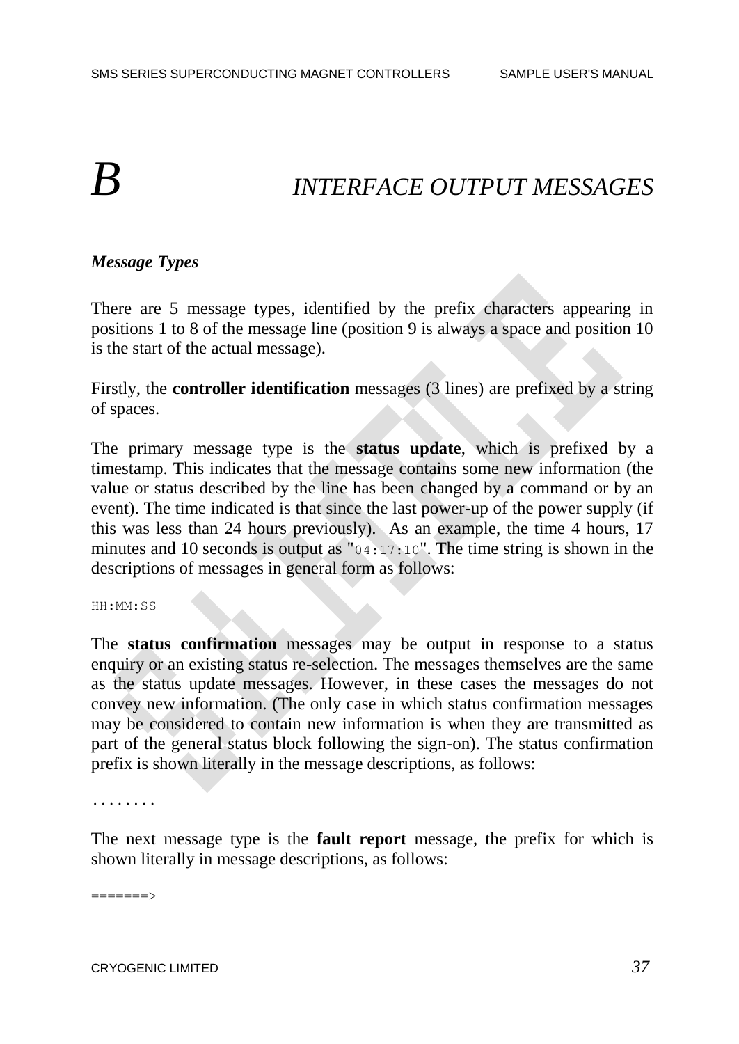# B INTERFACE OUTPUT MESSAGES

***Message Types***

There are 5 message types, identified by the prefix characters appearing in positions 1 to 8 of the message line (position 9 is always a space and position 10 is the start of the actual message).

Firstly, the **controller identification** messages (3 lines) are prefixed by a string of spaces.

The primary message type is the **status update**, which is prefixed by a timestamp. This indicates that the message contains some new information (the value or status described by the line has been changed by a command or by an event). The time indicated is that since the last power-up of the power supply (if this was less than 24 hours previously). As an example, the time 4 hours, 17 minutes and 10 seconds is output as "`04:17:10`". The time string is shown in the descriptions of messages in general form as follows:

```
HH:MM:SS
```

The **status confirmation** messages may be output in response to a status enquiry or an existing status re-selection. The messages themselves are the same as the status update messages. However, in these cases the messages do not convey new information. (The only case in which status confirmation messages may be considered to contain new information is when they are transmitted as part of the general status block following the sign-on). The status confirmation prefix is shown literally in the message descriptions, as follows:

```
........
```

The next message type is the **fault report** message, the prefix for which is shown literally in message descriptions, as follows:

```
=======>
```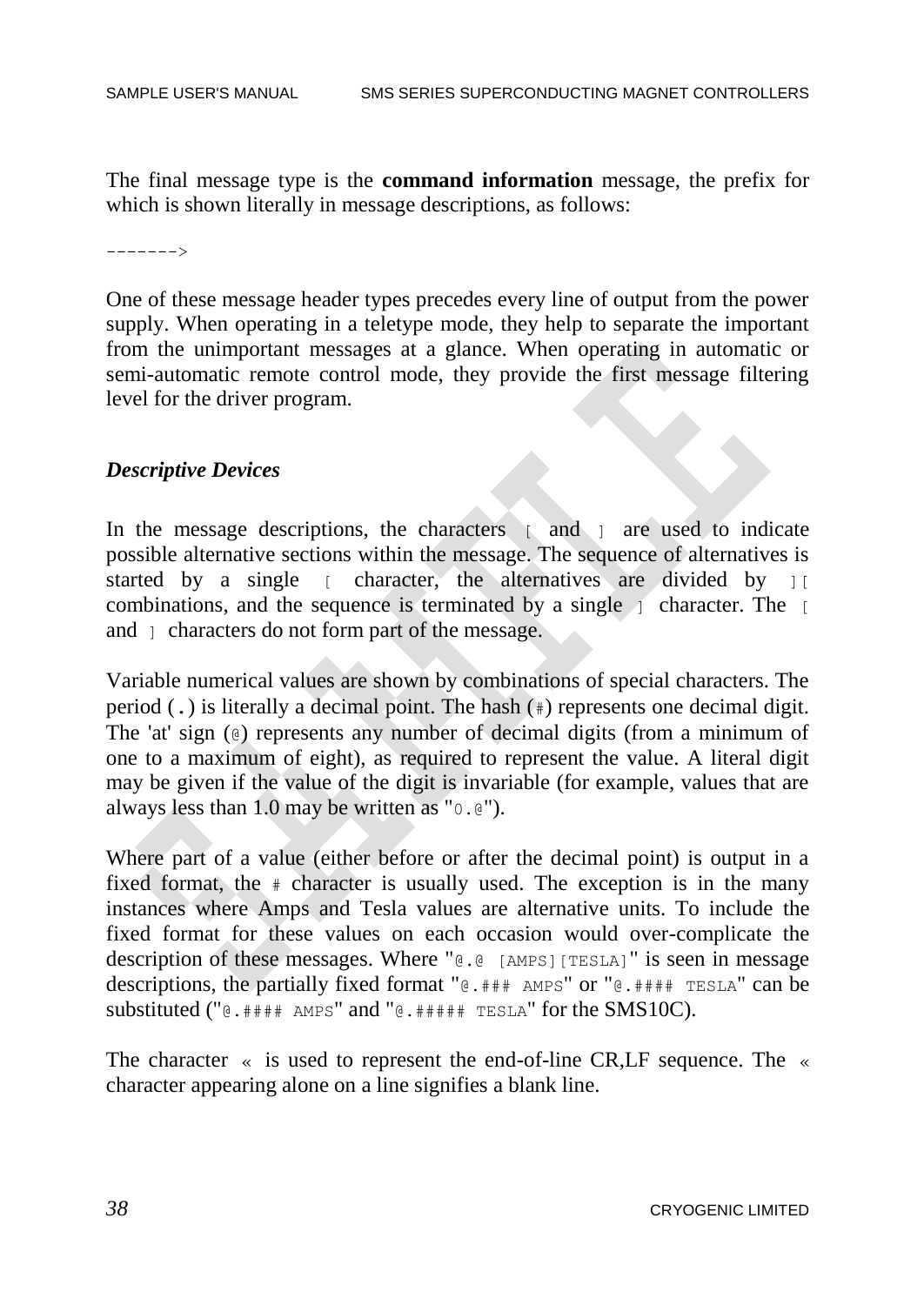The final message type is the **command information** message, the prefix for which is shown literally in message descriptions, as follows:

```
------->
```

One of these message header types precedes every line of output from the power supply. When operating in a teletype mode, they help to separate the important from the unimportant messages at a glance. When operating in automatic or semi-automatic remote control mode, they provide the first message filtering level for the driver program.

### *Descriptive Devices*

In the message descriptions, the characters `[` and `]` are used to indicate possible alternative sections within the message. The sequence of alternatives is started by a single `[` character, the alternatives are divided by `][` combinations, and the sequence is terminated by a single `]` character. The `[` and `]` characters do not form part of the message.

Variable numerical values are shown by combinations of special characters. The period (`.`) is literally a decimal point. The hash (`#`) represents one decimal digit. The 'at' sign (`@`) represents any number of decimal digits (from a minimum of one to a maximum of eight), as required to represent the value. A literal digit may be given if the value of the digit is invariable (for example, values that are always less than 1.0 may be written as "`0.@`").

Where part of a value (either before or after the decimal point) is output in a fixed format, the `#` character is usually used. The exception is in the many instances where Amps and Tesla values are alternative units. To include the fixed format for these values on each occasion would over-complicate the description of these messages. Where "`@.@ [AMPS][TESLA]`" is seen in message descriptions, the partially fixed format "`@.### AMPS`" or "`@.#### TESLA`" can be substituted ("`@.#### AMPS`" and "`@.##### TESLA`" for the SMS10C).

The character `«` is used to represent the end-of-line CR,LF sequence. The `«` character appearing alone on a line signifies a blank line.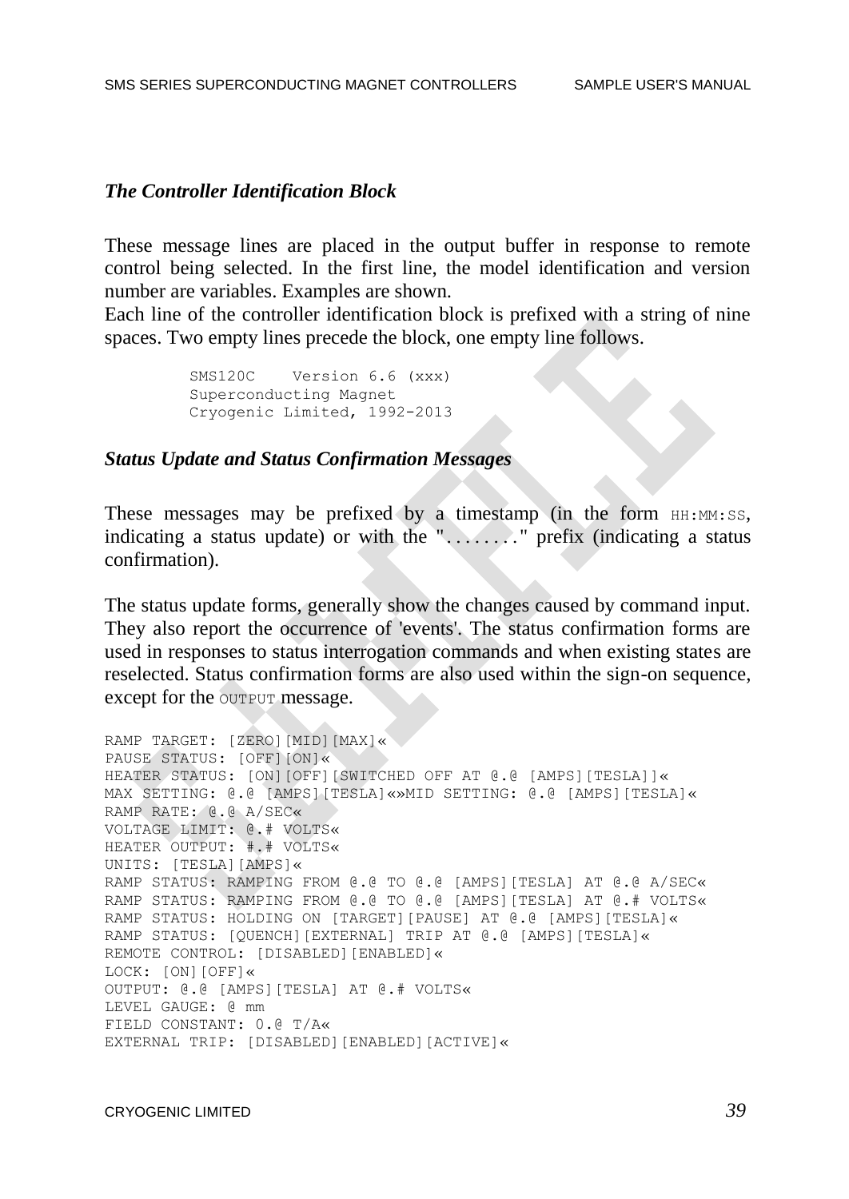### *The Controller Identification Block*

These message lines are placed in the output buffer in response to remote control being selected. In the first line, the model identification and version number are variables. Examples are shown.

Each line of the controller identification block is prefixed with a string of nine spaces. Two empty lines precede the block, one empty line follows.

```
         SMS120C    Version 6.6 (xxx)
         Superconducting Magnet
         Cryogenic Limited, 1992-2013
```

### *Status Update and Status Confirmation Messages*

These messages may be prefixed by a timestamp (in the form `HH:MM:SS`, indicating a status update) or with the "`........`" prefix (indicating a status confirmation).

The status update forms, generally show the changes caused by command input. They also report the occurrence of 'events'. The status confirmation forms are used in responses to status interrogation commands and when existing states are reselected. Status confirmation forms are also used within the sign-on sequence, except for the `OUTPUT` message.

```
RAMP TARGET: [ZERO][MID][MAX]«
PAUSE STATUS: [OFF][ON]«
HEATER STATUS: [ON][OFF][SWITCHED OFF AT @.@ [AMPS][TESLA]]«
MAX SETTING: @.@ [AMPS][TESLA]«»MID SETTING: @.@ [AMPS][TESLA]«
RAMP RATE: @.@ A/SEC«
VOLTAGE LIMIT: @.# VOLTS«
HEATER OUTPUT: #.# VOLTS«
UNITS: [TESLA][AMPS]«
RAMP STATUS: RAMPING FROM @.@ TO @.@ [AMPS][TESLA] AT @.@ A/SEC«
RAMP STATUS: RAMPING FROM @.@ TO @.@ [AMPS][TESLA] AT @.# VOLTS«
RAMP STATUS: HOLDING ON [TARGET][PAUSE] AT @.@ [AMPS][TESLA]«
RAMP STATUS: [QUENCH][EXTERNAL] TRIP AT @.@ [AMPS][TESLA]«
REMOTE CONTROL: [DISABLED][ENABLED]«
LOCK: [ON][OFF]«
OUTPUT: @.@ [AMPS][TESLA] AT @.# VOLTS«
LEVEL GAUGE: @ mm
FIELD CONSTANT: 0.@ T/A«
EXTERNAL TRIP: [DISABLED][ENABLED][ACTIVE]«
```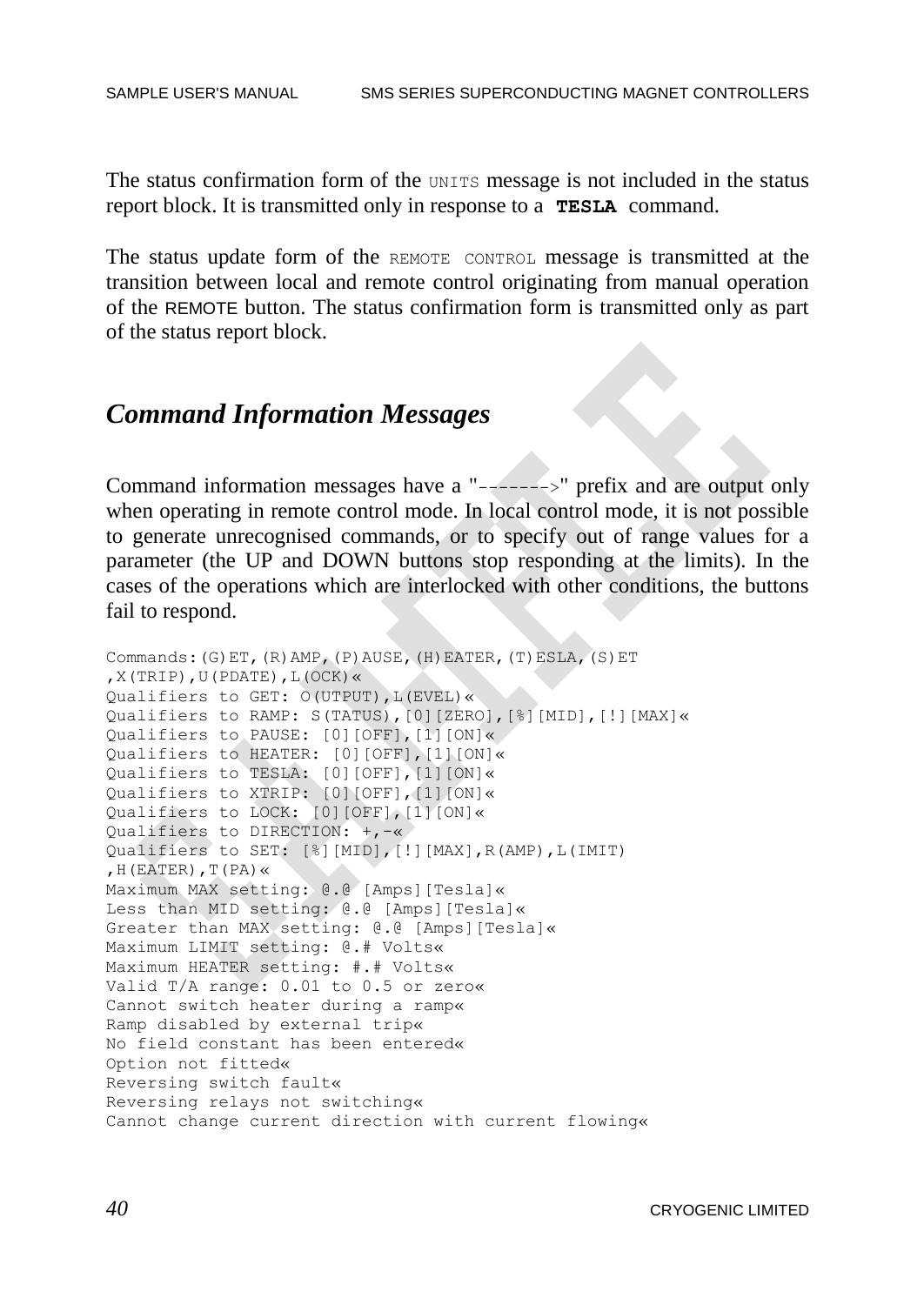The status confirmation form of the UNITS message is not included in the status report block. It is transmitted only in response to a **TESLA** command.

The status update form of the REMOTE CONTROL message is transmitted at the transition between local and remote control originating from manual operation of the REMOTE button. The status confirmation form is transmitted only as part of the status report block.

## *Command Information Messages*

Command information messages have a "------->" prefix and are output only when operating in remote control mode. In local control mode, it is not possible to generate unrecognised commands, or to specify out of range values for a parameter (the UP and DOWN buttons stop responding at the limits). In the cases of the operations which are interlocked with other conditions, the buttons fail to respond.

```
Commands:(G)ET,(R)AMP,(P)AUSE,(H)EATER,(T)ESLA,(S)ET
,X(TRIP),U(PDATE),L(OCK)«
Qualifiers to GET: O(UTPUT),L(EVEL)«
Qualifiers to RAMP: S(TATUS),[0][ZERO],[%][MID],[!][MAX]«
Qualifiers to PAUSE: [0][OFF],[1][ON]«
Qualifiers to HEATER: [0][OFF],[1][ON]«
Qualifiers to TESLA: [0][OFF],[1][ON]«
Qualifiers to XTRIP: [0][OFF],[1][ON]«
Qualifiers to LOCK: [0][OFF],[1][ON]«
Qualifiers to DIRECTION: +,-«
Qualifiers to SET: [%][MID],[!][MAX],R(AMP),L(IMIT)
,H(EATER),T(PA)«
Maximum MAX setting: @.@ [Amps][Tesla]«
Less than MID setting: @.@ [Amps][Tesla]«
Greater than MAX setting: @.@ [Amps][Tesla]«
Maximum LIMIT setting: @.# Volts«
Maximum HEATER setting: #.# Volts«
Valid T/A range: 0.01 to 0.5 or zero«
Cannot switch heater during a ramp«
Ramp disabled by external trip«
No field constant has been entered«
Option not fitted«
Reversing switch fault«
Reversing relays not switching«
Cannot change current direction with current flowing«
```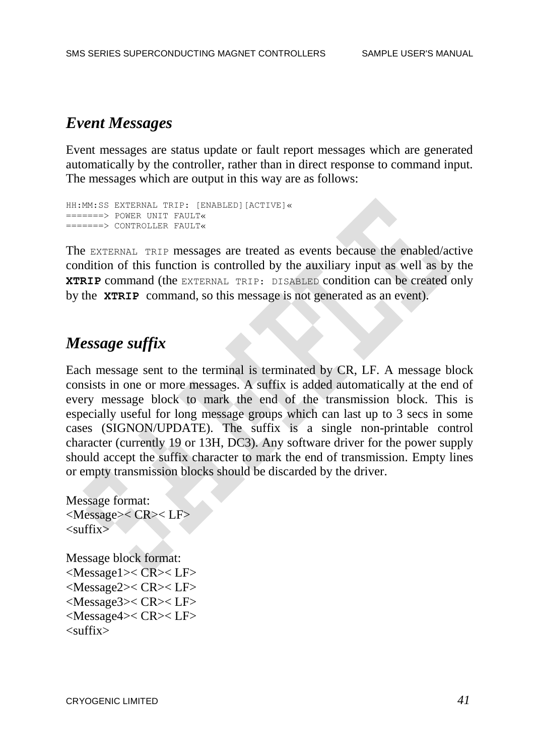## *Event Messages*

Event messages are status update or fault report messages which are generated automatically by the controller, rather than in direct response to command input. The messages which are output in this way are as follows:

```
HH:MM:SS EXTERNAL TRIP: [ENABLED][ACTIVE]«
=======> POWER UNIT FAULT«
=======> CONTROLLER FAULT«
```

The `EXTERNAL TRIP` messages are treated as events because the enabled/active condition of this function is controlled by the auxiliary input as well as by the **XTRIP** command (the `EXTERNAL TRIP: DISABLED` condition can be created only by the **XTRIP** command, so this message is not generated as an event).

## *Message suffix*

Each message sent to the terminal is terminated by CR, LF. A message block consists in one or more messages. A suffix is added automatically at the end of every message block to mark the end of the transmission block. This is especially useful for long message groups which can last up to 3 secs in some cases (SIGNON/UPDATE). The suffix is a single non-printable control character (currently 19 or 13H, DC3). Any software driver for the power supply should accept the suffix character to mark the end of transmission. Empty lines or empty transmission blocks should be discarded by the driver.

Message format:
<Message>< CR>< LF>
<suffix>

Message block format:
<Message1>< CR>< LF>
<Message2>< CR>< LF>
<Message3>< CR>< LF>
<Message4>< CR>< LF>
<suffix>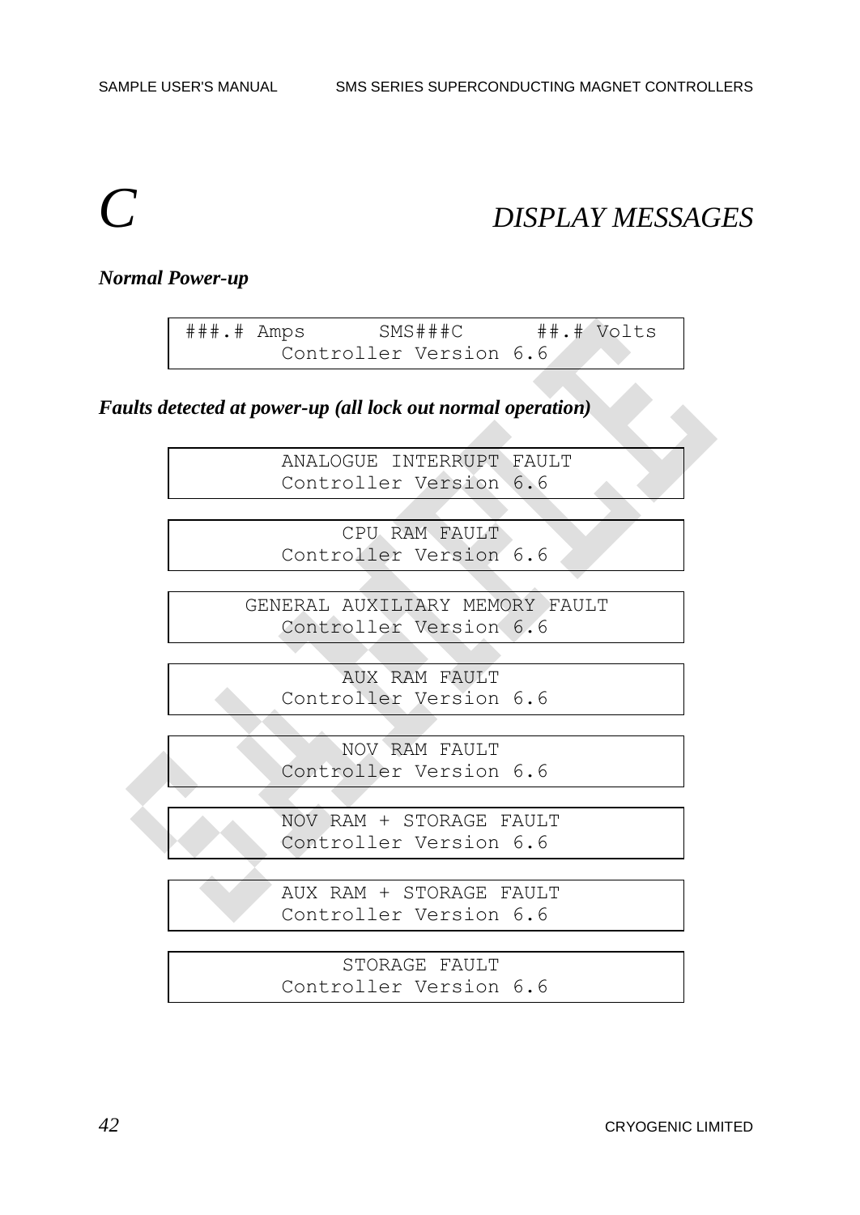# C DISPLAY MESSAGES

***Normal Power-up***

```
###.# Amps      SMS###C      ##.# Volts
        Controller Version 6.6
```

***Faults detected at power-up (all lock out normal operation)***

```
        ANALOGUE INTERRUPT FAULT
        Controller Version 6.6
```

```
             CPU RAM FAULT
        Controller Version 6.6
```

```
     GENERAL AUXILIARY MEMORY FAULT
        Controller Version 6.6
```

```
             AUX RAM FAULT
        Controller Version 6.6
```

```
             NOV RAM FAULT
        Controller Version 6.6
```

```
        NOV RAM + STORAGE FAULT
        Controller Version 6.6
```

```
        AUX RAM + STORAGE FAULT
        Controller Version 6.6
```

```
             STORAGE FAULT
        Controller Version 6.6
```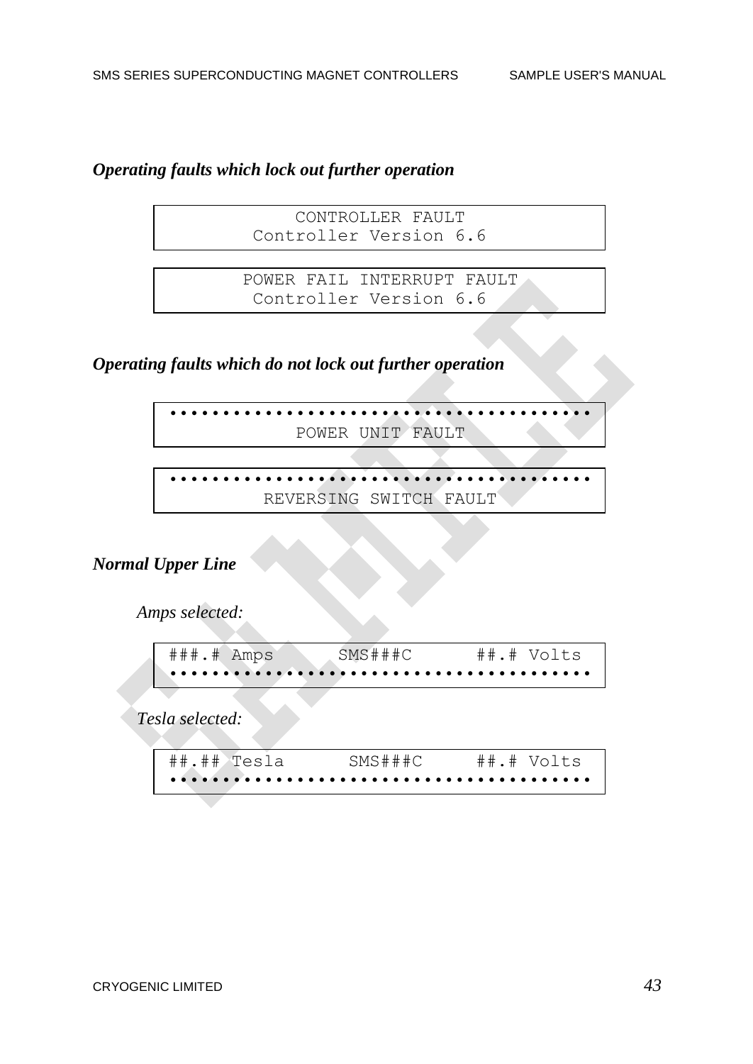***Operating faults which lock out further operation***

```
          CONTROLLER FAULT
      Controller Version 6.6
```

```
     POWER FAIL INTERRUPT FAULT
      Controller Version 6.6
```

***Operating faults which do not lock out further operation***

```
••••••••••••••••••••••••••••••••••••••••
          POWER UNIT FAULT
```

```
••••••••••••••••••••••••••••••••••••••••
       REVERSING SWITCH FAULT
```

***Normal Upper Line***

*Amps selected:*

```
###.# Amps      SMS###C      ##.# Volts
••••••••••••••••••••••••••••••••••••••••
```

*Tesla selected:*

```
##.## Tesla      SMS###C     ##.# Volts
••••••••••••••••••••••••••••••••••••••••
```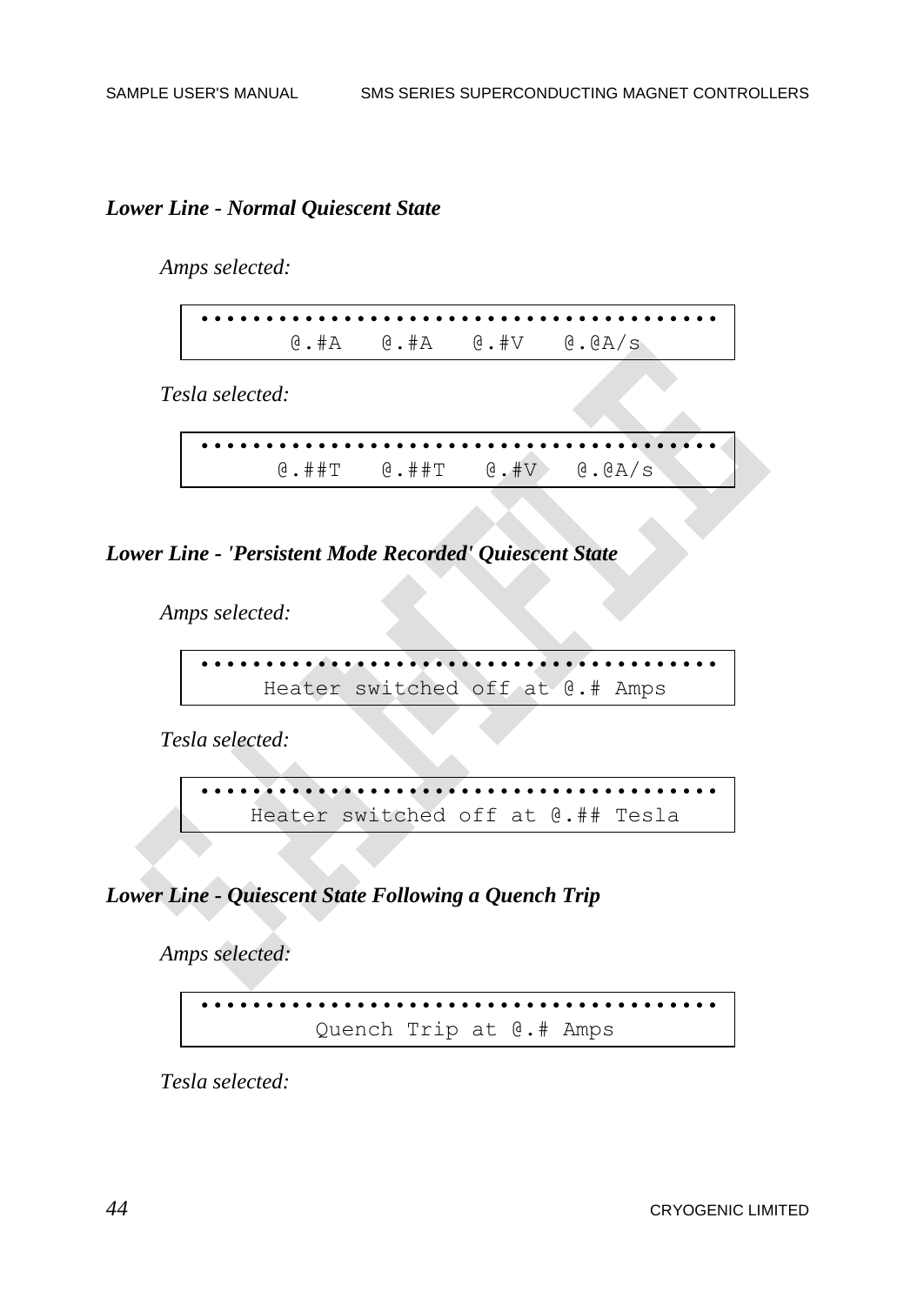### *Lower Line - Normal Quiescent State*

*Amps selected:*

```
••••••••••••••••••••••••••••••••••••••
      @.#A   @.#A   @.#V   @.@A/s
```

*Tesla selected:*

```
••••••••••••••••••••••••••••••••••••••
     @.##T   @.##T   @.#V   @.@A/s
```

### *Lower Line - 'Persistent Mode Recorded' Quiescent State*

*Amps selected:*

```
••••••••••••••••••••••••••••••••••••••
     Heater switched off at @.# Amps
```

*Tesla selected:*

```
••••••••••••••••••••••••••••••••••••••
    Heater switched off at @.## Tesla
```

### *Lower Line - Quiescent State Following a Quench Trip*

*Amps selected:*

```
••••••••••••••••••••••••••••••••••••••
          Quench Trip at @.# Amps
```

*Tesla selected:*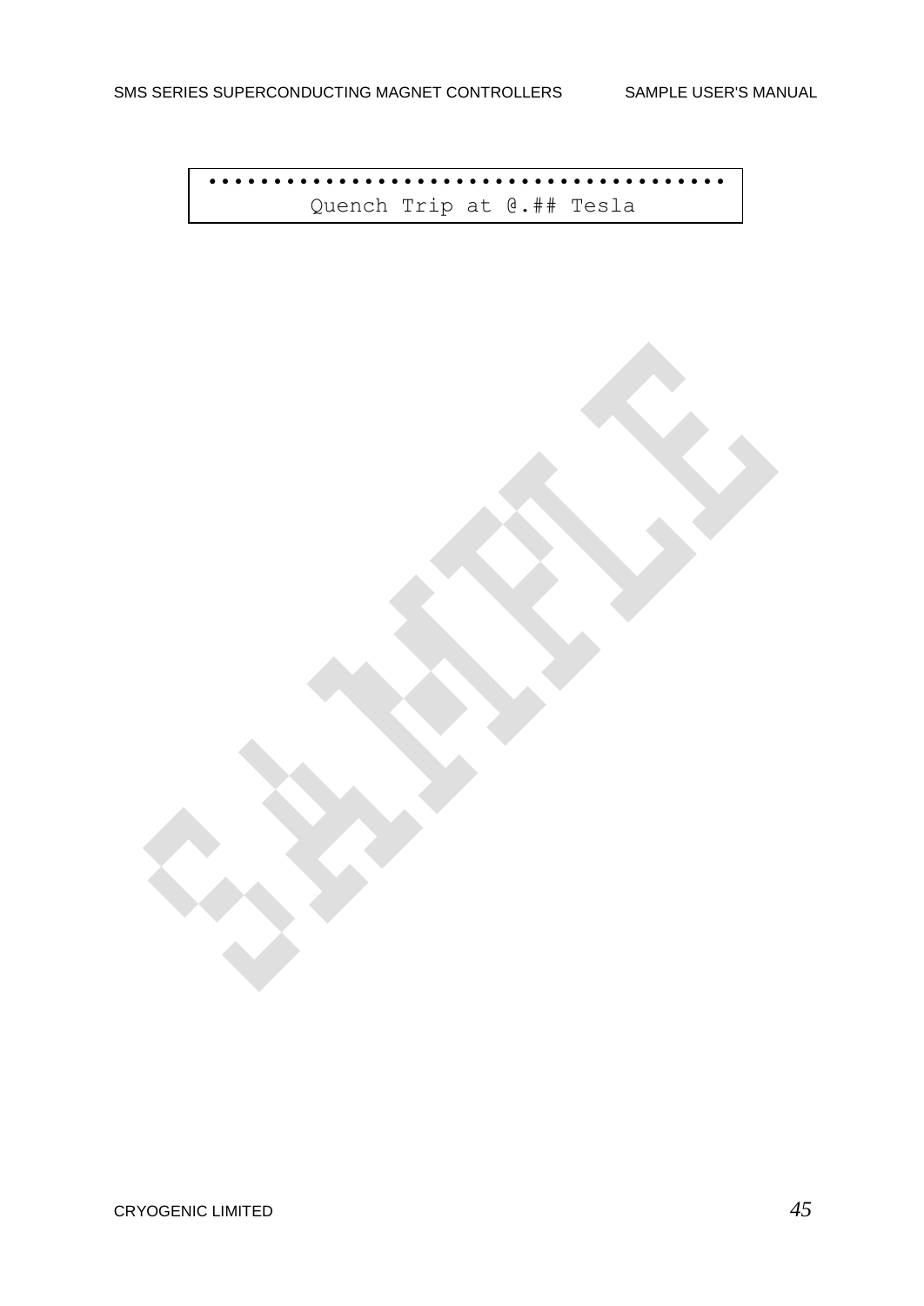```
••••••••••••••••••••••••••••••••••••••••
        Quench Trip at @.## Tesla
```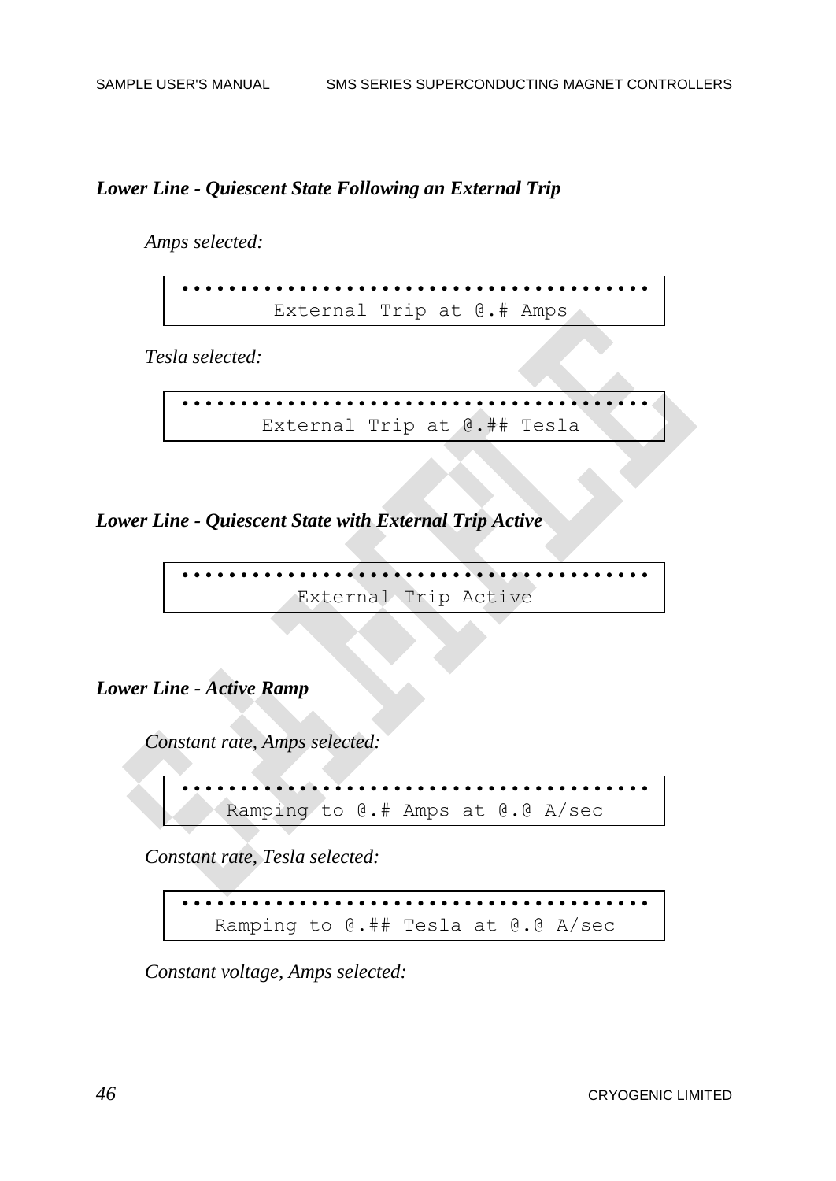### *Lower Line - Quiescent State Following an External Trip*

*Amps selected:*

```
••••••••••••••••••••••••••••••••••••••••
       External Trip at @.# Amps
```

*Tesla selected:*

```
••••••••••••••••••••••••••••••••••••••••
      External Trip at @.## Tesla
```

### *Lower Line - Quiescent State with External Trip Active*

```
••••••••••••••••••••••••••••••••••••••••
          External Trip Active
```

### *Lower Line - Active Ramp*

*Constant rate, Amps selected:*

```
••••••••••••••••••••••••••••••••••••••••
    Ramping to @.# Amps at @.@ A/sec
```

*Constant rate, Tesla selected:*

```
••••••••••••••••••••••••••••••••••••••••
   Ramping to @.## Tesla at @.@ A/sec
```

*Constant voltage, Amps selected:*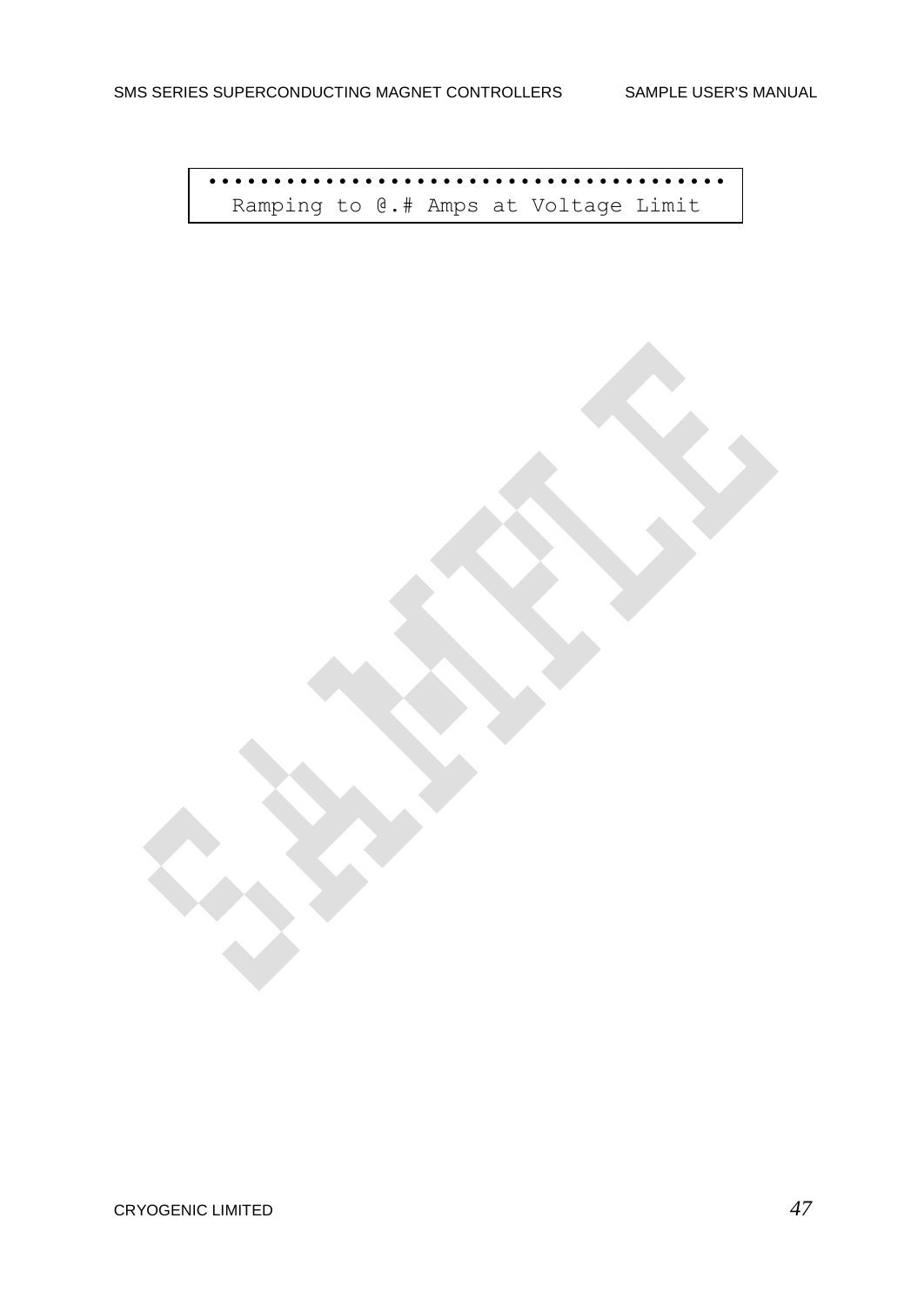```
●●●●●●●●●●●●●●●●●●●●●●●●●●●●●●●●●●●●●●
  Ramping to @.# Amps at Voltage Limit
```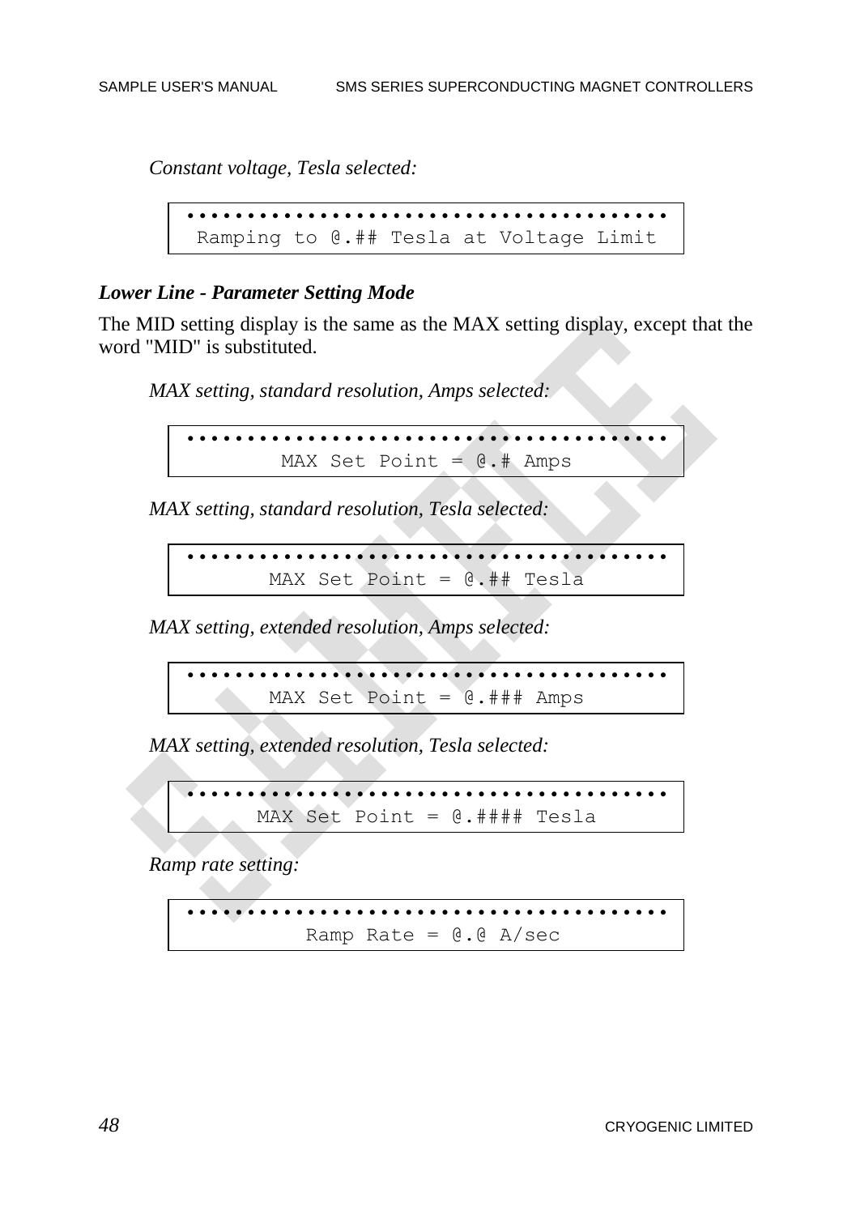*Constant voltage, Tesla selected:*

```
••••••••••••••••••••••••••••••••••••••
 Ramping to @.## Tesla at Voltage Limit
```

### *Lower Line - Parameter Setting Mode*

The MID setting display is the same as the MAX setting display, except that the word "MID" is substituted.

*MAX setting, standard resolution, Amps selected:*

```
••••••••••••••••••••••••••••••••••••••
         MAX Set Point = @.# Amps
```

*MAX setting, standard resolution, Tesla selected:*

```
••••••••••••••••••••••••••••••••••••••
        MAX Set Point = @.## Tesla
```

*MAX setting, extended resolution, Amps selected:*

```
••••••••••••••••••••••••••••••••••••••
        MAX Set Point = @.### Amps
```

*MAX setting, extended resolution, Tesla selected:*

```
••••••••••••••••••••••••••••••••••••••
       MAX Set Point = @.#### Tesla
```

*Ramp rate setting:*

```
••••••••••••••••••••••••••••••••••••••
           Ramp Rate = @.@ A/sec
```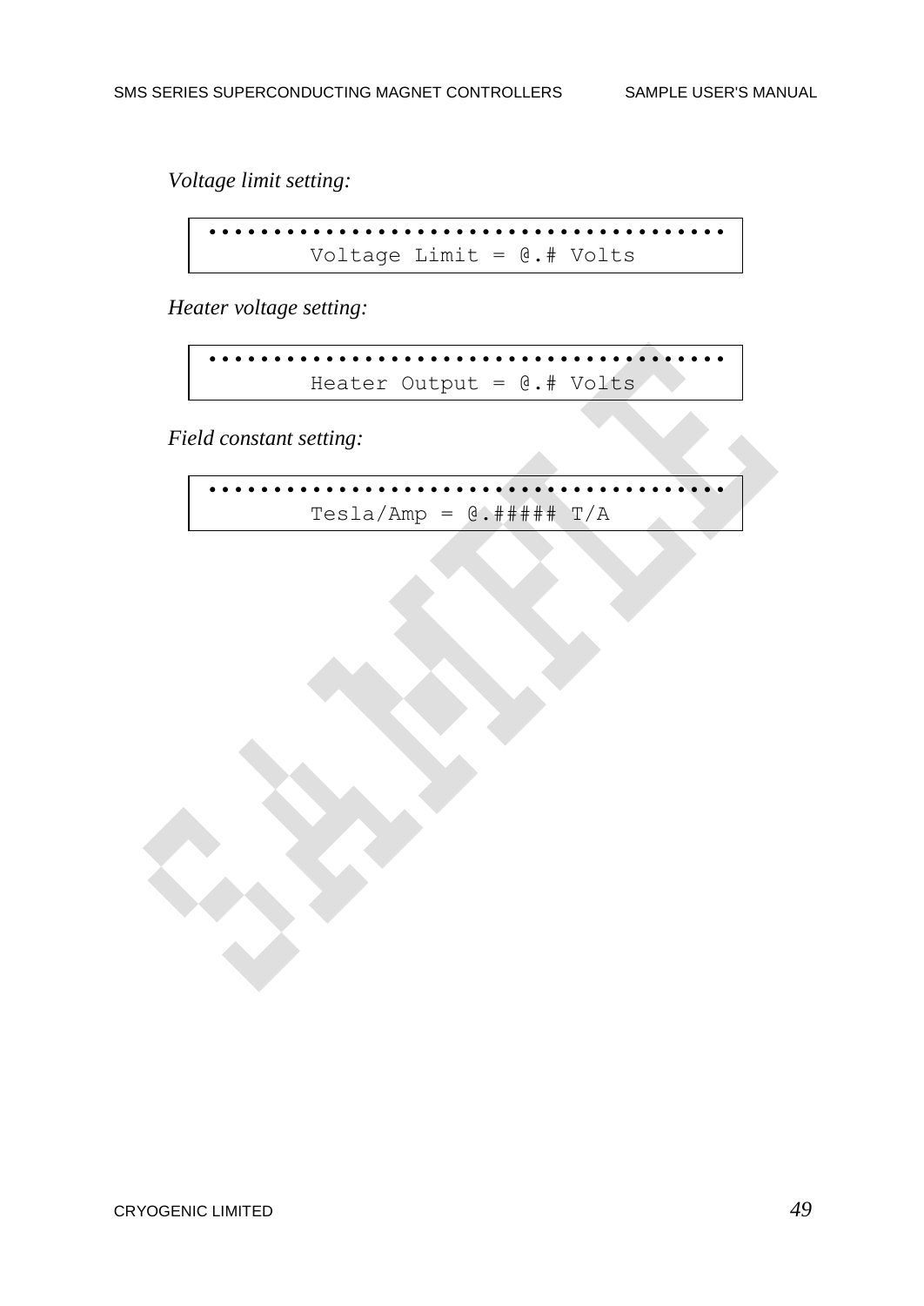*Voltage limit setting:*

```
••••••••••••••••••••••••••••••••••••••
         Voltage Limit = @.# Volts
```

*Heater voltage setting:*

```
••••••••••••••••••••••••••••••••••••••
         Heater Output = @.# Volts
```

*Field constant setting:*

```
••••••••••••••••••••••••••••••••••••••
         Tesla/Amp = @.##### T/A
```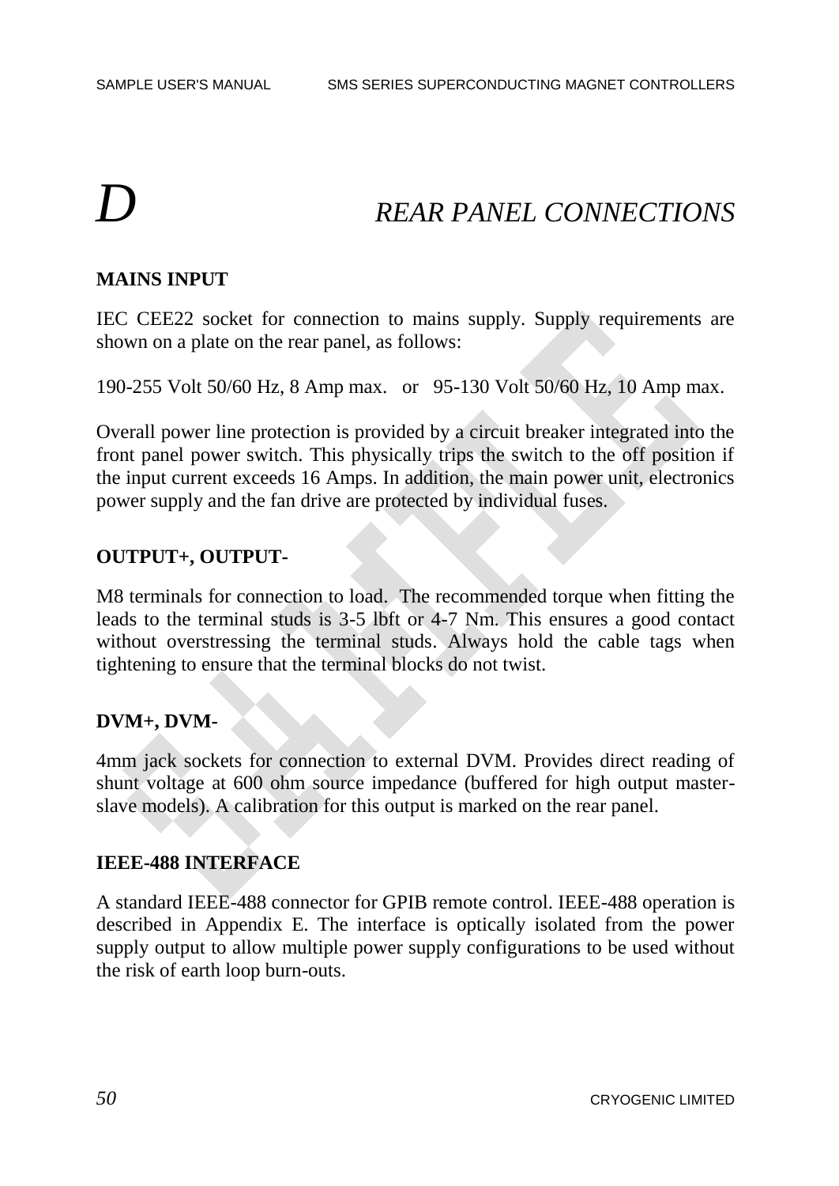# D REAR PANEL CONNECTIONS

**MAINS INPUT**

IEC CEE22 socket for connection to mains supply. Supply requirements are shown on a plate on the rear panel, as follows:

190-255 Volt 50/60 Hz, 8 Amp max. or 95-130 Volt 50/60 Hz, 10 Amp max.

Overall power line protection is provided by a circuit breaker integrated into the front panel power switch. This physically trips the switch to the off position if the input current exceeds 16 Amps. In addition, the main power unit, electronics power supply and the fan drive are protected by individual fuses.

**OUTPUT+, OUTPUT-**

M8 terminals for connection to load. The recommended torque when fitting the leads to the terminal studs is 3-5 lbft or 4-7 Nm. This ensures a good contact without overstressing the terminal studs. Always hold the cable tags when tightening to ensure that the terminal blocks do not twist.

**DVM+, DVM-**

4mm jack sockets for connection to external DVM. Provides direct reading of shunt voltage at 600 ohm source impedance (buffered for high output master-slave models). A calibration for this output is marked on the rear panel.

**IEEE-488 INTERFACE**

A standard IEEE-488 connector for GPIB remote control. IEEE-488 operation is described in Appendix E. The interface is optically isolated from the power supply output to allow multiple power supply configurations to be used without the risk of earth loop burn-outs.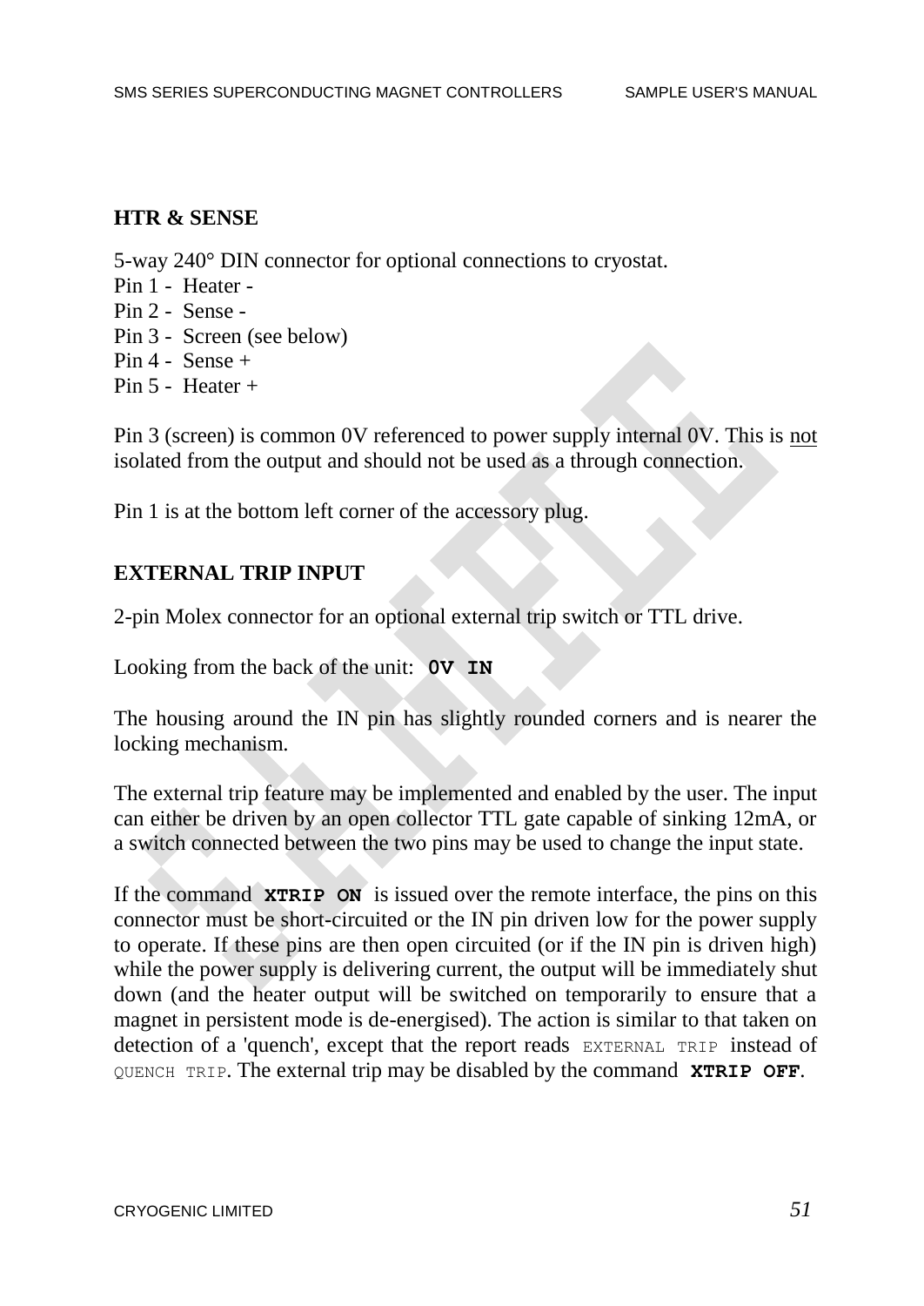## HTR & SENSE

5-way 240° DIN connector for optional connections to cryostat.

Pin 1 - Heater -
Pin 2 - Sense -
Pin 3 - Screen (see below)
Pin 4 - Sense +
Pin 5 - Heater +

Pin 3 (screen) is common 0V referenced to power supply internal 0V. This is not isolated from the output and should not be used as a through connection.

Pin 1 is at the bottom left corner of the accessory plug.

## EXTERNAL TRIP INPUT

2-pin Molex connector for an optional external trip switch or TTL drive.

Looking from the back of the unit: **`0V IN`**

The housing around the IN pin has slightly rounded corners and is nearer the locking mechanism.

The external trip feature may be implemented and enabled by the user. The input can either be driven by an open collector TTL gate capable of sinking 12mA, or a switch connected between the two pins may be used to change the input state.

If the command **`XTRIP ON`** is issued over the remote interface, the pins on this connector must be short-circuited or the IN pin driven low for the power supply to operate. If these pins are then open circuited (or if the IN pin is driven high) while the power supply is delivering current, the output will be immediately shut down (and the heater output will be switched on temporarily to ensure that a magnet in persistent mode is de-energised). The action is similar to that taken on detection of a 'quench', except that the report reads `EXTERNAL TRIP` instead of `QUENCH TRIP`. The external trip may be disabled by the command **`XTRIP OFF`**.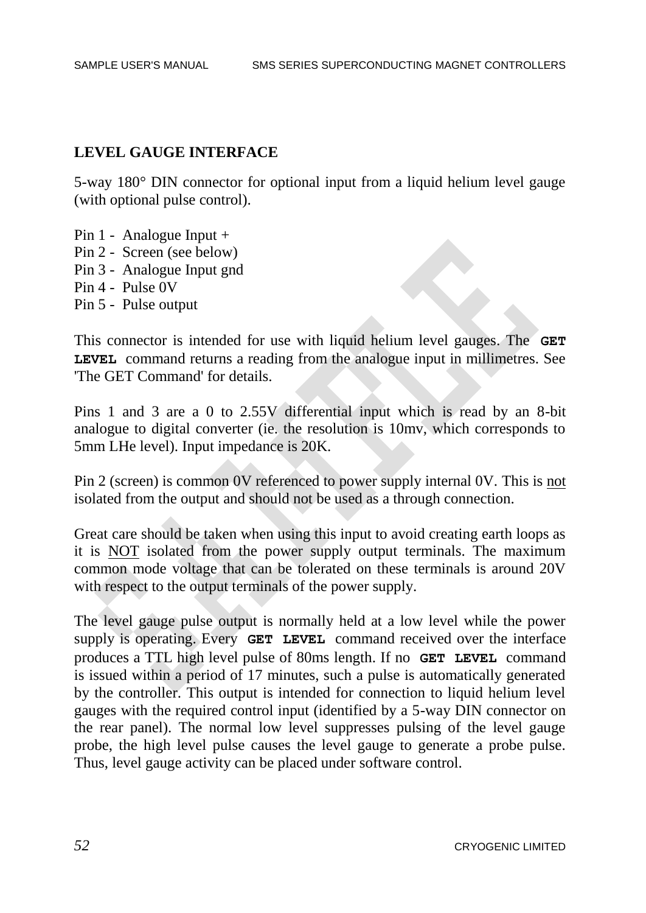## LEVEL GAUGE INTERFACE

5-way 180° DIN connector for optional input from a liquid helium level gauge (with optional pulse control).

Pin 1 - Analogue Input +  
Pin 2 - Screen (see below)  
Pin 3 - Analogue Input gnd  
Pin 4 - Pulse 0V  
Pin 5 - Pulse output

This connector is intended for use with liquid helium level gauges. The **`GET LEVEL`** command returns a reading from the analogue input in millimetres. See 'The GET Command' for details.

Pins 1 and 3 are a 0 to 2.55V differential input which is read by an 8-bit analogue to digital converter (ie. the resolution is 10mv, which corresponds to 5mm LHe level). Input impedance is 20K.

Pin 2 (screen) is common 0V referenced to power supply internal 0V. This is <u>not</u> isolated from the output and should not be used as a through connection.

Great care should be taken when using this input to avoid creating earth loops as it is <u>NOT</u> isolated from the power supply output terminals. The maximum common mode voltage that can be tolerated on these terminals is around 20V with respect to the output terminals of the power supply.

The level gauge pulse output is normally held at a low level while the power supply is operating. Every **`GET LEVEL`** command received over the interface produces a TTL high level pulse of 80ms length. If no **`GET LEVEL`** command is issued within a period of 17 minutes, such a pulse is automatically generated by the controller. This output is intended for connection to liquid helium level gauges with the required control input (identified by a 5-way DIN connector on the rear panel). The normal low level suppresses pulsing of the level gauge probe, the high level pulse causes the level gauge to generate a probe pulse. Thus, level gauge activity can be placed under software control.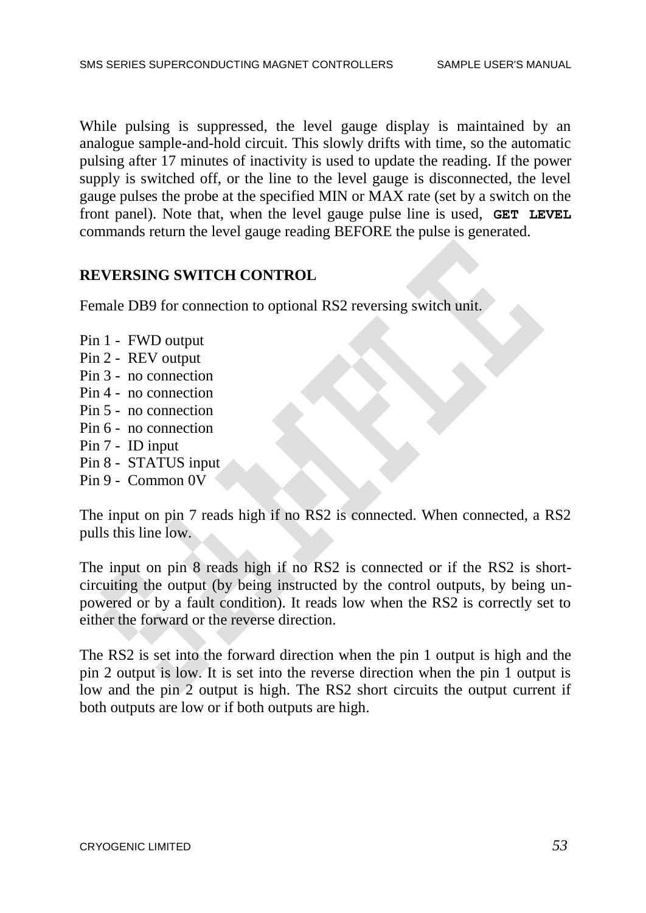While pulsing is suppressed, the level gauge display is maintained by an analogue sample-and-hold circuit. This slowly drifts with time, so the automatic pulsing after 17 minutes of inactivity is used to update the reading. If the power supply is switched off, or the line to the level gauge is disconnected, the level gauge pulses the probe at the specified MIN or MAX rate (set by a switch on the front panel). Note that, when the level gauge pulse line is used, **`GET LEVEL`** commands return the level gauge reading BEFORE the pulse is generated.

## REVERSING SWITCH CONTROL

Female DB9 for connection to optional RS2 reversing switch unit.

Pin 1 - FWD output
Pin 2 - REV output
Pin 3 - no connection
Pin 4 - no connection
Pin 5 - no connection
Pin 6 - no connection
Pin 7 - ID input
Pin 8 - STATUS input
Pin 9 - Common 0V

The input on pin 7 reads high if no RS2 is connected. When connected, a RS2 pulls this line low.

The input on pin 8 reads high if no RS2 is connected or if the RS2 is short-circuiting the output (by being instructed by the control outputs, by being un-powered or by a fault condition). It reads low when the RS2 is correctly set to either the forward or the reverse direction.

The RS2 is set into the forward direction when the pin 1 output is high and the pin 2 output is low. It is set into the reverse direction when the pin 1 output is low and the pin 2 output is high. The RS2 short circuits the output current if both outputs are low or if both outputs are high.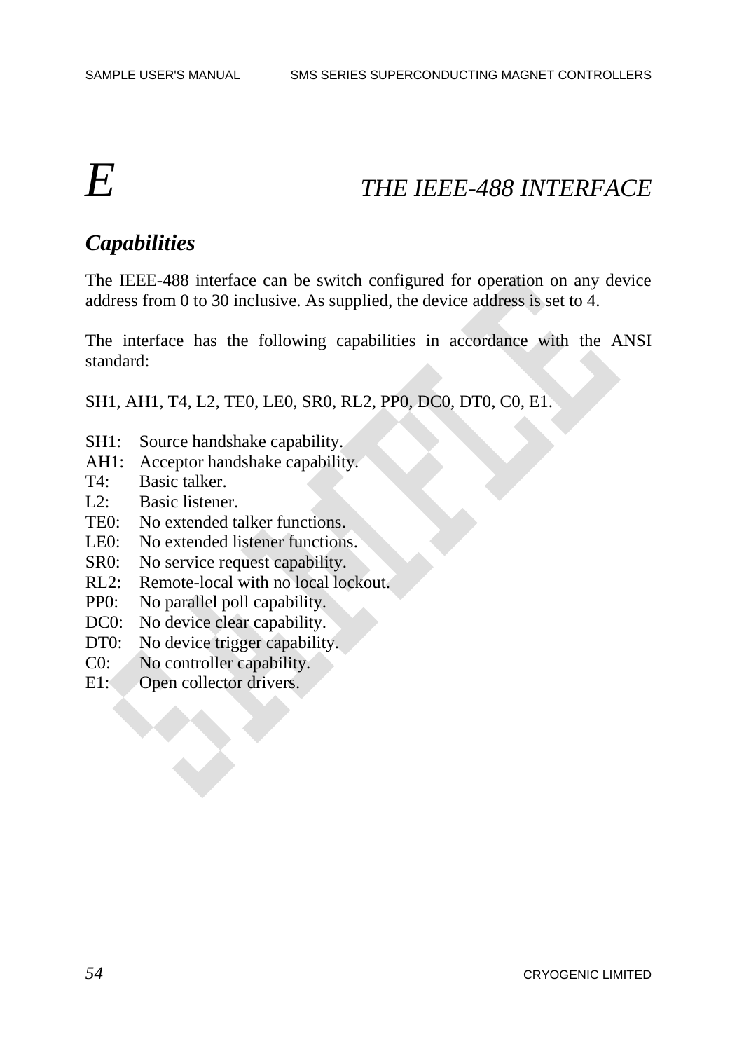# E THE IEEE-488 INTERFACE

## Capabilities

The IEEE-488 interface can be switch configured for operation on any device address from 0 to 30 inclusive. As supplied, the device address is set to 4.

The interface has the following capabilities in accordance with the ANSI standard:

SH1, AH1, T4, L2, TE0, LE0, SR0, RL2, PP0, DC0, DT0, C0, E1.

SH1: Source handshake capability.
AH1: Acceptor handshake capability.
T4: Basic talker.
L2: Basic listener.
TE0: No extended talker functions.
LE0: No extended listener functions.
SR0: No service request capability.
RL2: Remote-local with no local lockout.
PP0: No parallel poll capability.
DC0: No device clear capability.
DT0: No device trigger capability.
C0: No controller capability.
E1: Open collector drivers.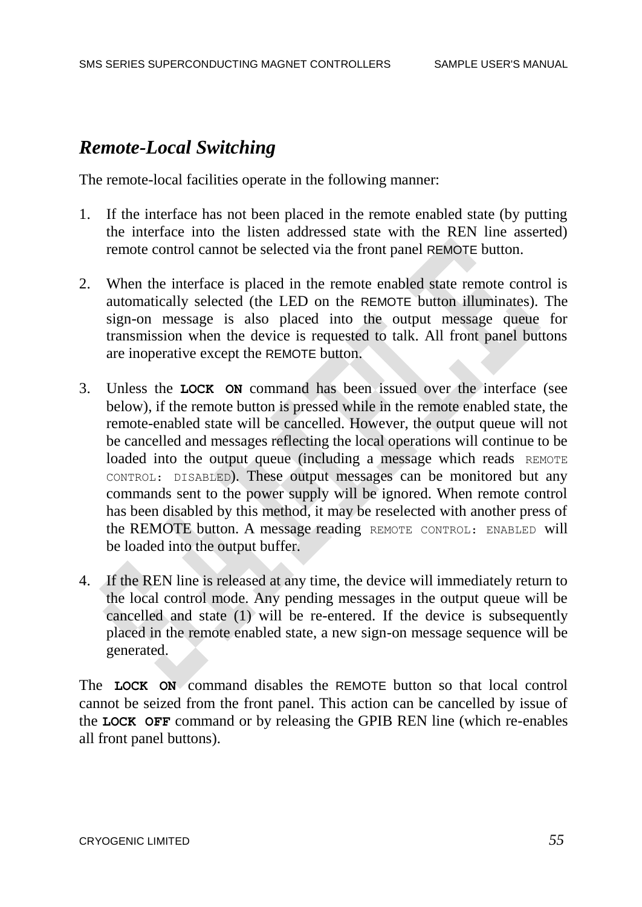## *Remote-Local Switching*

The remote-local facilities operate in the following manner:

1. If the interface has not been placed in the remote enabled state (by putting the interface into the listen addressed state with the REN line asserted) remote control cannot be selected via the front panel REMOTE button.

2. When the interface is placed in the remote enabled state remote control is automatically selected (the LED on the REMOTE button illuminates). The sign-on message is also placed into the output message queue for transmission when the device is requested to talk. All front panel buttons are inoperative except the REMOTE button.

3. Unless the **`LOCK ON`** command has been issued over the interface (see below), if the remote button is pressed while in the remote enabled state, the remote-enabled state will be cancelled. However, the output queue will not be cancelled and messages reflecting the local operations will continue to be loaded into the output queue (including a message which reads `REMOTE CONTROL: DISABLED`). These output messages can be monitored but any commands sent to the power supply will be ignored. When remote control has been disabled by this method, it may be reselected with another press of the REMOTE button. A message reading `REMOTE CONTROL: ENABLED` will be loaded into the output buffer.

4. If the REN line is released at any time, the device will immediately return to the local control mode. Any pending messages in the output queue will be cancelled and state (1) will be re-entered. If the device is subsequently placed in the remote enabled state, a new sign-on message sequence will be generated.

The **`LOCK ON`** command disables the REMOTE button so that local control cannot be seized from the front panel. This action can be cancelled by issue of the **`LOCK OFF`** command or by releasing the GPIB REN line (which re-enables all front panel buttons).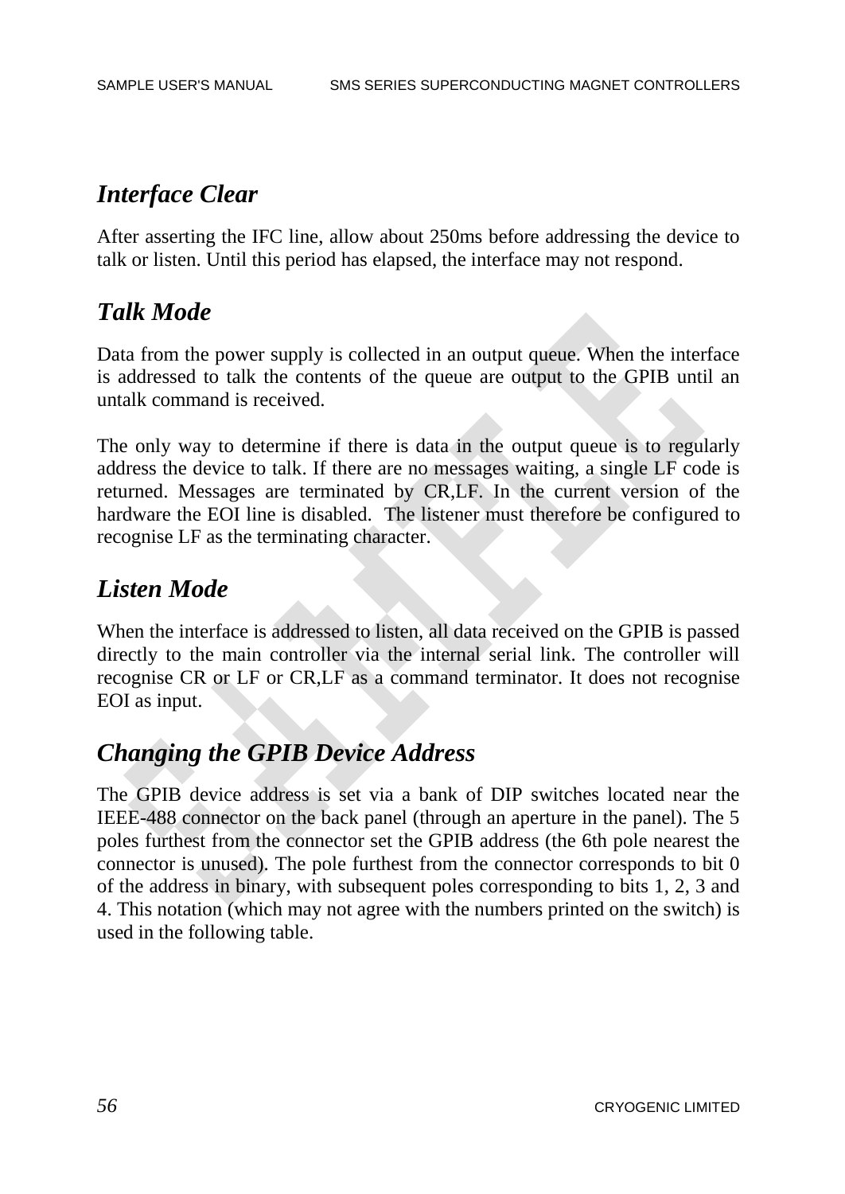## *Interface Clear*

After asserting the IFC line, allow about 250ms before addressing the device to talk or listen. Until this period has elapsed, the interface may not respond.

## *Talk Mode*

Data from the power supply is collected in an output queue. When the interface is addressed to talk the contents of the queue are output to the GPIB until an untalk command is received.

The only way to determine if there is data in the output queue is to regularly address the device to talk. If there are no messages waiting, a single LF code is returned. Messages are terminated by CR,LF. In the current version of the hardware the EOI line is disabled. The listener must therefore be configured to recognise LF as the terminating character.

## *Listen Mode*

When the interface is addressed to listen, all data received on the GPIB is passed directly to the main controller via the internal serial link. The controller will recognise CR or LF or CR,LF as a command terminator. It does not recognise EOI as input.

## *Changing the GPIB Device Address*

The GPIB device address is set via a bank of DIP switches located near the IEEE-488 connector on the back panel (through an aperture in the panel). The 5 poles furthest from the connector set the GPIB address (the 6th pole nearest the connector is unused). The pole furthest from the connector corresponds to bit 0 of the address in binary, with subsequent poles corresponding to bits 1, 2, 3 and 4. This notation (which may not agree with the numbers printed on the switch) is used in the following table.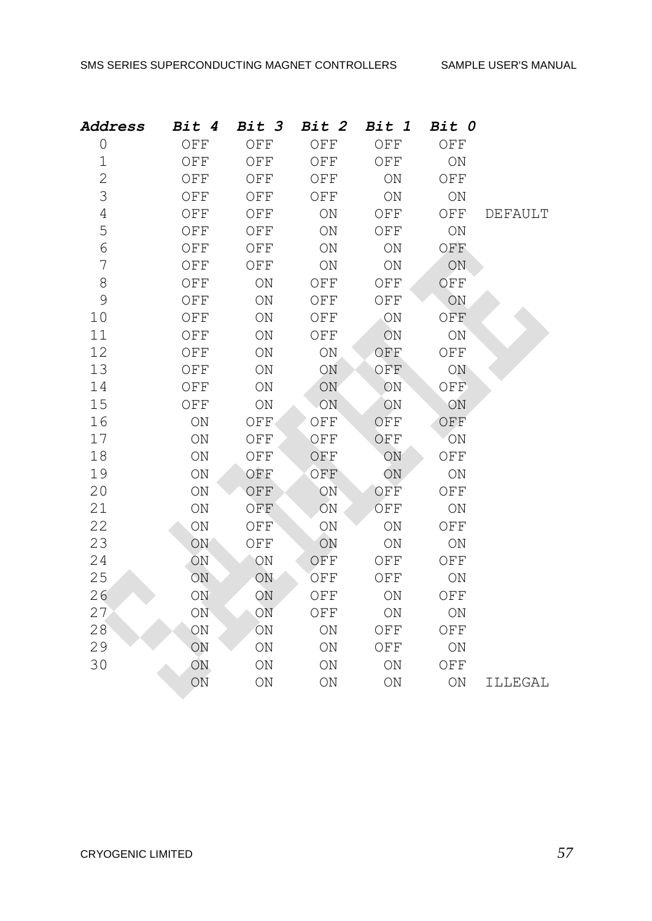| ***Address*** | ***Bit 4*** | ***Bit 3*** | ***Bit 2*** | ***Bit 1*** | ***Bit 0*** | |
|---|---|---|---|---|---|---|
| 0 | OFF | OFF | OFF | OFF | OFF | |
| 1 | OFF | OFF | OFF | OFF | ON | |
| 2 | OFF | OFF | OFF | ON | OFF | |
| 3 | OFF | OFF | OFF | ON | ON | |
| 4 | OFF | OFF | ON | OFF | OFF | DEFAULT |
| 5 | OFF | OFF | ON | OFF | ON | |
| 6 | OFF | OFF | ON | ON | OFF | |
| 7 | OFF | OFF | ON | ON | ON | |
| 8 | OFF | ON | OFF | OFF | OFF | |
| 9 | OFF | ON | OFF | OFF | ON | |
| 10 | OFF | ON | OFF | ON | OFF | |
| 11 | OFF | ON | OFF | ON | ON | |
| 12 | OFF | ON | ON | OFF | OFF | |
| 13 | OFF | ON | ON | OFF | ON | |
| 14 | OFF | ON | ON | ON | OFF | |
| 15 | OFF | ON | ON | ON | ON | |
| 16 | ON | OFF | OFF | OFF | OFF | |
| 17 | ON | OFF | OFF | OFF | ON | |
| 18 | ON | OFF | OFF | ON | OFF | |
| 19 | ON | OFF | OFF | ON | ON | |
| 20 | ON | OFF | ON | OFF | OFF | |
| 21 | ON | OFF | ON | OFF | ON | |
| 22 | ON | OFF | ON | ON | OFF | |
| 23 | ON | OFF | ON | ON | ON | |
| 24 | ON | ON | OFF | OFF | OFF | |
| 25 | ON | ON | OFF | OFF | ON | |
| 26 | ON | ON | OFF | ON | OFF | |
| 27 | ON | ON | OFF | ON | ON | |
| 28 | ON | ON | ON | OFF | OFF | |
| 29 | ON | ON | ON | OFF | ON | |
| 30 | ON | ON | ON | ON | OFF | |
| | ON | ON | ON | ON | ON | ILLEGAL |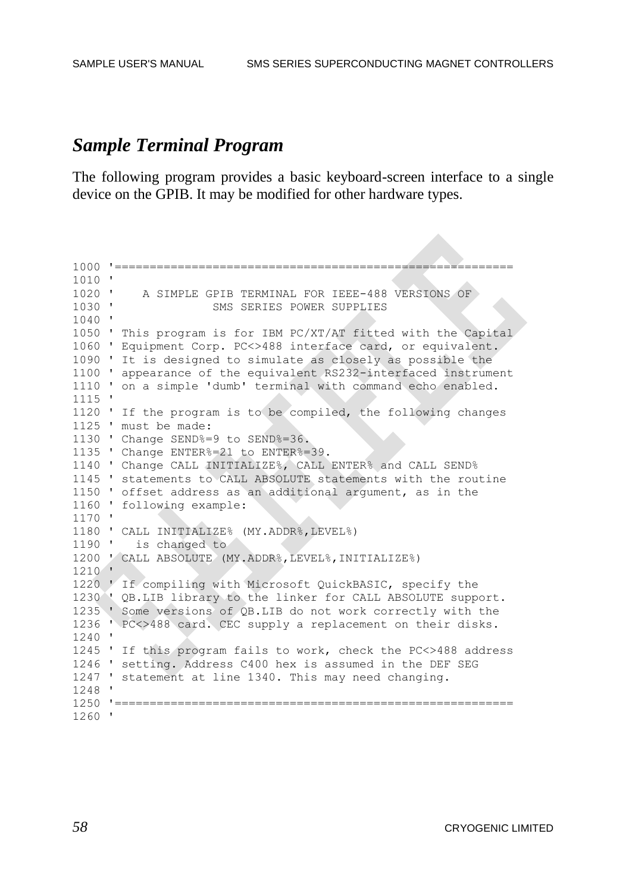## *Sample Terminal Program*

The following program provides a basic keyboard-screen interface to a single device on the GPIB. It may be modified for other hardware types.

```
1000 '========================================================
1010 '
1020 '    A SIMPLE GPIB TERMINAL FOR IEEE-488 VERSIONS OF
1030 '              SMS SERIES POWER SUPPLIES
1040 '
1050 ' This program is for IBM PC/XT/AT fitted with the Capital
1060 ' Equipment Corp. PC<>488 interface card, or equivalent.
1090 ' It is designed to simulate as closely as possible the
1100 ' appearance of the equivalent RS232-interfaced instrument
1110 ' on a simple 'dumb' terminal with command echo enabled.
1115 '
1120 ' If the program is to be compiled, the following changes
1125 ' must be made:
1130 ' Change SEND%=9 to SEND%=36.
1135 ' Change ENTER%=21 to ENTER%=39.
1140 ' Change CALL INITIALIZE%, CALL ENTER% and CALL SEND%
1145 ' statements to CALL ABSOLUTE statements with the routine
1150 ' offset address as an additional argument, as in the
1160 ' following example:
1170 '
1180 ' CALL INITIALIZE% (MY.ADDR%,LEVEL%)
1190 '   is changed to
1200 ' CALL ABSOLUTE (MY.ADDR%,LEVEL%,INITIALIZE%)
1210 '
1220 ' If compiling with Microsoft QuickBASIC, specify the
1230 ' QB.LIB library to the linker for CALL ABSOLUTE support.
1235 ' Some versions of QB.LIB do not work correctly with the
1236 ' PC<>488 card. CEC supply a replacement on their disks.
1240 '
1245 ' If this program fails to work, check the PC<>488 address
1246 ' setting. Address C400 hex is assumed in the DEF SEG
1247 ' statement at line 1340. This may need changing.
1248 '
1250 '========================================================
1260 '
```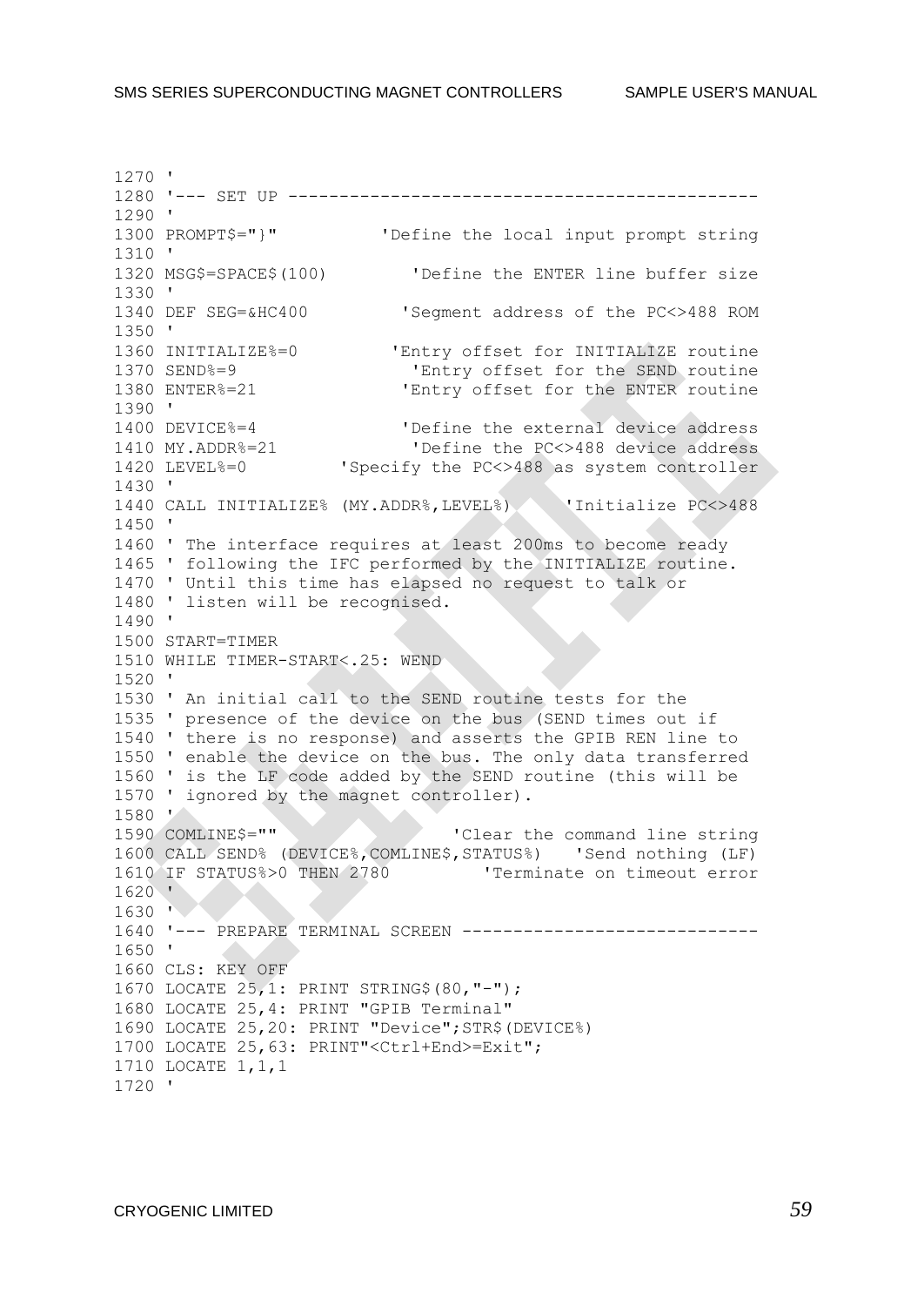```
1270 '
1280 '--- SET UP ---------------------------------------------
1290 '
1300 PROMPT$="}"           'Define the local input prompt string
1310 '
1320 MSG$=SPACE$(100)         'Define the ENTER line buffer size
1330 '
1340 DEF SEG=&HC400          'Segment address of the PC<>488 ROM
1350 '
1360 INITIALIZE%=0          'Entry offset for INITIALIZE routine
1370 SEND%=9                 'Entry offset for the SEND routine
1380 ENTER%=21              'Entry offset for the ENTER routine
1390 '
1400 DEVICE%=4              'Define the external device address
1410 MY.ADDR%=21             'Define the PC<>488 device address
1420 LEVEL%=0         'Specify the PC<>488 as system controller
1430 '
1440 CALL INITIALIZE% (MY.ADDR%,LEVEL%)      'Initialize PC<>488
1450 '
1460 ' The interface requires at least 200ms to become ready
1465 ' following the IFC performed by the INITIALIZE routine.
1470 ' Until this time has elapsed no request to talk or
1480 ' listen will be recognised.
1490 '
1500 START=TIMER
1510 WHILE TIMER-START<.25: WEND
1520 '
1530 ' An initial call to the SEND routine tests for the
1535 ' presence of the device on the bus (SEND times out if
1540 ' there is no response) and asserts the GPIB REN line to
1550 ' enable the device on the bus. The only data transferred
1560 ' is the LF code added by the SEND routine (this will be
1570 ' ignored by the magnet controller).
1580 '
1590 COMLINE$=""                  'Clear the command line string
1600 CALL SEND% (DEVICE%,COMLINE$,STATUS%)   'Send nothing (LF)
1610 IF STATUS%>0 THEN 2780          'Terminate on timeout error
1620 '
1630 '
1640 '--- PREPARE TERMINAL SCREEN ----------------------------
1650 '
1660 CLS: KEY OFF
1670 LOCATE 25,1: PRINT STRING$(80,"-");
1680 LOCATE 25,4: PRINT "GPIB Terminal"
1690 LOCATE 25,20: PRINT "Device";STR$(DEVICE%)
1700 LOCATE 25,63: PRINT"<Ctrl+End>=Exit";
1710 LOCATE 1,1,1
1720 '
```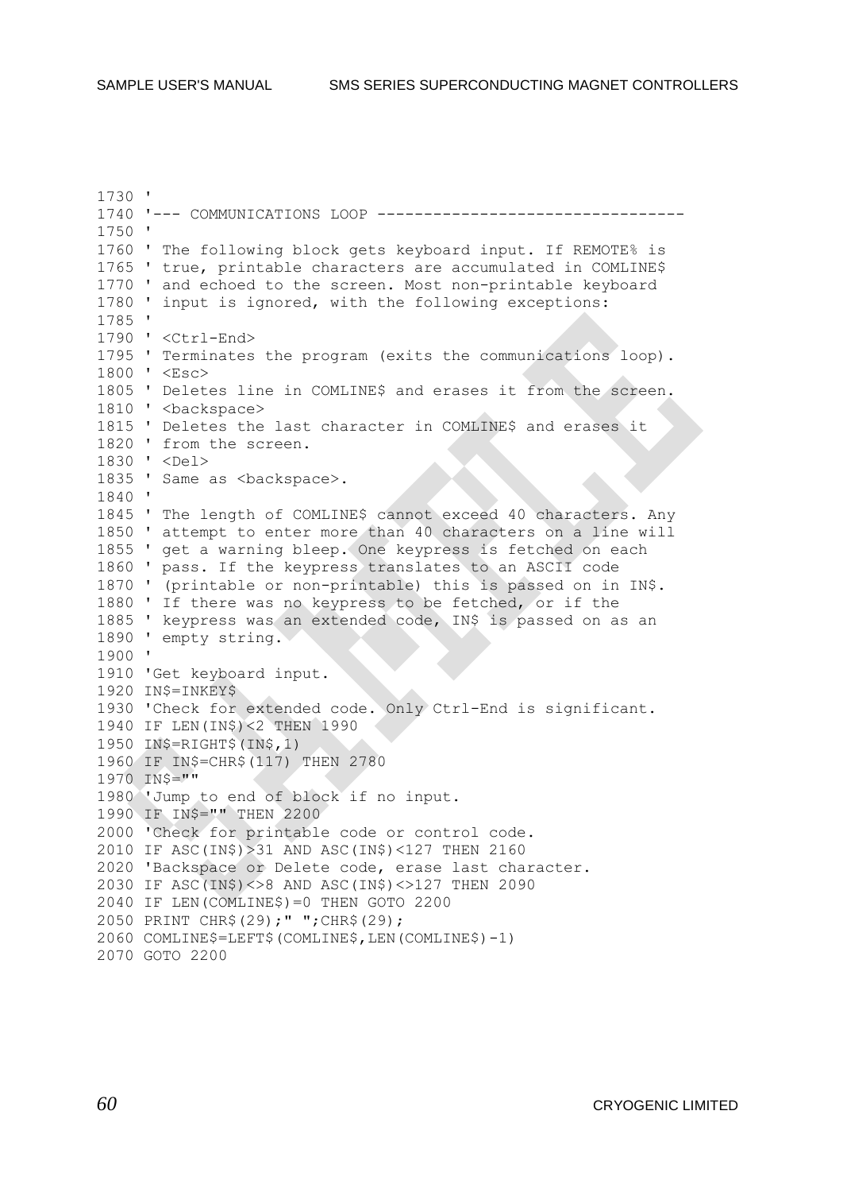```
1730 '
1740 '--- COMMUNICATIONS LOOP --------------------------------
1750 '
1760 ' The following block gets keyboard input. If REMOTE% is
1765 ' true, printable characters are accumulated in COMLINE$
1770 ' and echoed to the screen. Most non-printable keyboard
1780 ' input is ignored, with the following exceptions:
1785 '
1790 ' <Ctrl-End>
1795 ' Terminates the program (exits the communications loop).
1800 ' <Esc>
1805 ' Deletes line in COMLINE$ and erases it from the screen.
1810 ' <backspace>
1815 ' Deletes the last character in COMLINE$ and erases it
1820 ' from the screen.
1830 ' <Del>
1835 ' Same as <backspace>.
1840 '
1845 ' The length of COMLINE$ cannot exceed 40 characters. Any
1850 ' attempt to enter more than 40 characters on a line will
1855 ' get a warning bleep. One keypress is fetched on each
1860 ' pass. If the keypress translates to an ASCII code
1870 ' (printable or non-printable) this is passed on in IN$.
1880 ' If there was no keypress to be fetched, or if the
1885 ' keypress was an extended code, IN$ is passed on as an
1890 ' empty string.
1900 '
1910 'Get keyboard input.
1920 IN$=INKEY$
1930 'Check for extended code. Only Ctrl-End is significant.
1940 IF LEN(IN$)<2 THEN 1990
1950 IN$=RIGHT$(IN$,1)
1960 IF IN$=CHR$(117) THEN 2780
1970 IN$=""
1980 'Jump to end of block if no input.
1990 IF IN$="" THEN 2200
2000 'Check for printable code or control code.
2010 IF ASC(IN$)>31 AND ASC(IN$)<127 THEN 2160
2020 'Backspace or Delete code, erase last character.
2030 IF ASC(IN$)<>8 AND ASC(IN$)<>127 THEN 2090
2040 IF LEN(COMLINE$)=0 THEN GOTO 2200
2050 PRINT CHR$(29);" ";CHR$(29);
2060 COMLINE$=LEFT$(COMLINE$,LEN(COMLINE$)-1)
2070 GOTO 2200
```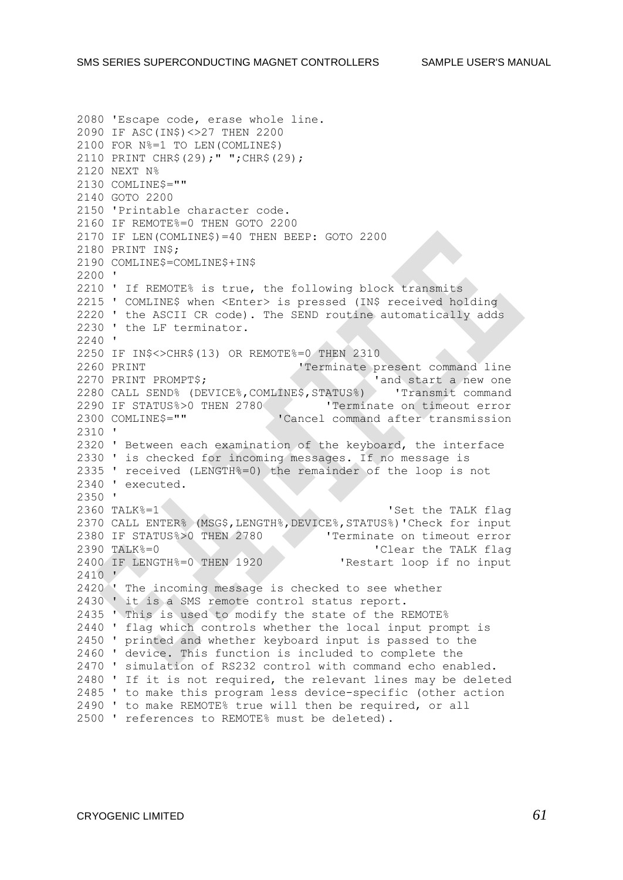```
2080 'Escape code, erase whole line.
2090 IF ASC(IN$)<>27 THEN 2200
2100 FOR N%=1 TO LEN(COMLINE$)
2110 PRINT CHR$(29);" ";CHR$(29);
2120 NEXT N%
2130 COMLINE$=""
2140 GOTO 2200
2150 'Printable character code.
2160 IF REMOTE%=0 THEN GOTO 2200
2170 IF LEN(COMLINE$)=40 THEN BEEP: GOTO 2200
2180 PRINT IN$;
2190 COMLINE$=COMLINE$+IN$
2200 '
2210 ' If REMOTE% is true, the following block transmits
2215 ' COMLINE$ when <Enter> is pressed (IN$ received holding
2220 ' the ASCII CR code). The SEND routine automatically adds
2230 ' the LF terminator.
2240 '
2250 IF IN$<>CHR$(13) OR REMOTE%=0 THEN 2310
2260 PRINT                          'Terminate present command line
2270 PRINT PROMPT$;                                'and start a new one
2280 CALL SEND% (DEVICE%,COMLINE$,STATUS%)    'Transmit command
2290 IF STATUS%>0 THEN 2780          'Terminate on timeout error
2300 COMLINE$=""              'Cancel command after transmission
2310 '
2320 ' Between each examination of the keyboard, the interface
2330 ' is checked for incoming messages. If no message is
2335 ' received (LENGTH%=0) the remainder of the loop is not
2340 ' executed.
2350 '
2360 TALK%=1                                        'Set the TALK flag
2370 CALL ENTER% (MSG$,LENGTH%,DEVICE%,STATUS%)'Check for input
2380 IF STATUS%>0 THEN 2780          'Terminate on timeout error
2390 TALK%=0                                      'Clear the TALK flag
2400 IF LENGTH%=0 THEN 1920            'Restart loop if no input
2410 '
2420 ' The incoming message is checked to see whether
2430 ' it is a SMS remote control status report.
2435 ' This is used to modify the state of the REMOTE%
2440 ' flag which controls whether the local input prompt is
2450 ' printed and whether keyboard input is passed to the
2460 ' device. This function is included to complete the
2470 ' simulation of RS232 control with command echo enabled.
2480 ' If it is not required, the relevant lines may be deleted
2485 ' to make this program less device-specific (other action
2490 ' to make REMOTE% true will then be required, or all
2500 ' references to REMOTE% must be deleted).
```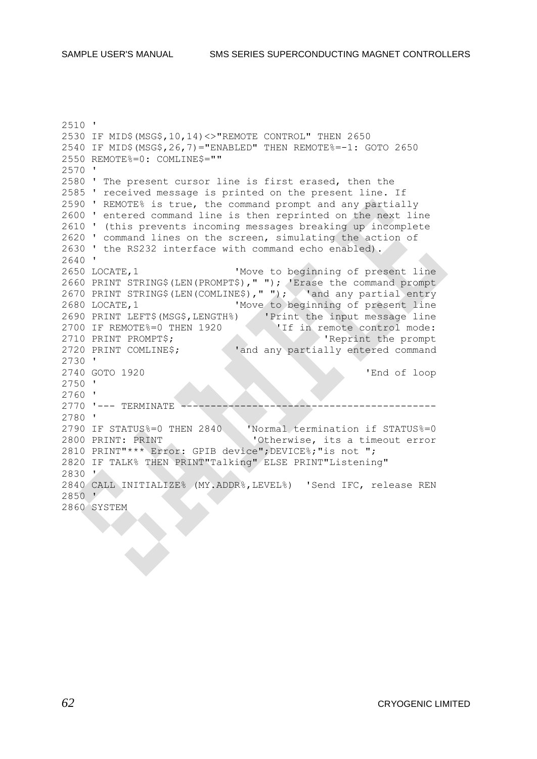```
2510 '
2530 IF MID$(MSG$,10,14)<>"REMOTE CONTROL" THEN 2650
2540 IF MID$(MSG$,26,7)="ENABLED" THEN REMOTE%=-1: GOTO 2650
2550 REMOTE%=0: COMLINE$=""
2570 '
2580 ' The present cursor line is first erased, then the
2585 ' received message is printed on the present line. If
2590 ' REMOTE% is true, the command prompt and any partially
2600 ' entered command line is then reprinted on the next line
2610 ' (this prevents incoming messages breaking up incomplete
2620 ' command lines on the screen, simulating the action of
2630 ' the RS232 interface with command echo enabled).
2640 '
2650 LOCATE,1                  'Move to beginning of present line
2660 PRINT STRING$(LEN(PROMPT$)," "); 'Erase the command prompt
2670 PRINT STRING$(LEN(COMLINE$)," ");   'and any partial entry
2680 LOCATE,1                  'Move to beginning of present line
2690 PRINT LEFT$(MSG$,LENGTH%)    'Print the input message line
2700 IF REMOTE%=0 THEN 1920        'If in remote control mode:
2710 PRINT PROMPT$;                          'Reprint the prompt
2720 PRINT COMLINE$;         'and any partially entered command
2730 '
2740 GOTO 1920                                      'End of loop
2750 '
2760 '
2770 '--- TERMINATE -------------------------------------------
2780 '
2790 IF STATUS%=0 THEN 2840    'Normal termination if STATUS%=0
2800 PRINT: PRINT             'Otherwise, its a timeout error
2810 PRINT"*** Error: GPIB device";DEVICE%;"is not ";
2820 IF TALK% THEN PRINT"Talking" ELSE PRINT"Listening"
2830 '
2840 CALL INITIALIZE% (MY.ADDR%,LEVEL%)  'Send IFC, release REN
2850 '
2860 SYSTEM
```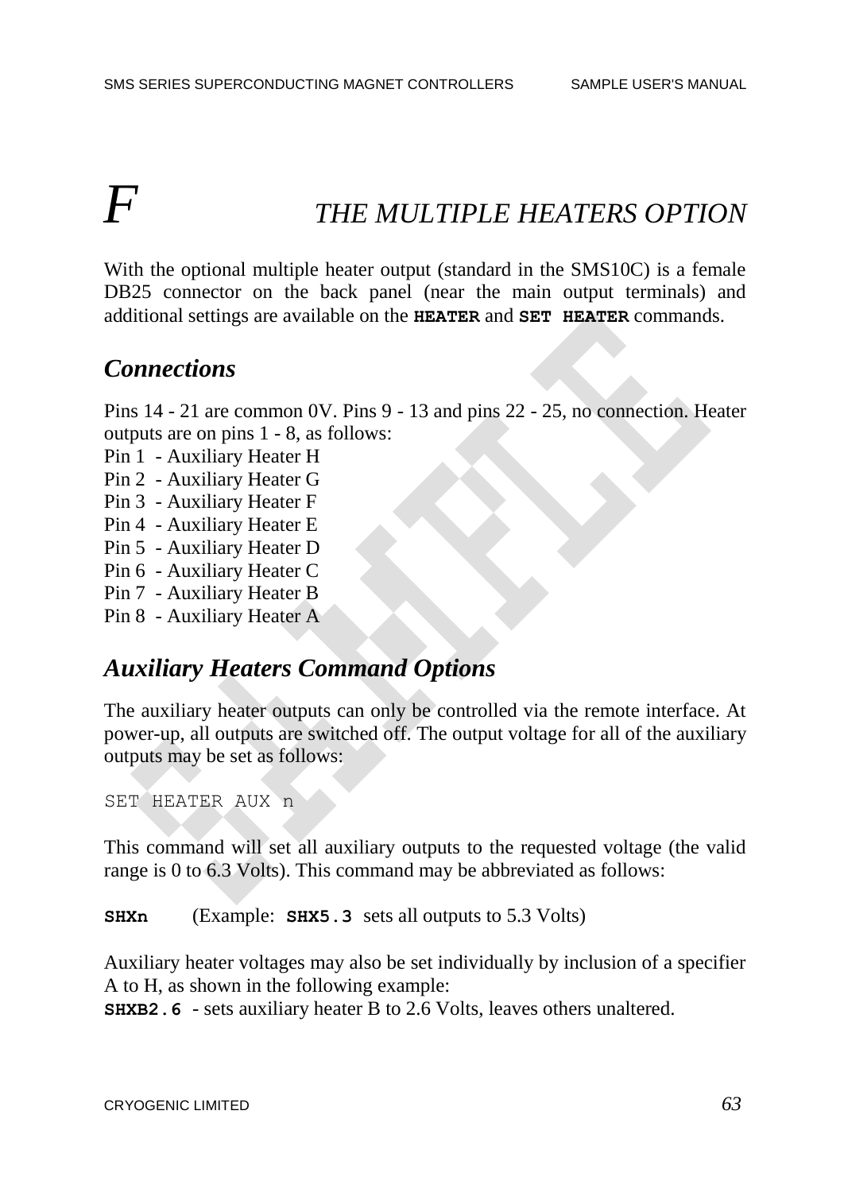# F THE MULTIPLE HEATERS OPTION

With the optional multiple heater output (standard in the SMS10C) is a female DB25 connector on the back panel (near the main output terminals) and additional settings are available on the **HEATER** and **SET HEATER** commands.

## Connections

Pins 14 - 21 are common 0V. Pins 9 - 13 and pins 22 - 25, no connection. Heater outputs are on pins 1 - 8, as follows:

Pin 1 - Auxiliary Heater H
Pin 2 - Auxiliary Heater G
Pin 3 - Auxiliary Heater F
Pin 4 - Auxiliary Heater E
Pin 5 - Auxiliary Heater D
Pin 6 - Auxiliary Heater C
Pin 7 - Auxiliary Heater B
Pin 8 - Auxiliary Heater A

## Auxiliary Heaters Command Options

The auxiliary heater outputs can only be controlled via the remote interface. At power-up, all outputs are switched off. The output voltage for all of the auxiliary outputs may be set as follows:

```
SET HEATER AUX n
```

This command will set all auxiliary outputs to the requested voltage (the valid range is 0 to 6.3 Volts). This command may be abbreviated as follows:

**SHXn** (Example: **SHX5.3** sets all outputs to 5.3 Volts)

Auxiliary heater voltages may also be set individually by inclusion of a specifier A to H, as shown in the following example:

**SHXB2.6** - sets auxiliary heater B to 2.6 Volts, leaves others unaltered.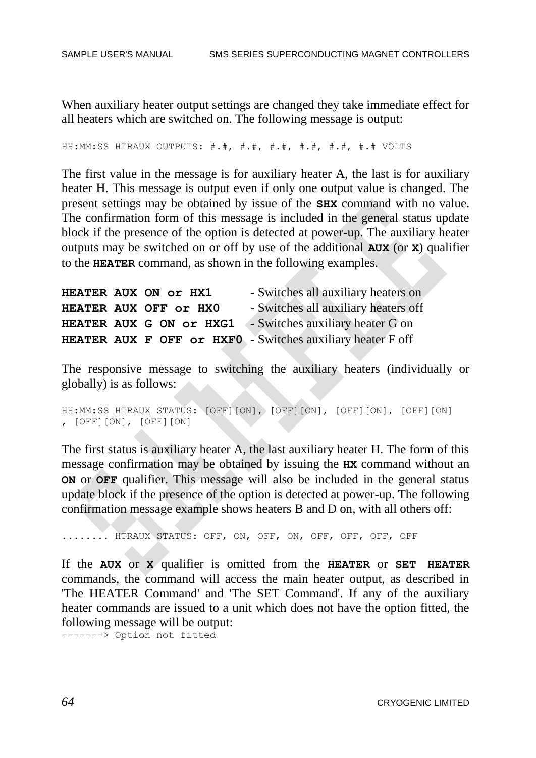When auxiliary heater output settings are changed they take immediate effect for all heaters which are switched on. The following message is output:

```
HH:MM:SS HTRAUX OUTPUTS: #.#, #.#, #.#, #.#, #.#, #.# VOLTS
```

The first value in the message is for auxiliary heater A, the last is for auxiliary heater H. This message is output even if only one output value is changed. The present settings may be obtained by issue of the **SHX** command with no value. The confirmation form of this message is included in the general status update block if the presence of the option is detected at power-up. The auxiliary heater outputs may be switched on or off by use of the additional **AUX** (or **X**) qualifier to the **HEATER** command, as shown in the following examples.

**HEATER AUX ON or HX1** - Switches all auxiliary heaters on
**HEATER AUX OFF or HX0** - Switches all auxiliary heaters off
**HEATER AUX G ON or HXG1** - Switches auxiliary heater G on
**HEATER AUX F OFF or HXF0** - Switches auxiliary heater F off

The responsive message to switching the auxiliary heaters (individually or globally) is as follows:

```
HH:MM:SS HTRAUX STATUS: [OFF][ON], [OFF][ON], [OFF][ON], [OFF][ON]
, [OFF][ON], [OFF][ON]
```

The first status is auxiliary heater A, the last auxiliary heater H. The form of this message confirmation may be obtained by issuing the **HX** command without an **ON** or **OFF** qualifier. This message will also be included in the general status update block if the presence of the option is detected at power-up. The following confirmation message example shows heaters B and D on, with all others off:

```
........ HTRAUX STATUS: OFF, ON, OFF, ON, OFF, OFF, OFF, OFF
```

If the **AUX** or **X** qualifier is omitted from the **HEATER** or **SET HEATER** commands, the command will access the main heater output, as described in 'The HEATER Command' and 'The SET Command'. If any of the auxiliary heater commands are issued to a unit which does not have the option fitted, the following message will be output:

```
-------> Option not fitted
```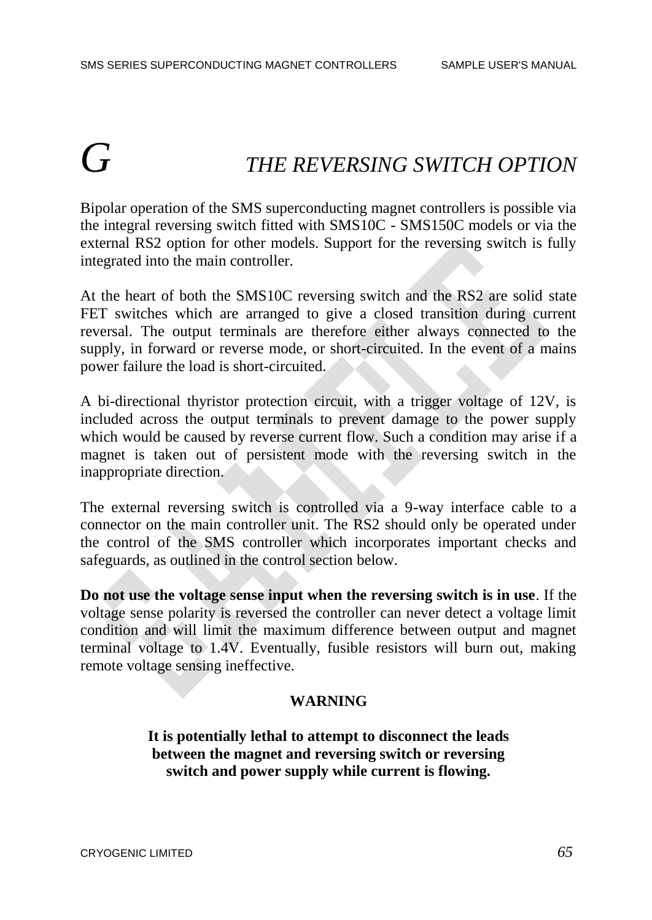# G THE REVERSING SWITCH OPTION

Bipolar operation of the SMS superconducting magnet controllers is possible via the integral reversing switch fitted with SMS10C - SMS150C models or via the external RS2 option for other models. Support for the reversing switch is fully integrated into the main controller.

At the heart of both the SMS10C reversing switch and the RS2 are solid state FET switches which are arranged to give a closed transition during current reversal. The output terminals are therefore either always connected to the supply, in forward or reverse mode, or short-circuited. In the event of a mains power failure the load is short-circuited.

A bi-directional thyristor protection circuit, with a trigger voltage of 12V, is included across the output terminals to prevent damage to the power supply which would be caused by reverse current flow. Such a condition may arise if a magnet is taken out of persistent mode with the reversing switch in the inappropriate direction.

The external reversing switch is controlled via a 9-way interface cable to a connector on the main controller unit. The RS2 should only be operated under the control of the SMS controller which incorporates important checks and safeguards, as outlined in the control section below.

**Do not use the voltage sense input when the reversing switch is in use**. If the voltage sense polarity is reversed the controller can never detect a voltage limit condition and will limit the maximum difference between output and magnet terminal voltage to 1.4V. Eventually, fusible resistors will burn out, making remote voltage sensing ineffective.

**WARNING**

**It is potentially lethal to attempt to disconnect the leads between the magnet and reversing switch or reversing switch and power supply while current is flowing.**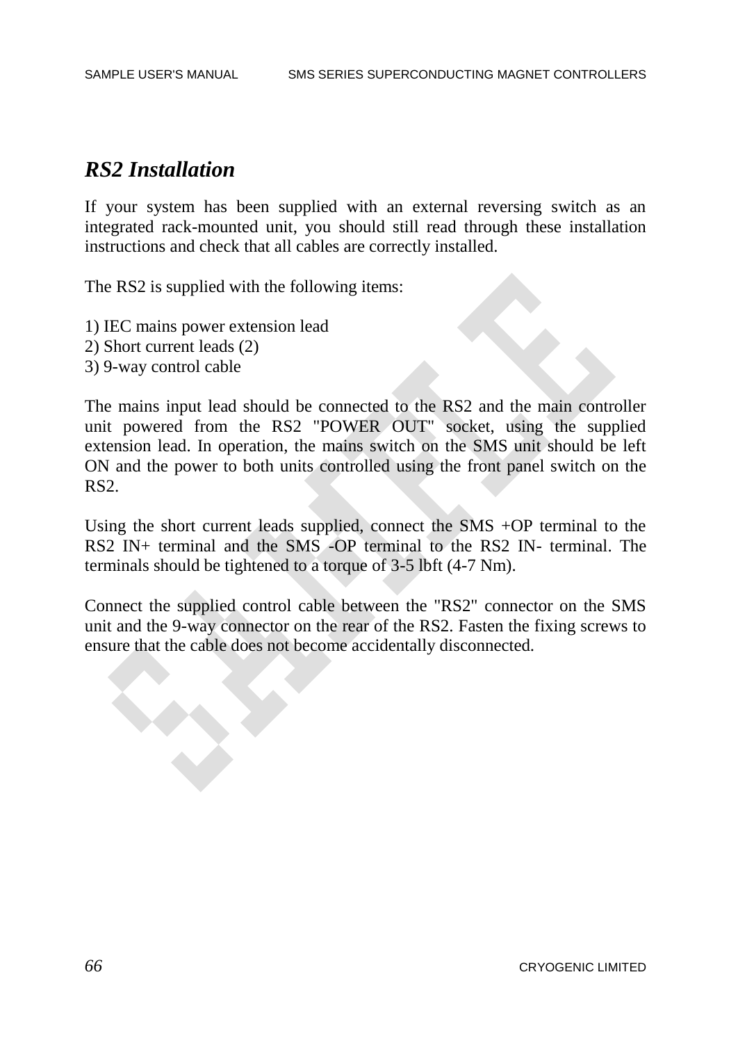## *RS2 Installation*

If your system has been supplied with an external reversing switch as an integrated rack-mounted unit, you should still read through these installation instructions and check that all cables are correctly installed.

The RS2 is supplied with the following items:

1) IEC mains power extension lead
2) Short current leads (2)
3) 9-way control cable

The mains input lead should be connected to the RS2 and the main controller unit powered from the RS2 "POWER OUT" socket, using the supplied extension lead. In operation, the mains switch on the SMS unit should be left ON and the power to both units controlled using the front panel switch on the RS2.

Using the short current leads supplied, connect the SMS +OP terminal to the RS2 IN+ terminal and the SMS -OP terminal to the RS2 IN- terminal. The terminals should be tightened to a torque of 3-5 lbft (4-7 Nm).

Connect the supplied control cable between the "RS2" connector on the SMS unit and the 9-way connector on the rear of the RS2. Fasten the fixing screws to ensure that the cable does not become accidentally disconnected.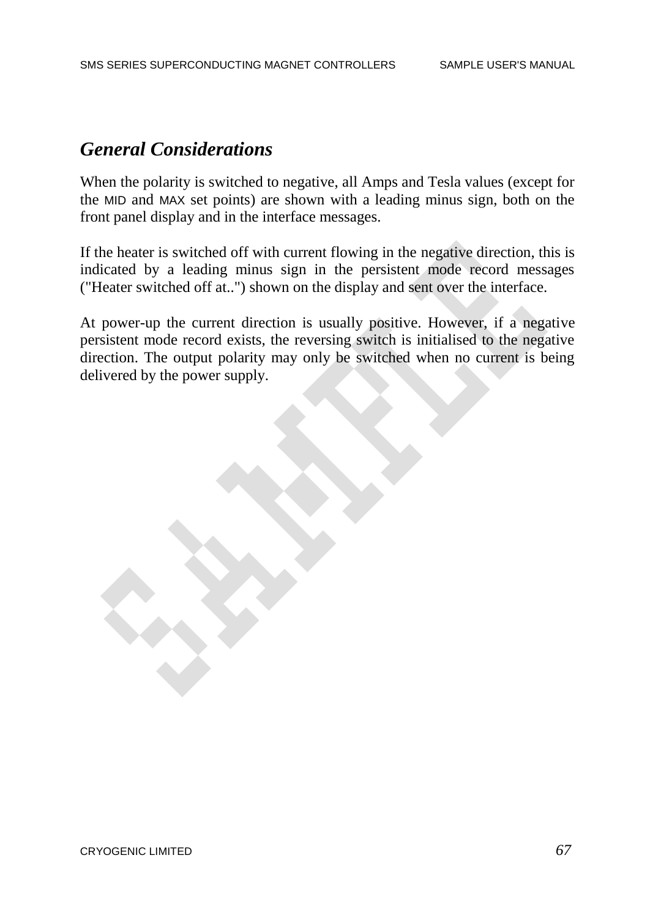## *General Considerations*

When the polarity is switched to negative, all Amps and Tesla values (except for the MID and MAX set points) are shown with a leading minus sign, both on the front panel display and in the interface messages.

If the heater is switched off with current flowing in the negative direction, this is indicated by a leading minus sign in the persistent mode record messages ("Heater switched off at..") shown on the display and sent over the interface.

At power-up the current direction is usually positive. However, if a negative persistent mode record exists, the reversing switch is initialised to the negative direction. The output polarity may only be switched when no current is being delivered by the power supply.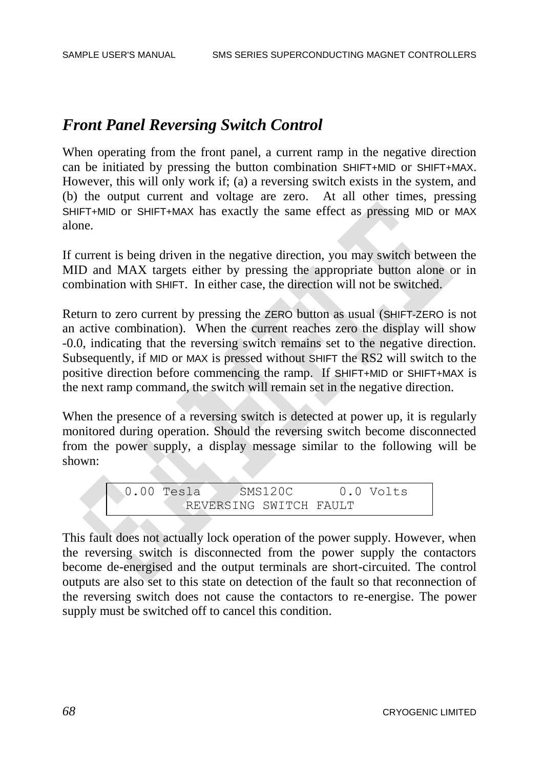## *Front Panel Reversing Switch Control*

When operating from the front panel, a current ramp in the negative direction can be initiated by pressing the button combination SHIFT+MID or SHIFT+MAX. However, this will only work if; (a) a reversing switch exists in the system, and (b) the output current and voltage are zero. At all other times, pressing SHIFT+MID or SHIFT+MAX has exactly the same effect as pressing MID or MAX alone.

If current is being driven in the negative direction, you may switch between the MID and MAX targets either by pressing the appropriate button alone or in combination with SHIFT. In either case, the direction will not be switched.

Return to zero current by pressing the ZERO button as usual (SHIFT-ZERO is not an active combination). When the current reaches zero the display will show -0.0, indicating that the reversing switch remains set to the negative direction. Subsequently, if MID or MAX is pressed without SHIFT the RS2 will switch to the positive direction before commencing the ramp. If SHIFT+MID or SHIFT+MAX is the next ramp command, the switch will remain set in the negative direction.

When the presence of a reversing switch is detected at power up, it is regularly monitored during operation. Should the reversing switch become disconnected from the power supply, a display message similar to the following will be shown:

```
 0.00 Tesla     SMS120C      0.0 Volts
        REVERSING SWITCH FAULT
```

This fault does not actually lock operation of the power supply. However, when the reversing switch is disconnected from the power supply the contactors become de-energised and the output terminals are short-circuited. The control outputs are also set to this state on detection of the fault so that reconnection of the reversing switch does not cause the contactors to re-energise. The power supply must be switched off to cancel this condition.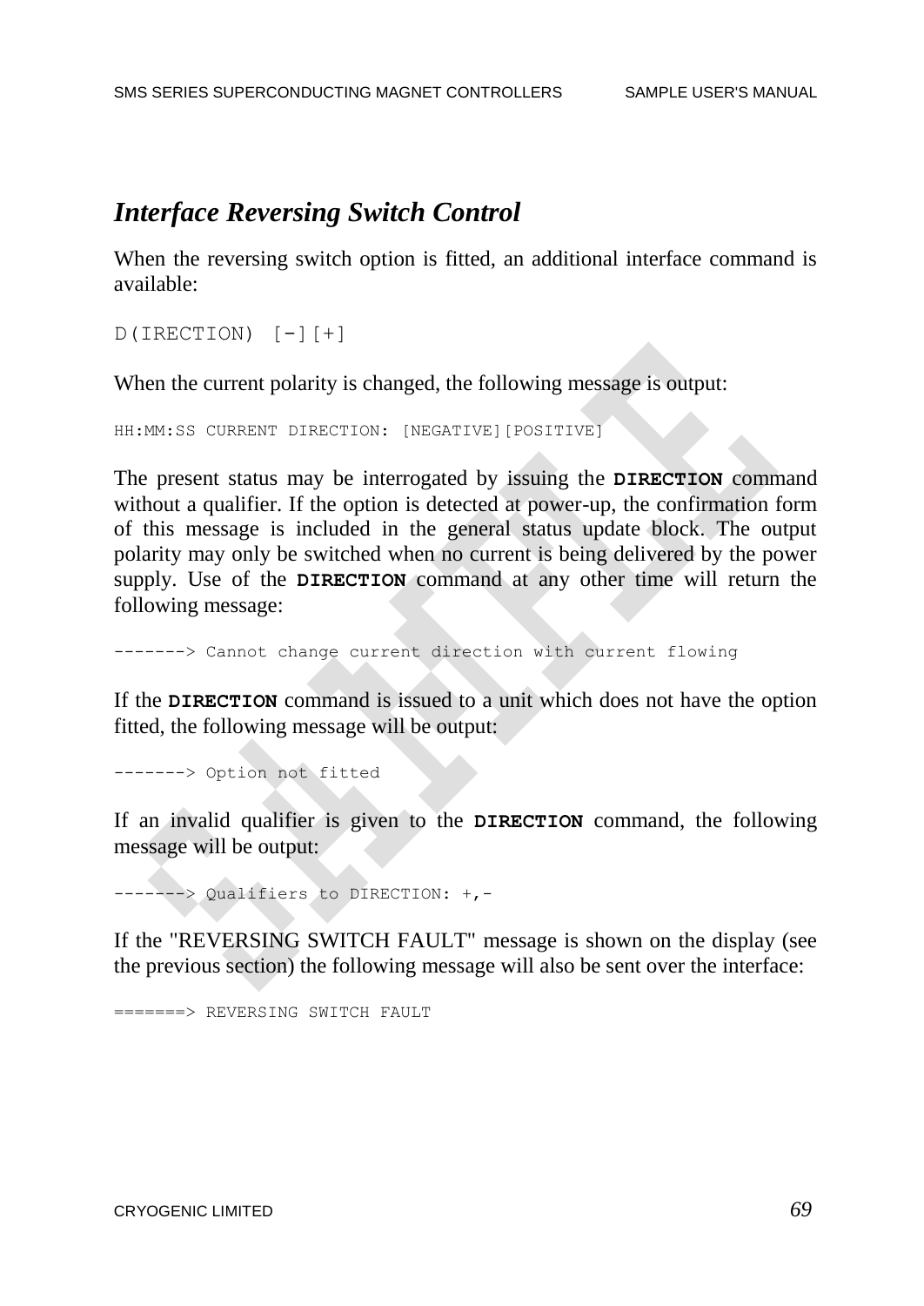## *Interface Reversing Switch Control*

When the reversing switch option is fitted, an additional interface command is available:

```
D(IRECTION) [-][+]
```

When the current polarity is changed, the following message is output:

```
HH:MM:SS CURRENT DIRECTION: [NEGATIVE][POSITIVE]
```

The present status may be interrogated by issuing the **DIRECTION** command without a qualifier. If the option is detected at power-up, the confirmation form of this message is included in the general status update block. The output polarity may only be switched when no current is being delivered by the power supply. Use of the **DIRECTION** command at any other time will return the following message:

```
-------> Cannot change current direction with current flowing
```

If the **DIRECTION** command is issued to a unit which does not have the option fitted, the following message will be output:

```
-------> Option not fitted
```

If an invalid qualifier is given to the **DIRECTION** command, the following message will be output:

```
-------> Qualifiers to DIRECTION: +,-
```

If the "REVERSING SWITCH FAULT" message is shown on the display (see the previous section) the following message will also be sent over the interface:

```
=======> REVERSING SWITCH FAULT
```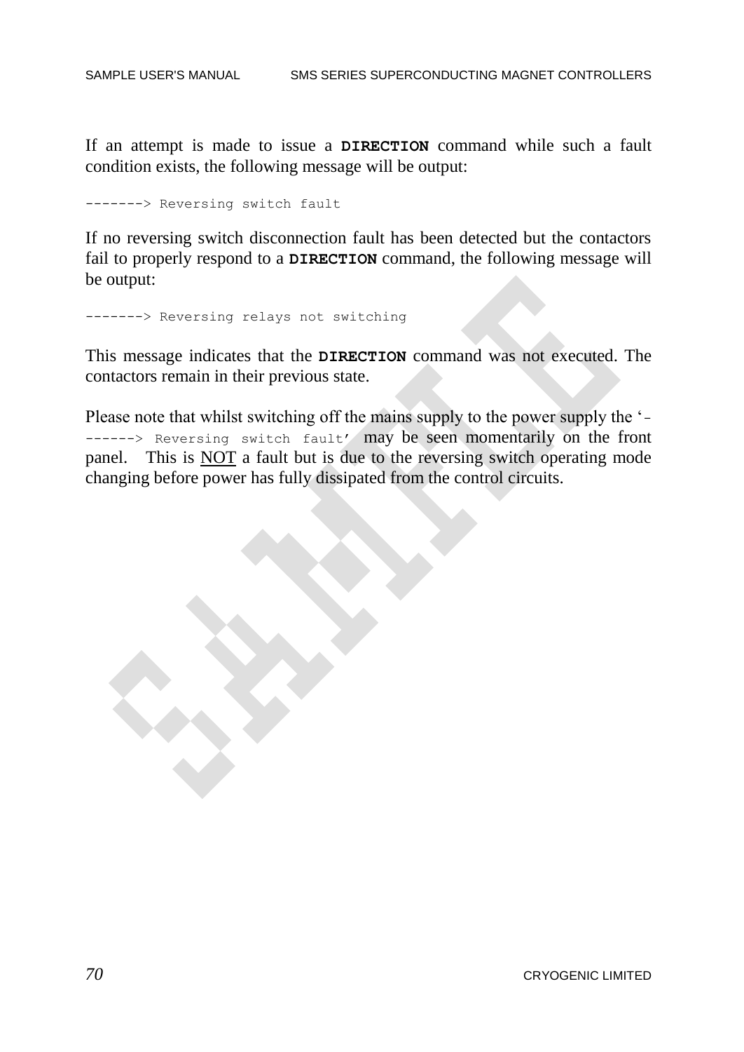If an attempt is made to issue a **DIRECTION** command while such a fault condition exists, the following message will be output:

```
-------> Reversing switch fault
```

If no reversing switch disconnection fault has been detected but the contactors fail to properly respond to a **DIRECTION** command, the following message will be output:

```
-------> Reversing relays not switching
```

This message indicates that the **DIRECTION** command was not executed. The contactors remain in their previous state.

Please note that whilst switching off the mains supply to the power supply the '`-------> Reversing switch fault`' may be seen momentarily on the front panel. This is NOT a fault but is due to the reversing switch operating mode changing before power has fully dissipated from the control circuits.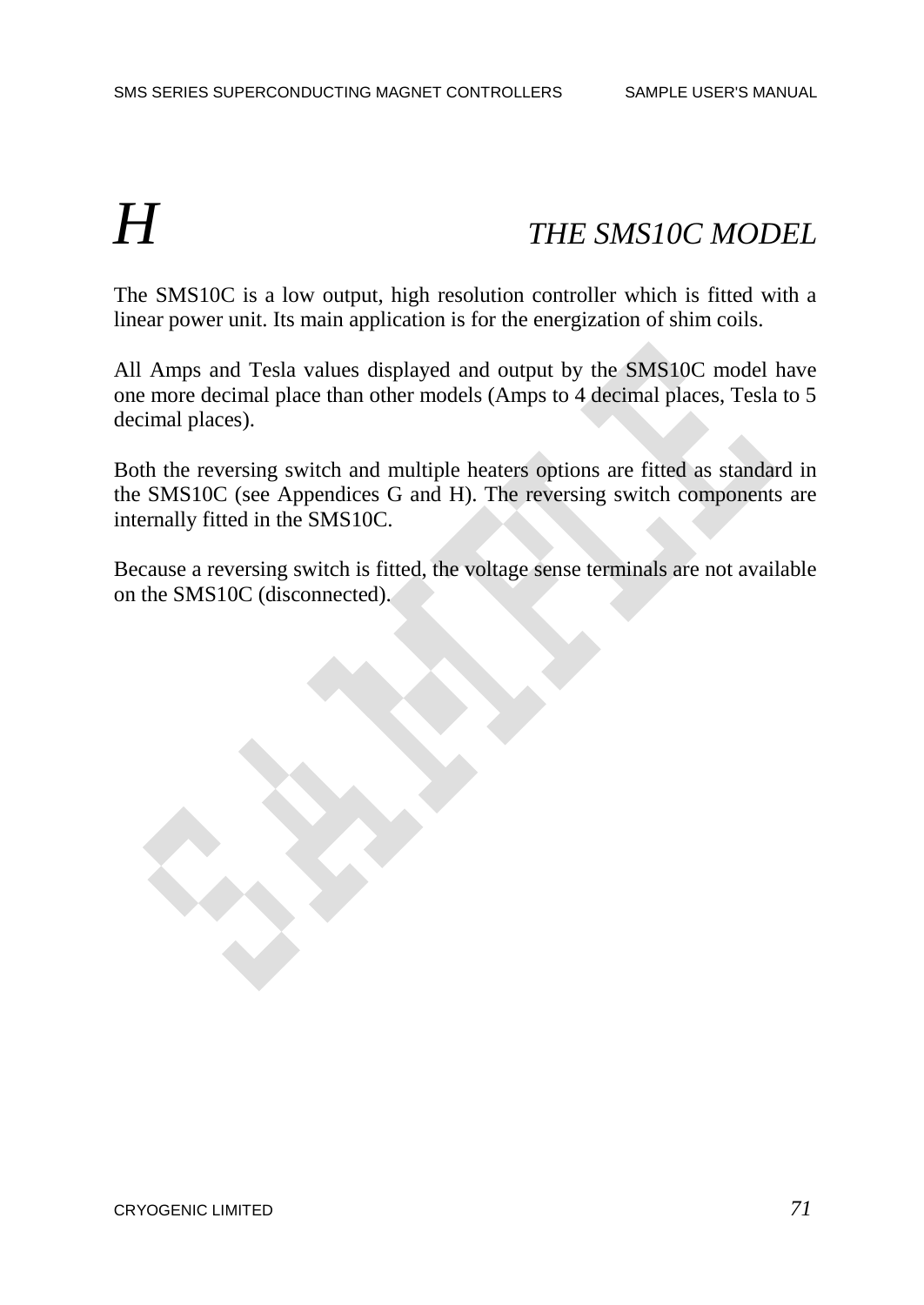# H THE SMS10C MODEL

The SMS10C is a low output, high resolution controller which is fitted with a linear power unit. Its main application is for the energization of shim coils.

All Amps and Tesla values displayed and output by the SMS10C model have one more decimal place than other models (Amps to 4 decimal places, Tesla to 5 decimal places).

Both the reversing switch and multiple heaters options are fitted as standard in the SMS10C (see Appendices G and H). The reversing switch components are internally fitted in the SMS10C.

Because a reversing switch is fitted, the voltage sense terminals are not available on the SMS10C (disconnected).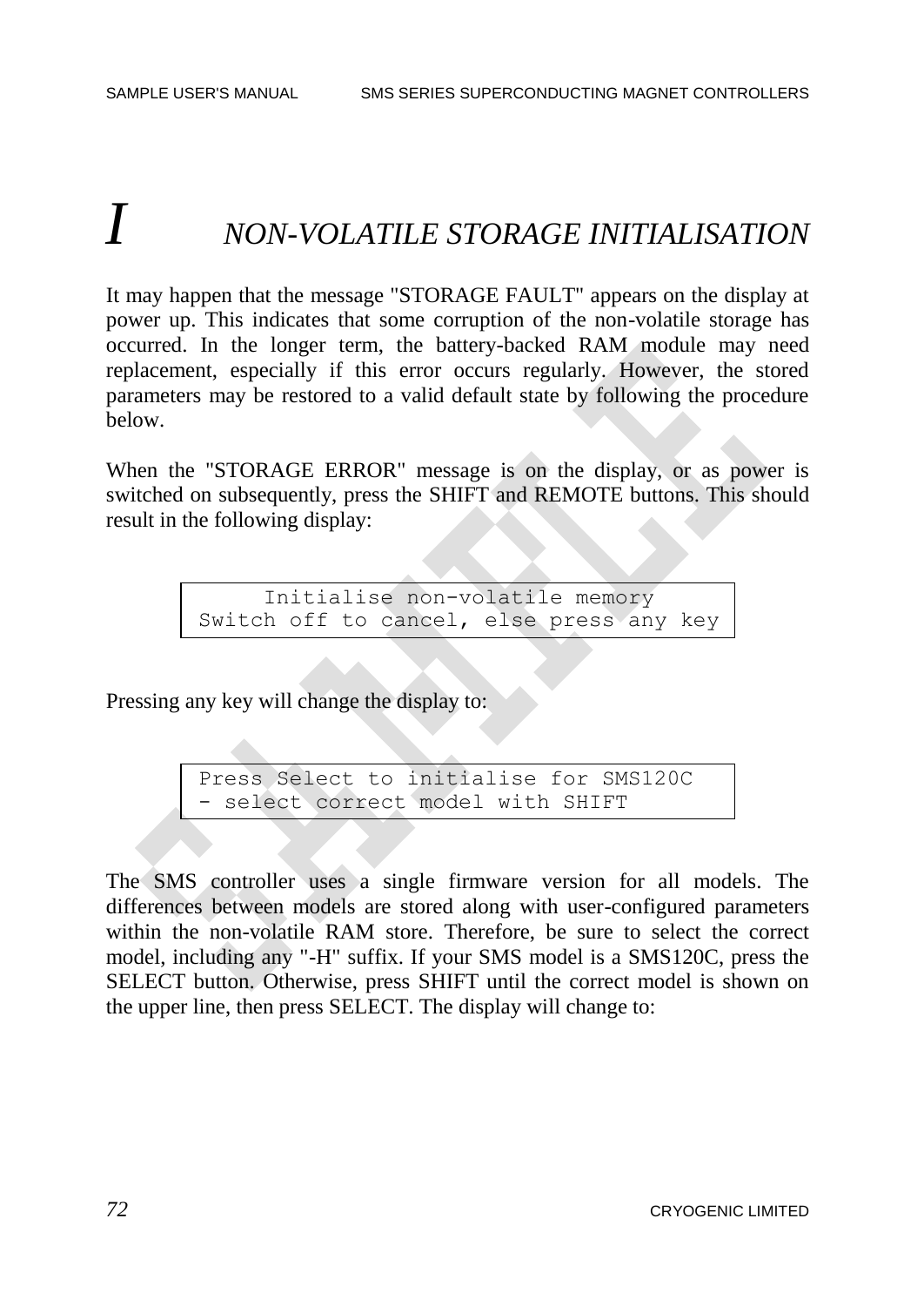# I NON-VOLATILE STORAGE INITIALISATION

It may happen that the message "STORAGE FAULT" appears on the display at power up. This indicates that some corruption of the non-volatile storage has occurred. In the longer term, the battery-backed RAM module may need replacement, especially if this error occurs regularly. However, the stored parameters may be restored to a valid default state by following the procedure below.

When the "STORAGE ERROR" message is on the display, or as power is switched on subsequently, press the SHIFT and REMOTE buttons. This should result in the following display:

```
      Initialise non-volatile memory
Switch off to cancel, else press any key
```

Pressing any key will change the display to:

```
Press Select to initialise for SMS120C
- select correct model with SHIFT
```

The SMS controller uses a single firmware version for all models. The differences between models are stored along with user-configured parameters within the non-volatile RAM store. Therefore, be sure to select the correct model, including any "-H" suffix. If your SMS model is a SMS120C, press the SELECT button. Otherwise, press SHIFT until the correct model is shown on the upper line, then press SELECT. The display will change to: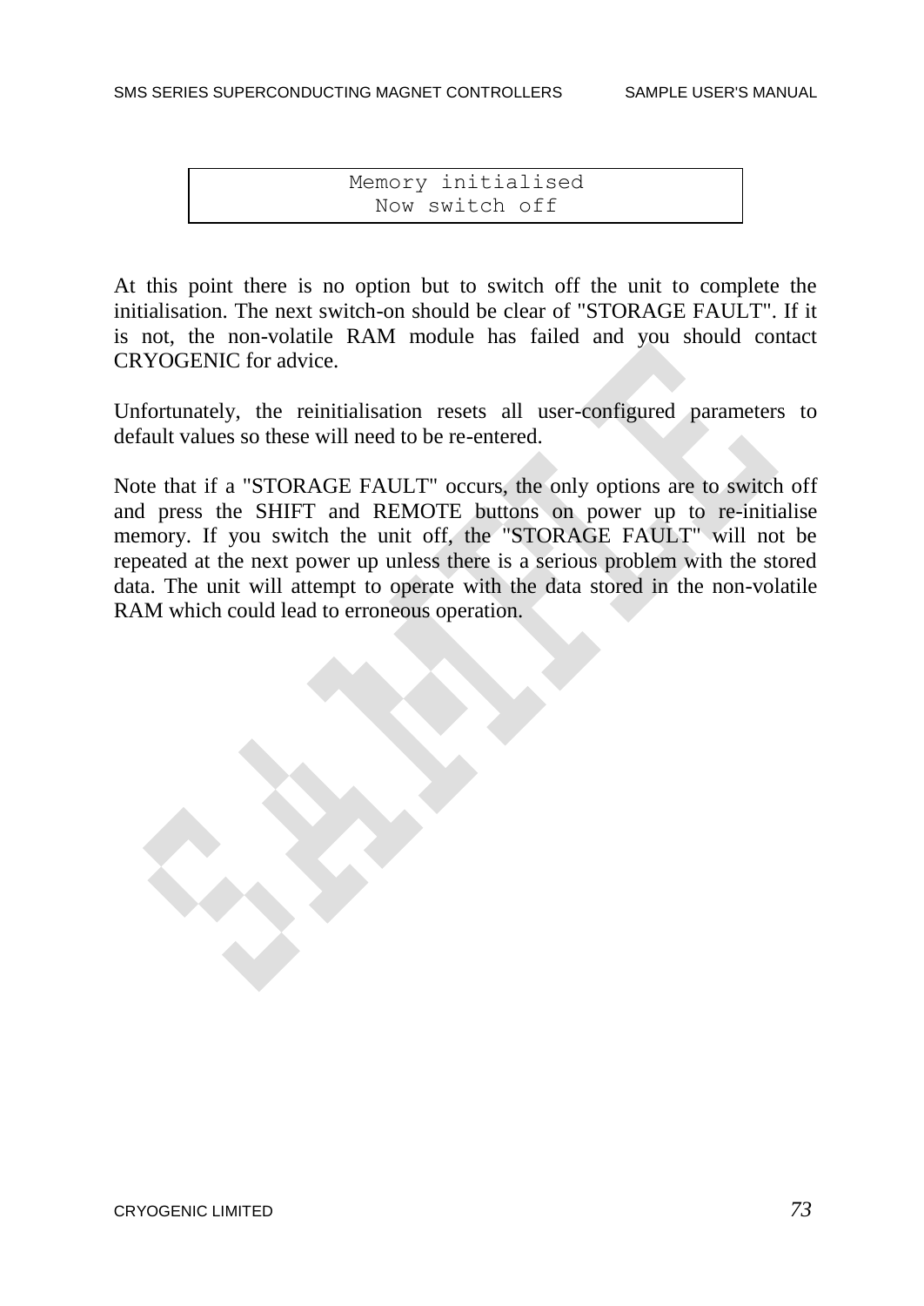```
Memory initialised
Now switch off
```

At this point there is no option but to switch off the unit to complete the initialisation. The next switch-on should be clear of "STORAGE FAULT". If it is not, the non-volatile RAM module has failed and you should contact CRYOGENIC for advice.

Unfortunately, the reinitialisation resets all user-configured parameters to default values so these will need to be re-entered.

Note that if a "STORAGE FAULT" occurs, the only options are to switch off and press the SHIFT and REMOTE buttons on power up to re-initialise memory. If you switch the unit off, the "STORAGE FAULT" will not be repeated at the next power up unless there is a serious problem with the stored data. The unit will attempt to operate with the data stored in the non-volatile RAM which could lead to erroneous operation.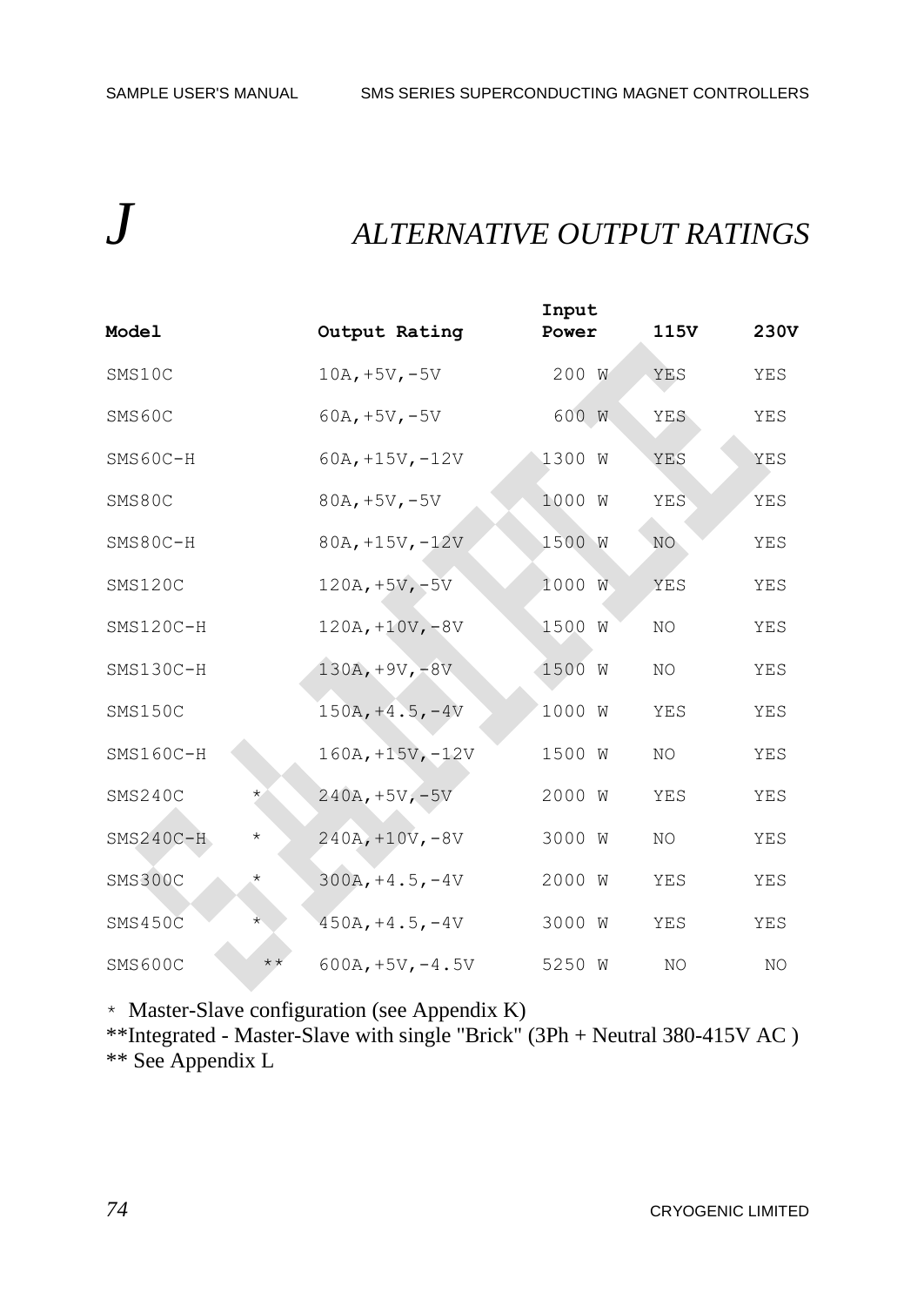# J ALTERNATIVE OUTPUT RATINGS

| Model | | Output Rating | Input Power | 115V | 230V |
|---|---|---|---|---|---|
| SMS10C | | 10A,+5V,-5V | 200 W | YES | YES |
| SMS60C | | 60A,+5V,-5V | 600 W | YES | YES |
| SMS60C-H | | 60A,+15V,-12V | 1300 W | YES | YES |
| SMS80C | | 80A,+5V,-5V | 1000 W | YES | YES |
| SMS80C-H | | 80A,+15V,-12V | 1500 W | NO | YES |
| SMS120C | | 120A,+5V,-5V | 1000 W | YES | YES |
| SMS120C-H | | 120A,+10V,-8V | 1500 W | NO | YES |
| SMS130C-H | | 130A,+9V,-8V | 1500 W | NO | YES |
| SMS150C | | 150A,+4.5,-4V | 1000 W | YES | YES |
| SMS160C-H | | 160A,+15V,-12V | 1500 W | NO | YES |
| SMS240C | * | 240A,+5V,-5V | 2000 W | YES | YES |
| SMS240C-H | * | 240A,+10V,-8V | 3000 W | NO | YES |
| SMS300C | * | 300A,+4.5,-4V | 2000 W | YES | YES |
| SMS450C | * | 450A,+4.5,-4V | 3000 W | YES | YES |
| SMS600C | ** | 600A,+5V,-4.5V | 5250 W | NO | NO |

* Master-Slave configuration (see Appendix K)
**Integrated - Master-Slave with single "Brick" (3Ph + Neutral 380-415V AC )
** See Appendix L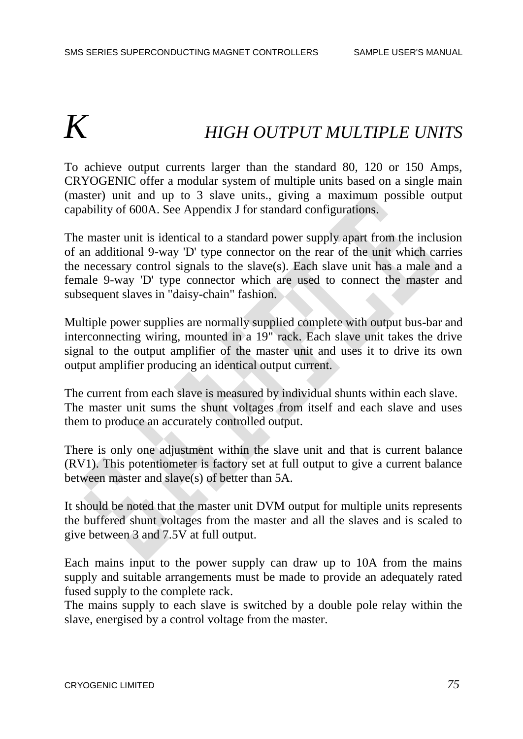# K HIGH OUTPUT MULTIPLE UNITS

To achieve output currents larger than the standard 80, 120 or 150 Amps, CRYOGENIC offer a modular system of multiple units based on a single main (master) unit and up to 3 slave units., giving a maximum possible output capability of 600A. See Appendix J for standard configurations.

The master unit is identical to a standard power supply apart from the inclusion of an additional 9-way 'D' type connector on the rear of the unit which carries the necessary control signals to the slave(s). Each slave unit has a male and a female 9-way 'D' type connector which are used to connect the master and subsequent slaves in "daisy-chain" fashion.

Multiple power supplies are normally supplied complete with output bus-bar and interconnecting wiring, mounted in a 19" rack. Each slave unit takes the drive signal to the output amplifier of the master unit and uses it to drive its own output amplifier producing an identical output current.

The current from each slave is measured by individual shunts within each slave. The master unit sums the shunt voltages from itself and each slave and uses them to produce an accurately controlled output.

There is only one adjustment within the slave unit and that is current balance (RV1). This potentiometer is factory set at full output to give a current balance between master and slave(s) of better than 5A.

It should be noted that the master unit DVM output for multiple units represents the buffered shunt voltages from the master and all the slaves and is scaled to give between 3 and 7.5V at full output.

Each mains input to the power supply can draw up to 10A from the mains supply and suitable arrangements must be made to provide an adequately rated fused supply to the complete rack.
The mains supply to each slave is switched by a double pole relay within the slave, energised by a control voltage from the master.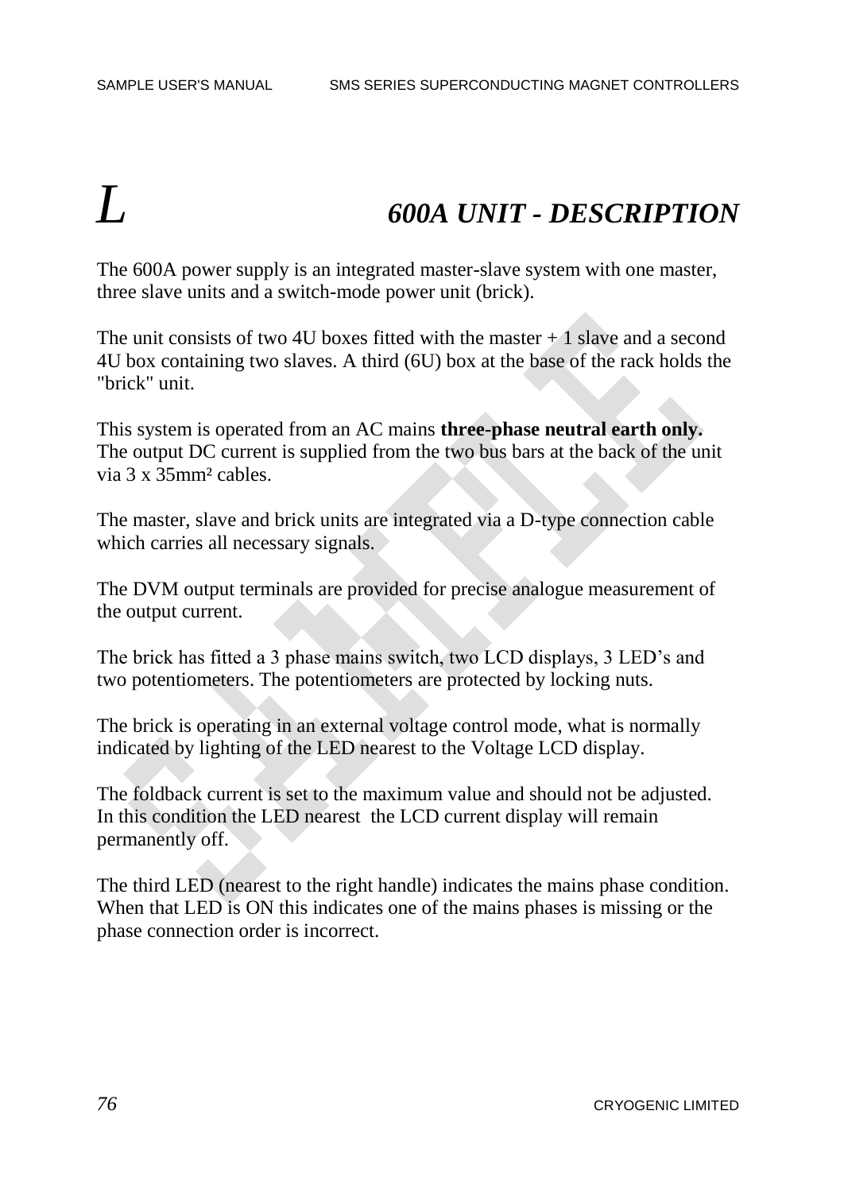# L 600A UNIT - DESCRIPTION

The 600A power supply is an integrated master-slave system with one master, three slave units and a switch-mode power unit (brick).

The unit consists of two 4U boxes fitted with the master + 1 slave and a second 4U box containing two slaves. A third (6U) box at the base of the rack holds the "brick" unit.

This system is operated from an AC mains **three-phase neutral earth only.** The output DC current is supplied from the two bus bars at the back of the unit via 3 x 35mm² cables.

The master, slave and brick units are integrated via a D-type connection cable which carries all necessary signals.

The DVM output terminals are provided for precise analogue measurement of the output current.

The brick has fitted a 3 phase mains switch, two LCD displays, 3 LED's and two potentiometers. The potentiometers are protected by locking nuts.

The brick is operating in an external voltage control mode, what is normally indicated by lighting of the LED nearest to the Voltage LCD display.

The foldback current is set to the maximum value and should not be adjusted. In this condition the LED nearest  the LCD current display will remain permanently off.

The third LED (nearest to the right handle) indicates the mains phase condition. When that LED is ON this indicates one of the mains phases is missing or the phase connection order is incorrect.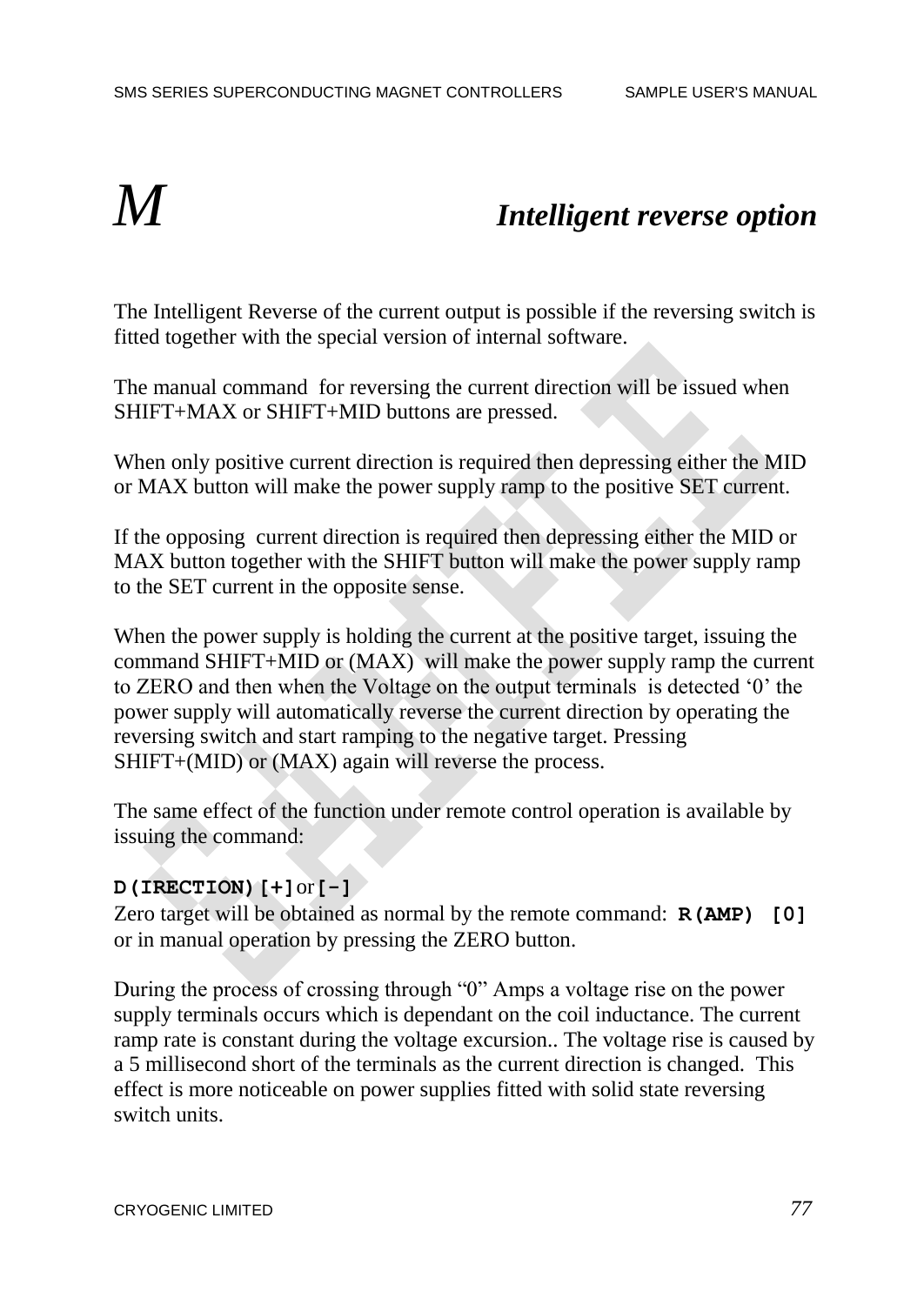# M Intelligent reverse option

The Intelligent Reverse of the current output is possible if the reversing switch is fitted together with the special version of internal software.

The manual command for reversing the current direction will be issued when SHIFT+MAX or SHIFT+MID buttons are pressed.

When only positive current direction is required then depressing either the MID or MAX button will make the power supply ramp to the positive SET current.

If the opposing current direction is required then depressing either the MID or MAX button together with the SHIFT button will make the power supply ramp to the SET current in the opposite sense.

When the power supply is holding the current at the positive target, issuing the command SHIFT+MID or (MAX) will make the power supply ramp the current to ZERO and then when the Voltage on the output terminals is detected '0' the power supply will automatically reverse the current direction by operating the reversing switch and start ramping to the negative target. Pressing SHIFT+(MID) or (MAX) again will reverse the process.

The same effect of the function under remote control operation is available by issuing the command:

**D(IRECTION) [+]** or **[-]**
Zero target will be obtained as normal by the remote command: **R(AMP) [0]** or in manual operation by pressing the ZERO button.

During the process of crossing through "0" Amps a voltage rise on the power supply terminals occurs which is dependant on the coil inductance. The current ramp rate is constant during the voltage excursion.. The voltage rise is caused by a 5 millisecond short of the terminals as the current direction is changed. This effect is more noticeable on power supplies fitted with solid state reversing switch units.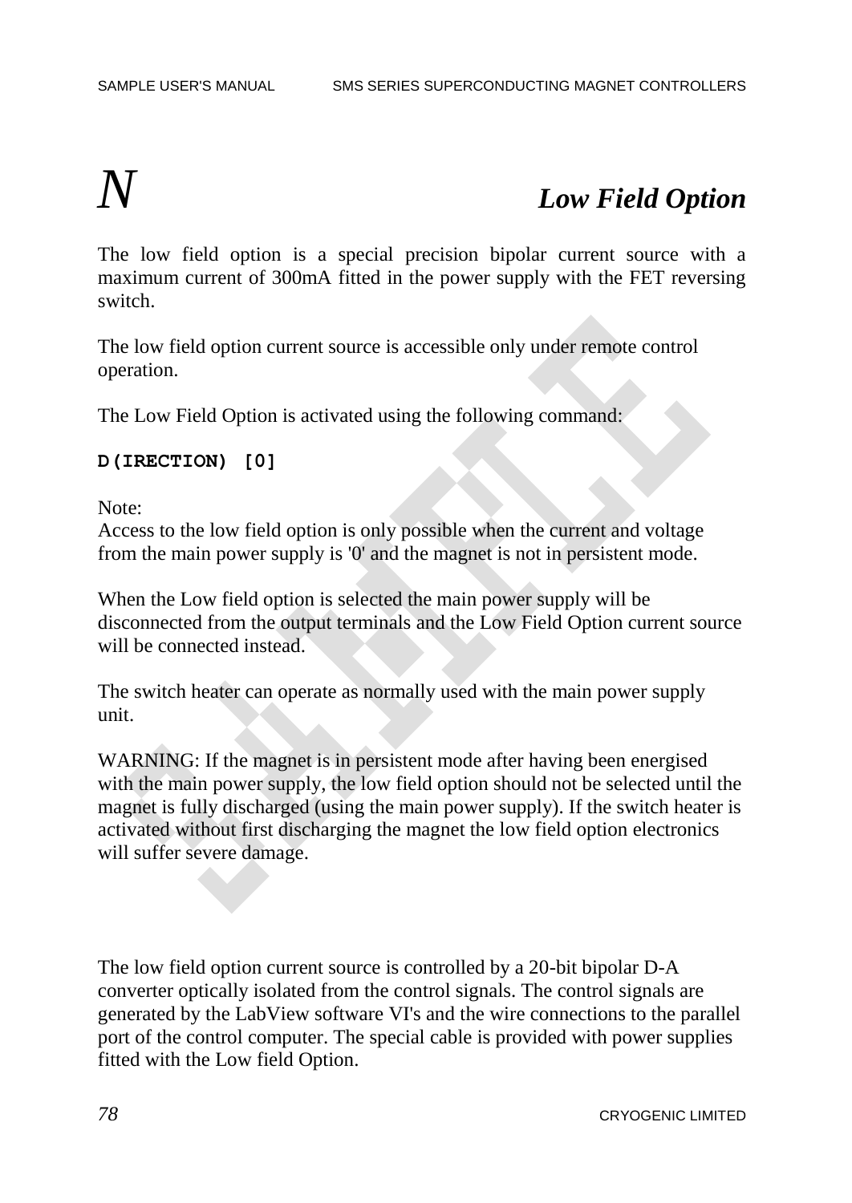# N Low Field Option

The low field option is a special precision bipolar current source with a maximum current of 300mA fitted in the power supply with the FET reversing switch.

The low field option current source is accessible only under remote control operation.

The Low Field Option is activated using the following command:

**D(IRECTION) [0]**

Note:
Access to the low field option is only possible when the current and voltage from the main power supply is '0' and the magnet is not in persistent mode.

When the Low field option is selected the main power supply will be disconnected from the output terminals and the Low Field Option current source will be connected instead.

The switch heater can operate as normally used with the main power supply unit.

WARNING: If the magnet is in persistent mode after having been energised with the main power supply, the low field option should not be selected until the magnet is fully discharged (using the main power supply). If the switch heater is activated without first discharging the magnet the low field option electronics will suffer severe damage.

The low field option current source is controlled by a 20-bit bipolar D-A converter optically isolated from the control signals. The control signals are generated by the LabView software VI's and the wire connections to the parallel port of the control computer. The special cable is provided with power supplies fitted with the Low field Option.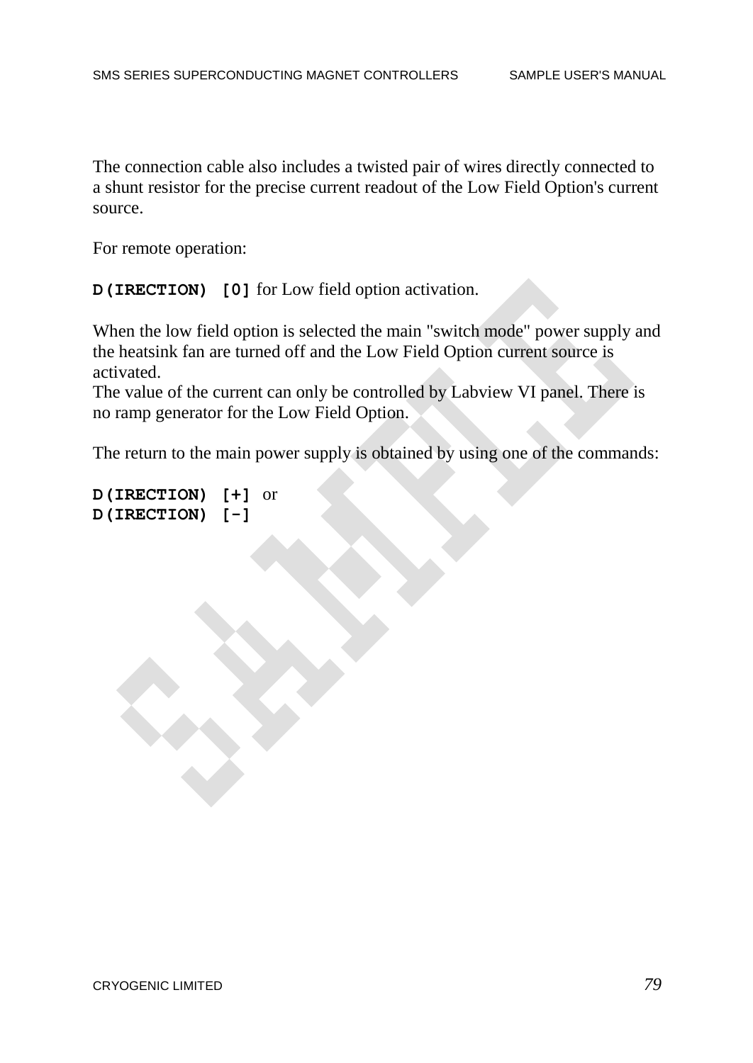The connection cable also includes a twisted pair of wires directly connected to a shunt resistor for the precise current readout of the Low Field Option's current source.

For remote operation:

**D(IRECTION) [0]** for Low field option activation.

When the low field option is selected the main "switch mode" power supply and the heatsink fan are turned off and the Low Field Option current source is activated.
The value of the current can only be controlled by Labview VI panel. There is no ramp generator for the Low Field Option.

The return to the main power supply is obtained by using one of the commands:

**D(IRECTION) [+]** or
**D(IRECTION) [-]**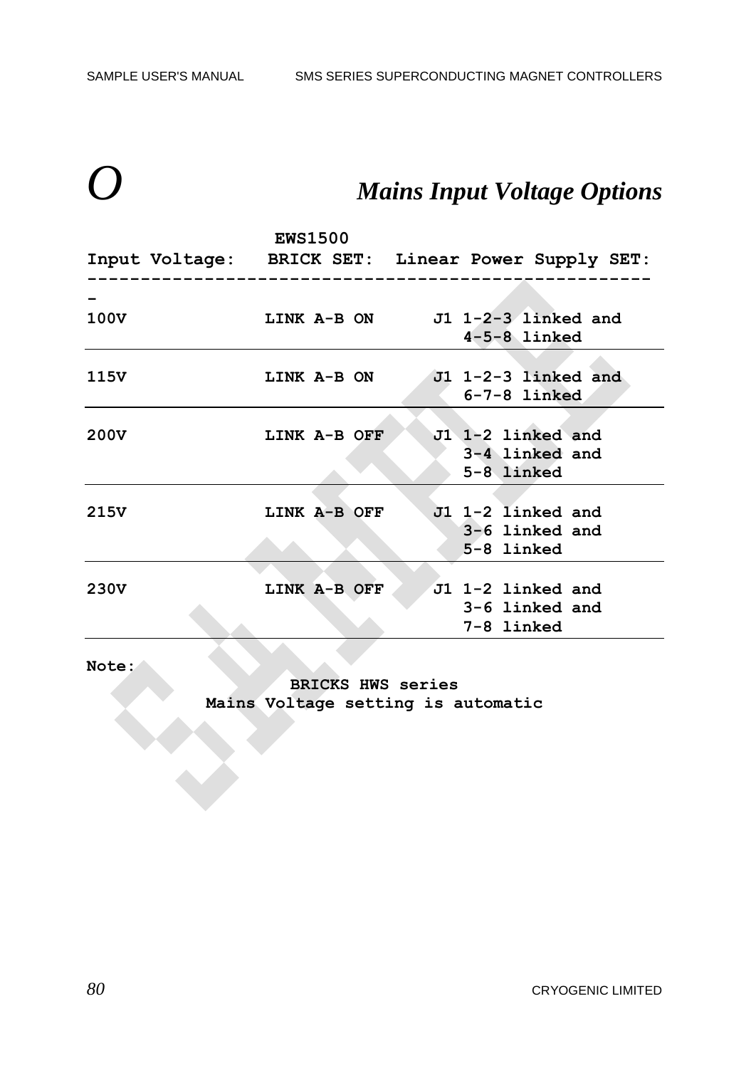# O Mains Input Voltage Options

| Input Voltage: | EWS1500 BRICK SET: | Linear Power Supply SET: |
|---|---|---|
| **100V** | **LINK A-B ON** | **J1 1-2-3 linked and 4-5-8 linked** |
| **115V** | **LINK A-B ON** | **J1 1-2-3 linked and 6-7-8 linked** |
| **200V** | **LINK A-B OFF** | **J1 1-2 linked and 3-4 linked and 5-8 linked** |
| **215V** | **LINK A-B OFF** | **J1 1-2 linked and 3-6 linked and 5-8 linked** |
| **230V** | **LINK A-B OFF** | **J1 1-2 linked and 3-6 linked and 7-8 linked** |

**Note:**

**BRICKS HWS series**
**Mains Voltage setting is automatic**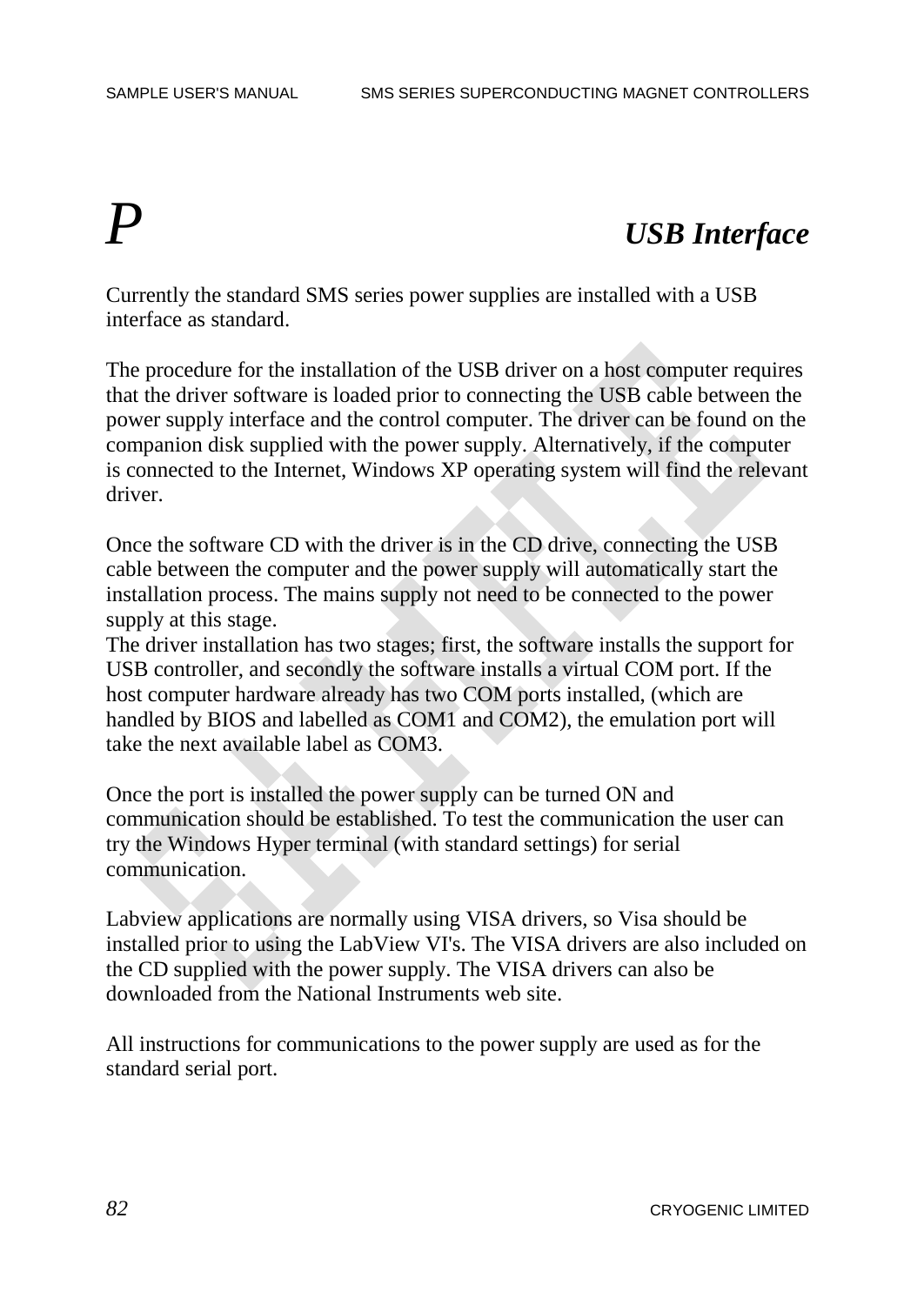# P USB Interface

Currently the standard SMS series power supplies are installed with a USB interface as standard.

The procedure for the installation of the USB driver on a host computer requires that the driver software is loaded prior to connecting the USB cable between the power supply interface and the control computer. The driver can be found on the companion disk supplied with the power supply. Alternatively, if the computer is connected to the Internet, Windows XP operating system will find the relevant driver.

Once the software CD with the driver is in the CD drive, connecting the USB cable between the computer and the power supply will automatically start the installation process. The mains supply not need to be connected to the power supply at this stage.
The driver installation has two stages; first, the software installs the support for USB controller, and secondly the software installs a virtual COM port. If the host computer hardware already has two COM ports installed, (which are handled by BIOS and labelled as COM1 and COM2), the emulation port will take the next available label as COM3.

Once the port is installed the power supply can be turned ON and communication should be established. To test the communication the user can try the Windows Hyper terminal (with standard settings) for serial communication.

Labview applications are normally using VISA drivers, so Visa should be installed prior to using the LabView VI's. The VISA drivers are also included on the CD supplied with the power supply. The VISA drivers can also be downloaded from the National Instruments web site.

All instructions for communications to the power supply are used as for the standard serial port.